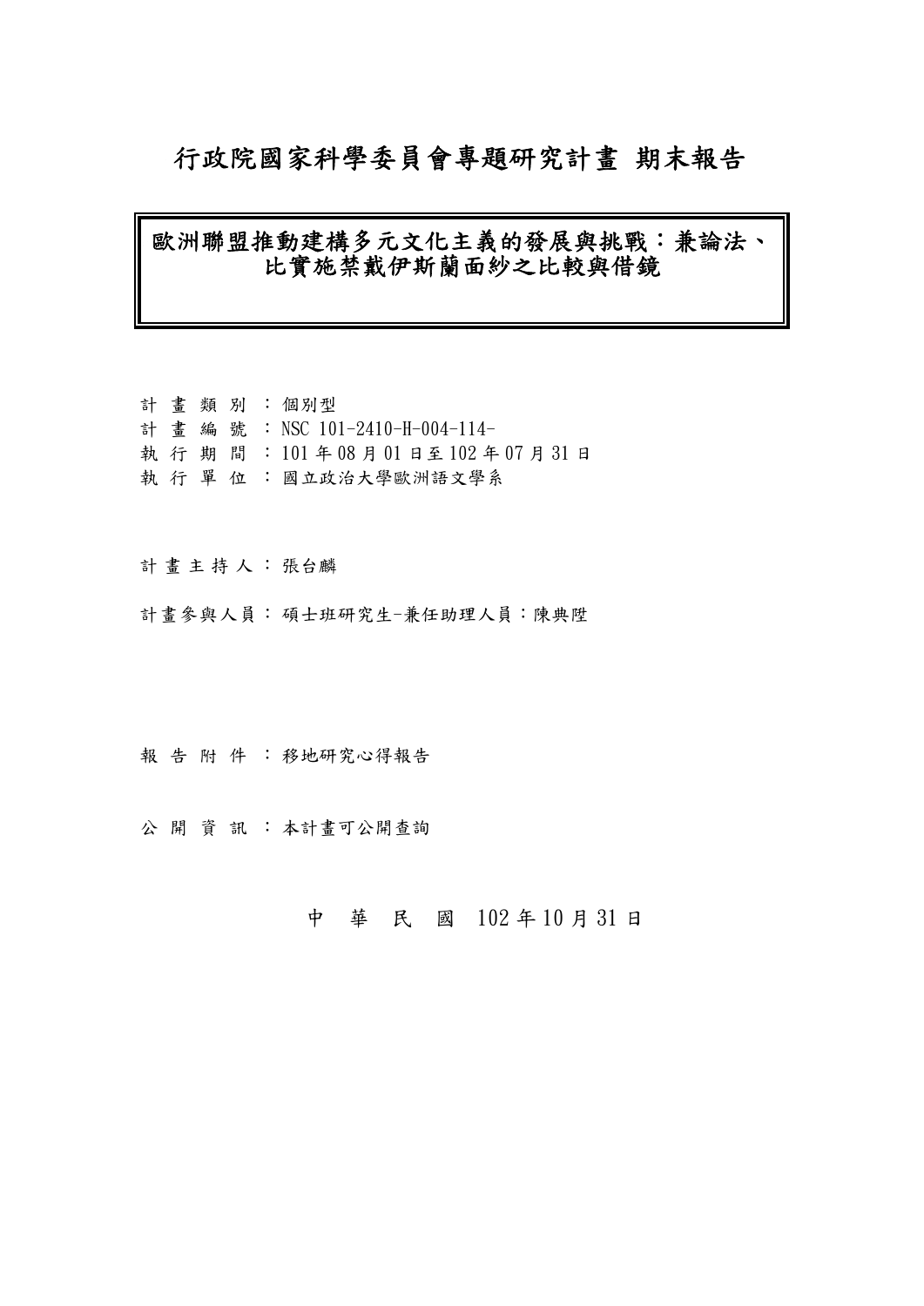# 行政院國家科學委員會專題研究計畫 期末報告

## 歐洲聯盟推動建構多元文化主義的發展與挑戰：兼論法、比實施禁戴伊斯蘭面紗之比較與借鏡

計 畫 類 別 ：個別型

計 畫 編 號 ：NSC 101-2410-H-004-114-

執 行 期 間 ：101 年 08 月 01 日至 102 年 07 月 31 日

執 行 單 位 ：國立政治大學歐洲語文學系

計 畫 主 持 人 ：張台麟

計畫參與人員：碩士班研究生-兼任助理人員：陳典陞

報 告 附 件 ：移地研究心得報告

公 開 資 訊 ：本計畫可公開查詢

中 華 民 國 102 年 10 月 31 日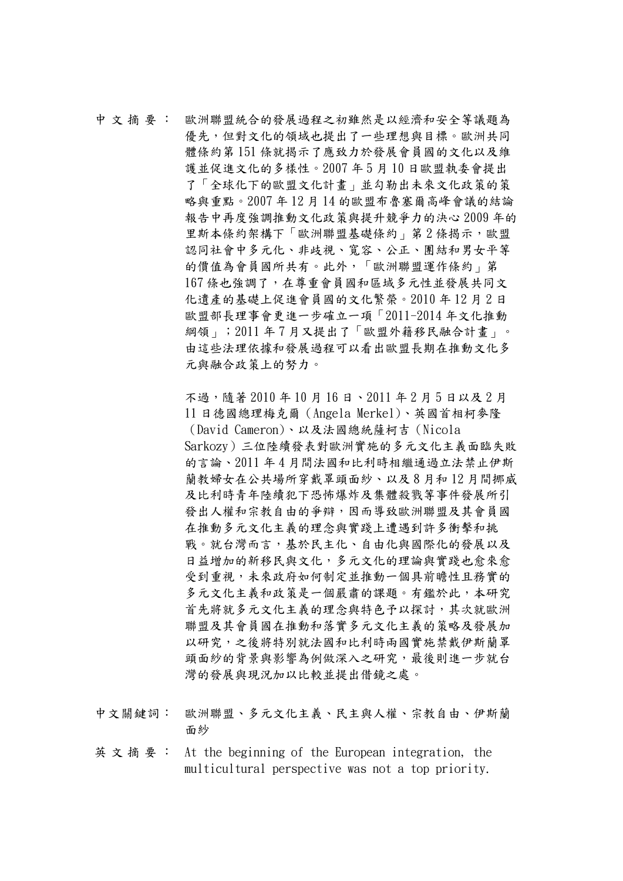中文摘要： 歐洲聯盟統合的發展過程之初雖然是以經濟和安全等議題為優先，但對文化的領域也提出了一些理想與目標。歐洲共同體條約第 151 條就揭示了應致力於發展會員國的文化以及維護並促進文化的多樣性。2007 年 5 月 10 日歐盟執委會提出了「全球化下的歐盟文化計畫」並勾勒出未來文化政策的策略與重點。2007 年 12 月 14 的歐盟布魯塞爾高峰會議的結論報告中再度強調推動文化政策與提升競爭力的決心 2009 年的里斯本條約架構下「歐洲聯盟基礎條約」第 2 條揭示，歐盟認同社會中多元化、非歧視、寬容、公正、團結和男女平等的價值為會員國所共有。此外，「歐洲聯盟運作條約」第 167 條也強調了，在尊重會員國和區域多元性並發展共同文化遺產的基礎上促進會員國的文化繁榮。2010 年 12 月 2 日歐盟部長理事會更進一步確立一項「2011-2014 年文化推動綱領」；2011 年 7 月又提出了「歐盟外籍移民融合計畫」。由這些法理依據和發展過程可以看出歐盟長期在推動文化多元與融合政策上的努力。

不過，隨著 2010 年 10 月 16 日、2011 年 2 月 5 日以及 2 月 11 日德國總理梅克爾（Angela Merkel）、英國首相柯麥隆（David Cameron）、以及法國總統薩柯吉（Nicola Sarkozy）三位陸續發表對歐洲實施的多元文化主義面臨失敗的言論、2011 年 4 月間法國和比利時相繼通過立法禁止伊斯蘭教婦女在公共場所穿戴罩頭面紗、以及 8 月和 12 月間挪威及比利時青年陸續犯下恐怖爆炸及集體殺戮等事件發展所引發出人權和宗教自由的爭辯，因而導致歐洲聯盟及其會員國在推動多元文化主義的理念與實踐上遭遇到許多衝擊和挑戰。就台灣而言，基於民主化、自由化與國際化的發展以及日益增加的新移民與文化，多元文化的理論與實踐也愈來愈受到重視，未來政府如何制定並推動一個具前瞻性且務實的多元文化主義和政策是一個嚴肅的課題。有鑑於此，本研究首先將就多元文化主義的理念與特色予以探討，其次就歐洲聯盟及其會員國在推動和落實多元文化主義的策略及發展加以研究，之後將特別就法國和比利時兩國實施禁戴伊斯蘭罩頭面紗的背景與影響為例做深入之研究，最後則進一步就台灣的發展與現況加以比較並提出借鏡之處。

中文關鍵詞： 歐洲聯盟、多元文化主義、民主與人權、宗教自由、伊斯蘭面紗

英文摘要： At the beginning of the European integration, the multicultural perspective was not a top priority.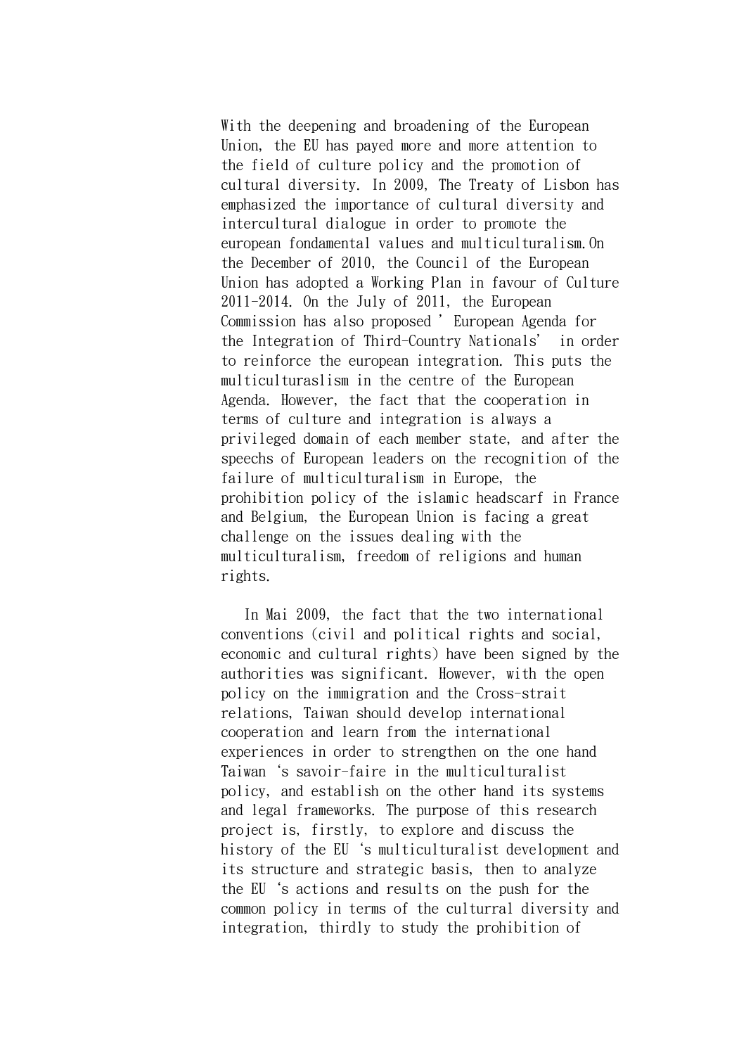With the deepening and broadening of the European Union, the EU has payed more and more attention to the field of culture policy and the promotion of cultural diversity. In 2009, The Treaty of Lisbon has emphasized the importance of cultural diversity and intercultural dialogue in order to promote the european fondamental values and multiculturalism.On the December of 2010, the Council of the European Union has adopted a Working Plan in favour of Culture 2011-2014. On the July of 2011, the European Commission has also proposed ' European Agenda for the Integration of Third-Country Nationals' in order to reinforce the european integration. This puts the multiculturaslism in the centre of the European Agenda. However, the fact that the cooperation in terms of culture and integration is always a privileged domain of each member state, and after the speechs of European leaders on the recognition of the failure of multiculturalism in Europe, the prohibition policy of the islamic headscarf in France and Belgium, the European Union is facing a great challenge on the issues dealing with the multiculturalism, freedom of religions and human rights.

In Mai 2009, the fact that the two international conventions (civil and political rights and social, economic and cultural rights) have been signed by the authorities was significant. However, with the open policy on the immigration and the Cross-strait relations, Taiwan should develop international cooperation and learn from the international experiences in order to strengthen on the one hand Taiwan 's savoir-faire in the multiculturalist policy, and establish on the other hand its systems and legal frameworks. The purpose of this research project is, firstly, to explore and discuss the history of the EU 's multiculturalist development and its structure and strategic basis, then to analyze the EU 's actions and results on the push for the common policy in terms of the culturral diversity and integration, thirdly to study the prohibition of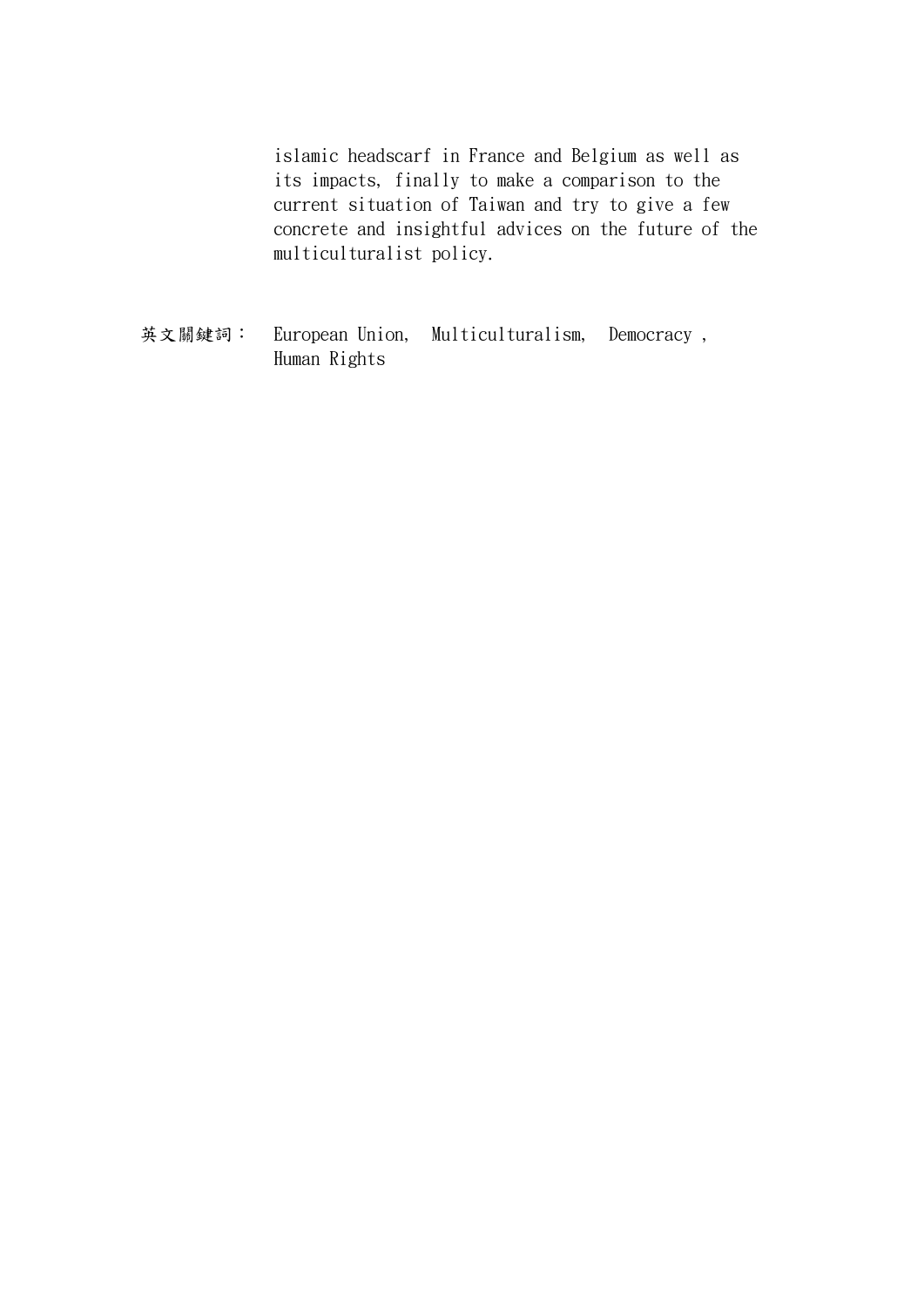islamic headscarf in France and Belgium as well as its impacts, finally to make a comparison to the current situation of Taiwan and try to give a few concrete and insightful advices on the future of the multiculturalist policy.

英文關鍵詞： European Union, Multiculturalism, Democracy , Human Rights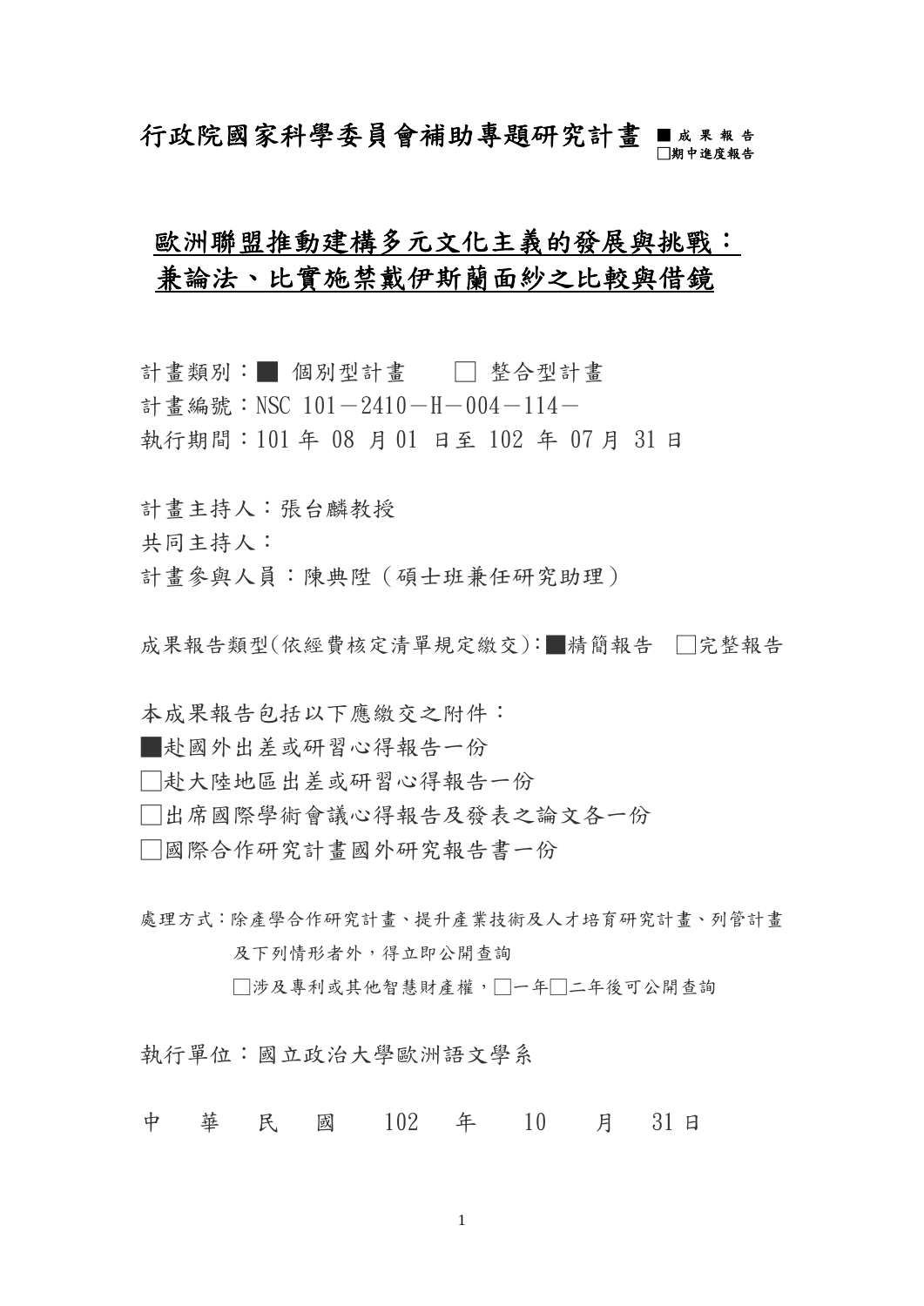# 行政院國家科學委員會補助專題研究計畫 ■成果報告 □期中進度報告

## 歐洲聯盟推動建構多元文化主義的發展與挑戰：兼論法、比實施禁戴伊斯蘭面紗之比較與借鏡

計畫類別：■ 個別型計畫　　□ 整合型計畫

計畫編號：NSC 101－2410－H－004－114－

執行期間：101 年 08 月 01 日至 102 年 07 月 31 日

計畫主持人：張台麟教授

共同主持人：

計畫參與人員：陳典陞（碩士班兼任研究助理）

成果報告類型(依經費核定清單規定繳交)：■精簡報告　□完整報告

本成果報告包括以下應繳交之附件：

■赴國外出差或研習心得報告一份

□赴大陸地區出差或研習心得報告一份

□出席國際學術會議心得報告及發表之論文各一份

□國際合作研究計畫國外研究報告書一份

處理方式：除產學合作研究計畫、提升產業技術及人才培育研究計畫、列管計畫及下列情形者外，得立即公開查詢

□涉及專利或其他智慧財產權，□一年□二年後可公開查詢

執行單位：國立政治大學歐洲語文學系

中　華　民　國　102 年　10　月　31 日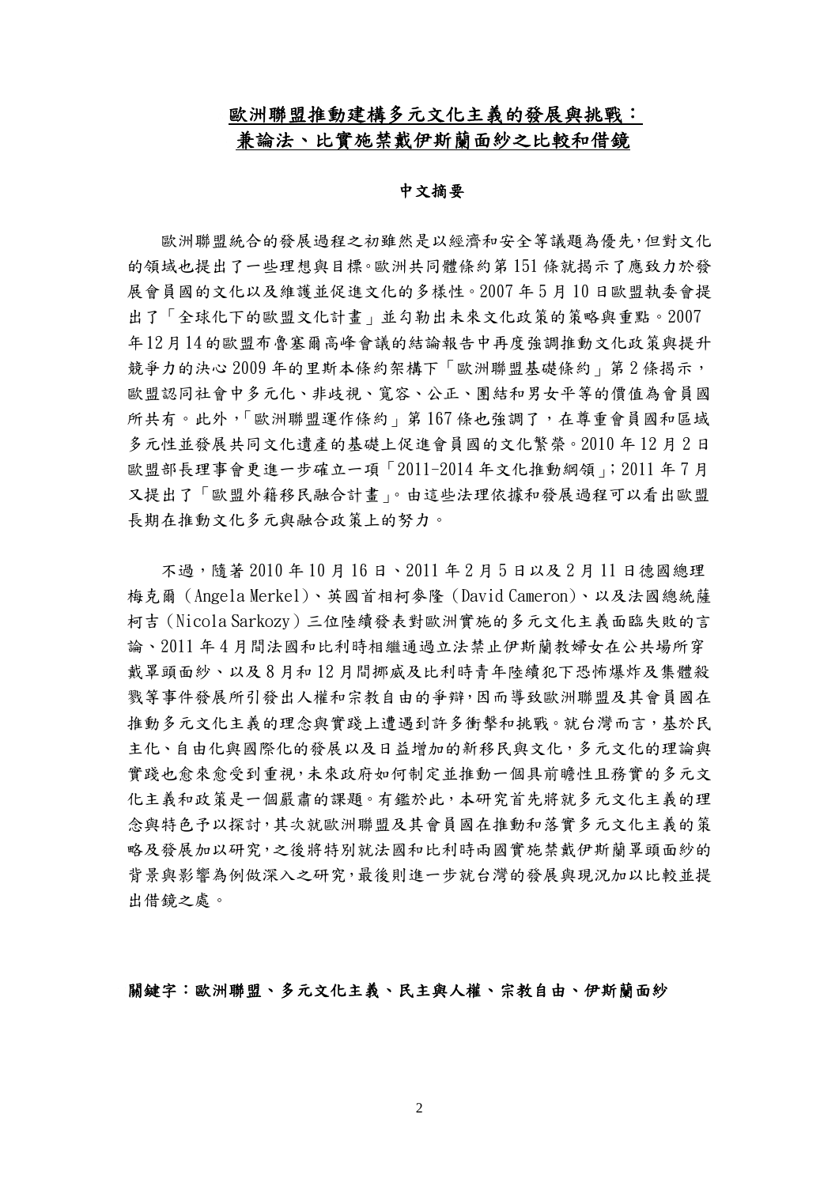# 歐洲聯盟推動建構多元文化主義的發展與挑戰：兼論法、比實施禁戴伊斯蘭面紗之比較和借鏡

## 中文摘要

歐洲聯盟統合的發展過程之初雖然是以經濟和安全等議題為優先，但對文化的領域也提出了一些理想與目標。歐洲共同體條約第 151 條就揭示了應致力於發展會員國的文化以及維護並促進文化的多樣性。2007 年 5 月 10 日歐盟執委會提出了「全球化下的歐盟文化計畫」並勾勒出未來文化政策的策略與重點。2007 年 12 月 14 的歐盟布魯塞爾高峰會議的結論報告中再度強調推動文化政策與提升競爭力的決心 2009 年的里斯本條約架構下「歐洲聯盟基礎條約」第 2 條揭示，歐盟認同社會中多元化、非歧視、寬容、公正、團結和男女平等的價值為會員國所共有。此外，「歐洲聯盟運作條約」第 167 條也強調了，在尊重會員國和區域多元性並發展共同文化遺產的基礎上促進會員國的文化繁榮。2010 年 12 月 2 日歐盟部長理事會更進一步確立一項「2011-2014 年文化推動綱領」；2011 年 7 月又提出了「歐盟外籍移民融合計畫」。由這些法理依據和發展過程可以看出歐盟長期在推動文化多元與融合政策上的努力。

不過，隨著 2010 年 10 月 16 日、2011 年 2 月 5 日以及 2 月 11 日德國總理梅克爾（Angela Merkel）、英國首相柯麥隆（David Cameron）、以及法國總統薩柯吉（Nicola Sarkozy）三位陸續發表對歐洲實施的多元文化主義面臨失敗的言論、2011 年 4 月間法國和比利時相繼通過立法禁止伊斯蘭教婦女在公共場所穿戴罩頭面紗、以及 8 月和 12 月間挪威及比利時青年陸續犯下恐怖爆炸及集體殺戮等事件發展所引發出人權和宗教自由的爭辯，因而導致歐洲聯盟及其會員國在推動多元文化主義的理念與實踐上遭遇到許多衝擊和挑戰。就台灣而言，基於民主化、自由化與國際化的發展以及日益增加的新移民與文化，多元文化的理論與實踐也愈來愈受到重視，未來政府如何制定並推動一個具前瞻性且務實的多元文化主義和政策是一個嚴肅的課題。有鑑於此，本研究首先將就多元文化主義的理念與特色予以探討，其次就歐洲聯盟及其會員國在推動和落實多元文化主義的策略及發展加以研究，之後將特別就法國和比利時兩國實施禁戴伊斯蘭罩頭面紗的背景與影響為例做深入之研究，最後則進一步就台灣的發展與現況加以比較並提出借鏡之處。

**關鍵字：歐洲聯盟、多元文化主義、民主與人權、宗教自由、伊斯蘭面紗**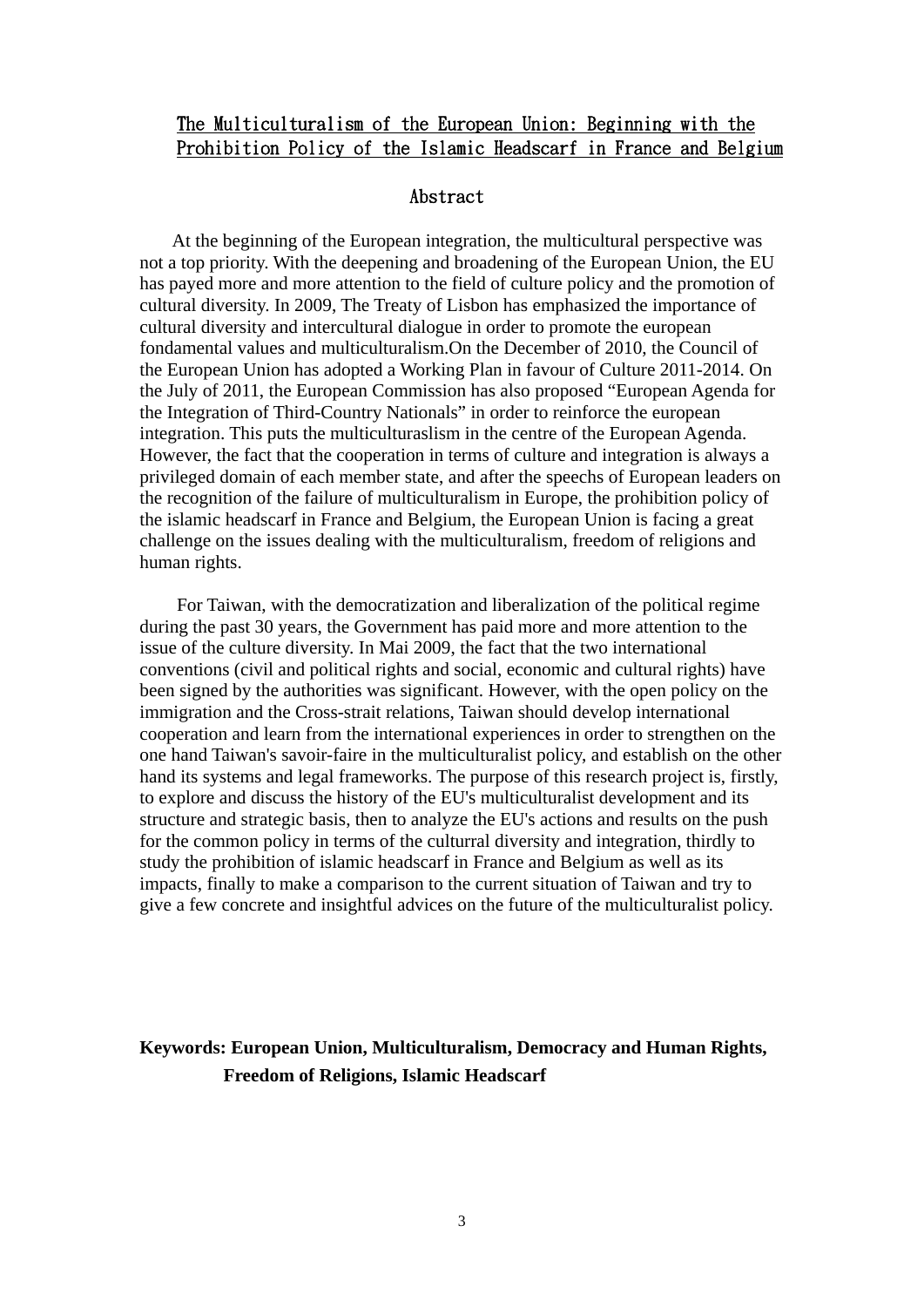# The Multiculturalism of the European Union: Beginning with the Prohibition Policy of the Islamic Headscarf in France and Belgium

## Abstract

At the beginning of the European integration, the multicultural perspective was not a top priority. With the deepening and broadening of the European Union, the EU has payed more and more attention to the field of culture policy and the promotion of cultural diversity. In 2009, The Treaty of Lisbon has emphasized the importance of cultural diversity and intercultural dialogue in order to promote the european fondamental values and multiculturalism.On the December of 2010, the Council of the European Union has adopted a Working Plan in favour of Culture 2011-2014. On the July of 2011, the European Commission has also proposed "European Agenda for the Integration of Third-Country Nationals" in order to reinforce the european integration. This puts the multiculturaslism in the centre of the European Agenda. However, the fact that the cooperation in terms of culture and integration is always a privileged domain of each member state, and after the speechs of European leaders on the recognition of the failure of multiculturalism in Europe, the prohibition policy of the islamic headscarf in France and Belgium, the European Union is facing a great challenge on the issues dealing with the multiculturalism, freedom of religions and human rights.

For Taiwan, with the democratization and liberalization of the political regime during the past 30 years, the Government has paid more and more attention to the issue of the culture diversity. In Mai 2009, the fact that the two international conventions (civil and political rights and social, economic and cultural rights) have been signed by the authorities was significant. However, with the open policy on the immigration and the Cross-strait relations, Taiwan should develop international cooperation and learn from the international experiences in order to strengthen on the one hand Taiwan's savoir-faire in the multiculturalist policy, and establish on the other hand its systems and legal frameworks. The purpose of this research project is, firstly, to explore and discuss the history of the EU's multiculturalist development and its structure and strategic basis, then to analyze the EU's actions and results on the push for the common policy in terms of the culturral diversity and integration, thirdly to study the prohibition of islamic headscarf in France and Belgium as well as its impacts, finally to make a comparison to the current situation of Taiwan and try to give a few concrete and insightful advices on the future of the multiculturalist policy.

**Keywords: European Union, Multiculturalism, Democracy and Human Rights, Freedom of Religions, Islamic Headscarf**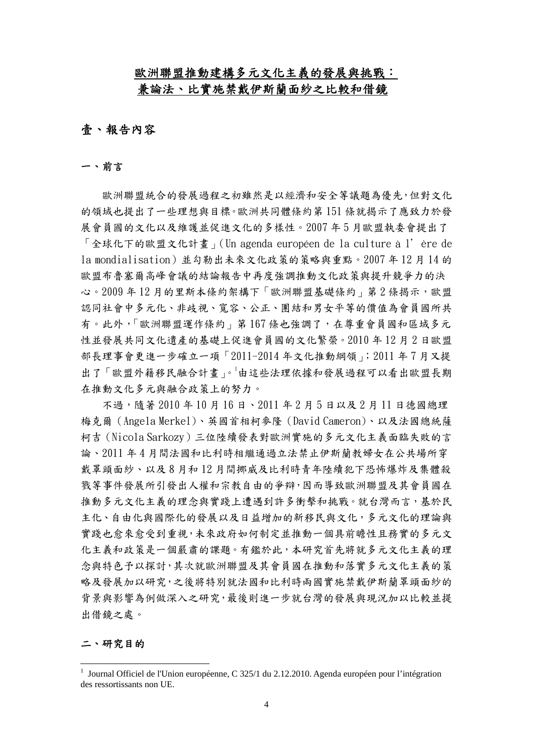# 歐洲聯盟推動建構多元文化主義的發展與挑戰：兼論法、比實施禁戴伊斯蘭面紗之比較和借鏡

## 壹、報告內容

### 一、前言

歐洲聯盟統合的發展過程之初雖然是以經濟和安全等議題為優先，但對文化的領域也提出了一些理想與目標。歐洲共同體條約第 151 條就揭示了應致力於發展會員國的文化以及維護並促進文化的多樣性。2007 年 5 月歐盟執委會提出了「全球化下的歐盟文化計畫」(Un agenda européen de la culture à l'ère de la mondialisation）並勾勒出未來文化政策的策略與重點。2007 年 12 月 14 的歐盟布魯塞爾高峰會議的結論報告中再度強調推動文化政策與提升競爭力的決心。2009 年 12 月的里斯本條約架構下「歐洲聯盟基礎條約」第 2 條揭示，歐盟認同社會中多元化、非歧視、寬容、公正、團結和男女平等的價值為會員國所共有。此外，「歐洲聯盟運作條約」第 167 條也強調了，在尊重會員國和區域多元性並發展共同文化遺產的基礎上促進會員國的文化繁榮。2010 年 12 月 2 日歐盟部長理事會更進一步確立一項「2011-2014 年文化推動綱領」；2011 年 7 月又提出了「歐盟外籍移民融合計畫」。[1]由這些法理依據和發展過程可以看出歐盟長期在推動文化多元與融合政策上的努力。

不過，隨著 2010 年 10 月 16 日、2011 年 2 月 5 日以及 2 月 11 日德國總理梅克爾（Angela Merkel）、英國首相柯麥隆（David Cameron）、以及法國總統薩柯吉（Nicola Sarkozy）三位陸續發表對歐洲實施的多元文化主義面臨失敗的言論、2011 年 4 月間法國和比利時相繼通過立法禁止伊斯蘭教婦女在公共場所穿戴罩頭面紗、以及 8 月和 12 月間挪威及比利時青年陸續犯下恐怖爆炸及集體殺戮等事件發展所引發出人權和宗教自由的爭辯，因而導致歐洲聯盟及其會員國在推動多元文化主義的理念與實踐上遭遇到許多衝擊和挑戰。就台灣而言，基於民主化、自由化與國際化的發展以及日益增加的新移民與文化，多元文化的理論與實踐也愈來愈受到重視，未來政府如何制定並推動一個具前瞻性且務實的多元文化主義和政策是一個嚴肅的課題。有鑑於此，本研究首先將就多元文化主義的理念與特色予以探討，其次就歐洲聯盟及其會員國在推動和落實多元文化主義的策略及發展加以研究，之後將特別就法國和比利時兩國實施禁戴伊斯蘭罩頭面紗的背景與影響為例做深入之研究，最後則進一步就台灣的發展與現況加以比較並提出借鏡之處。

### 二、研究目的

[1] Journal Officiel de l'Union européenne, C 325/1 du 2.12.2010. Agenda européen pour l'intégration des ressortissants non UE.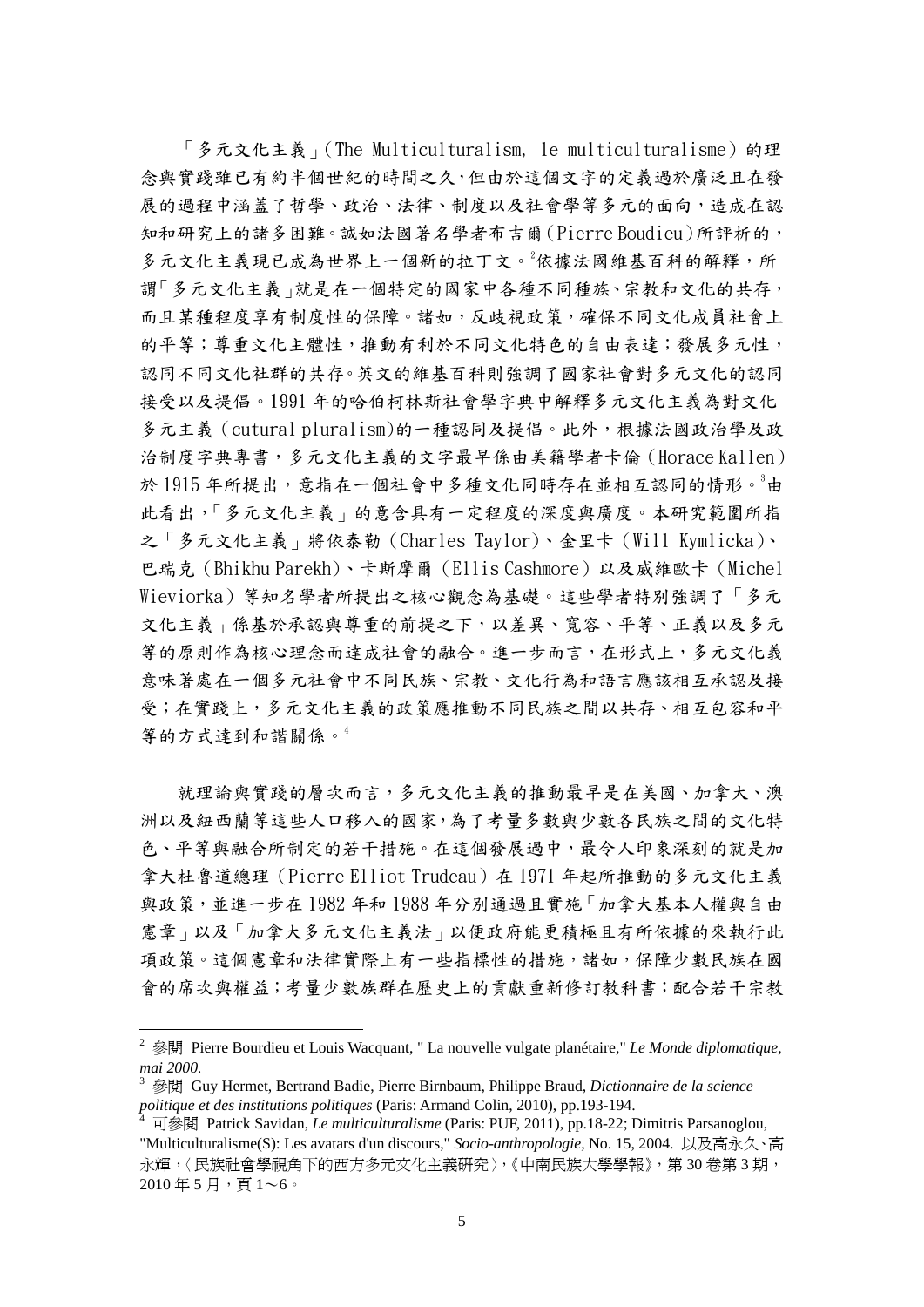「多元文化主義」(The Multiculturalism, le multiculturalisme) 的理念與實踐雖已有約半個世紀的時間之久，但由於這個文字的定義過於廣泛且在發展的過程中涵蓋了哲學、政治、法律、制度以及社會學等多元的面向，造成在認知和研究上的諸多困難。誠如法國著名學者布吉爾(Pierre Boudieu)所評析的，多元文化主義現已成為世界上一個新的拉丁文。[2]依據法國維基百科的解釋，所謂「多元文化主義」就是在一個特定的國家中各種不同種族、宗教和文化的共存，而且某種程度享有制度性的保障。諸如，反歧視政策，確保不同文化成員社會上的平等；尊重文化主體性，推動有利於不同文化特色的自由表達；發展多元性，認同不同文化社群的共存。英文的維基百科則強調了國家社會對多元文化的認同接受以及提倡。1991 年的哈伯柯林斯社會學字典中解釋多元文化主義為對文化多元主義 (cutural pluralism)的一種認同及提倡。此外，根據法國政治學及政治制度字典專書，多元文化主義的文字最早係由美籍學者卡倫 (Horace Kallen) 於 1915 年所提出，意指在一個社會中多種文化同時存在並相互認同的情形。[3]由此看出，「多元文化主義」的意含具有一定程度的深度與廣度。本研究範圍所指之「多元文化主義」將依泰勒 (Charles Taylor)、金里卡 (Will Kymlicka)、巴瑞克 (Bhikhu Parekh)、卡斯摩爾 (Ellis Cashmore) 以及威維歐卡 (Michel Wieviorka) 等知名學者所提出之核心觀念為基礎。這些學者特別強調了「多元文化主義」係基於承認與尊重的前提之下，以差異、寬容、平等、正義以及多元等的原則作為核心理念而達成社會的融合。進一步而言，在形式上，多元文化義意味著處在一個多元社會中不同民族、宗教、文化行為和語言應該相互承認及接受；在實踐上，多元文化主義的政策應推動不同民族之間以共存、相互包容和平等的方式達到和諧關係。[4]

就理論與實踐的層次而言，多元文化主義的推動最早是在美國、加拿大、澳洲以及紐西蘭等這些人口移入的國家，為了考量多數與少數各民族之間的文化特色、平等與融合所制定的若干措施。在這個發展過程中，最令人印象深刻的就是加拿大杜魯道總理 (Pierre Elliot Trudeau) 在 1971 年起所推動的多元文化主義與政策，並進一步在 1982 年和 1988 年分別通過且實施「加拿大基本人權與自由憲章」以及「加拿大多元文化主義法」以便政府能更積極且有所依據的來執行此項政策。這個憲章和法律實際上有一些指標性的措施，諸如，保障少數民族在國會的席次與權益；考量少數族群在歷史上的貢獻重新修訂教科書；配合若干宗教

---

[2] 參閱 Pierre Bourdieu et Louis Wacquant, " La nouvelle vulgate planétaire," *Le Monde diplomatique, mai 2000.*

[3] 參閱 Guy Hermet, Bertrand Badie, Pierre Birnbaum, Philippe Braud, *Dictionnaire de la science politique et des institutions politiques* (Paris: Armand Colin, 2010), pp.193-194.

[4] 可參閱 Patrick Savidan, *Le multiculturalisme* (Paris: PUF, 2011), pp.18-22; Dimitris Parsanoglou, "Multiculturalisme(S): Les avatars d'un discours," *Socio-anthropologie*, No. 15, 2004. 以及高永久、高永輝，〈民族社會學視角下的西方多元文化主義研究〉，《中南民族大學學報》，第 30 卷第 3 期，2010 年 5 月，頁 1～6。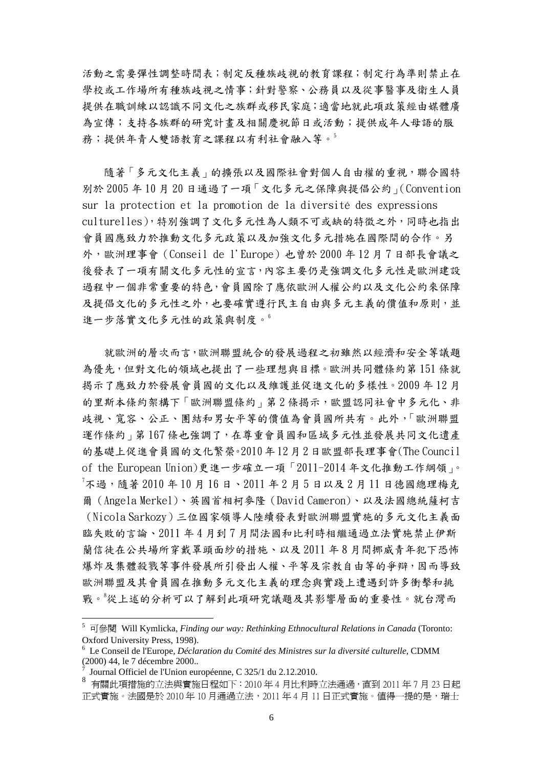活動之需要彈性調整時間表；制定反種族歧視的教育課程；制定行為準則禁止在學校或工作場所有種族歧視之情事；針對警察、公務員以及從事醫事及衛生人員提供在職訓練以認識不同文化之族群或移民家庭；適當地就此項政策經由媒體廣為宣傳；支持各族群的研究計畫及相關慶祝節日或活動；提供成年人母語的服務；提供年青人雙語教育之課程以有利社會融入等。[5]

隨著「多元文化主義」的擴張以及國際社會對個人自由權的重視，聯合國特別於 2005 年 10 月 20 日通過了一項「文化多元之保障與提倡公約」(Convention sur la protection et la promotion de la diversité des expressions culturelles)，特別強調了文化多元性為人類不可或缺的特徵之外，同時也指出會員國應致力於推動文化多元政策以及加強文化多元措施在國際間的合作。另外，歐洲理事會（Conseil de l'Europe）也曾於 2000 年 12 月 7 日部長會議之後發表了一項有關文化多元性的宣言，內容主要仍是強調文化多元性是歐洲建設過程中一個非常重要的特色，會員國除了應依歐洲人權公約以及文化公約來保障及提倡文化的多元性之外，也要確實遵行民主自由與多元主義的價值和原則，並進一步落實文化多元性的政策與制度。[6]

就歐洲的層次而言，歐洲聯盟統合的發展過程之初雖然以經濟和安全等議題為優先，但對文化的領域也提出了一些理想與目標。歐洲共同體條約第 151 條就揭示了應致力於發展會員國的文化以及維護並促進文化的多樣性。2009 年 12 月的里斯本條約架構下「歐洲聯盟條約」第 2 條揭示，歐盟認同社會中多元化、非歧視、寬容、公正、團結和男女平等的價值為會員國所共有。此外，「歐洲聯盟運作條約」第 167 條也強調了，在尊重會員國和區域多元性並發展共同文化遺產的基礎上促進會員國的文化繁榮。2010 年 12 月 2 日歐盟部長理事會(The Council of the European Union)更進一步確立一項「2011-2014 年文化推動工作綱領」。[7]不過，隨著 2010 年 10 月 16 日、2011 年 2 月 5 日以及 2 月 11 日德國總理梅克爾（Angela Merkel）、英國首相柯麥隆（David Cameron）、以及法國總統薩柯吉（Nicola Sarkozy）三位國家領導人陸續發表對歐洲聯盟實施的多元文化主義面臨失敗的言論、2011 年 4 月到 7 月間法國和比利時相繼通過立法實施禁止伊斯蘭信徒在公共場所穿戴罩頭面紗的措施、以及 2011 年 8 月間挪威青年犯下恐怖爆炸及集體殺戮等事件發展所引發出人權、平等及宗教自由等的爭辯，因而導致歐洲聯盟及其會員國在推動多元文化主義的理念與實踐上遭遇到許多衝擊和挑戰。[8]從上述的分析可以了解到此項研究議題及其影響層面的重要性。就台灣而

---

[5] 可參閱 Will Kymlicka, *Finding our way: Rethinking Ethnocultural Relations in Canada* (Toronto: Oxford University Press, 1998).

[6] Le Conseil de l'Europe, *Déclaration du Comité des Ministres sur la diversité culturelle*, CDMM (2000) 44, le 7 décembre 2000..

[7] Journal Officiel de l'Union européenne, C 325/1 du 2.12.2010.

[8] 有關此項措施的立法與實施日程如下：2010 年 4 月比利時立法通過，直到 2011 年 7 月 23 日起正式實施。法國是於 2010 年 10 月通過立法，2011 年 4 月 11 日正式實施。值得一提的是，瑞士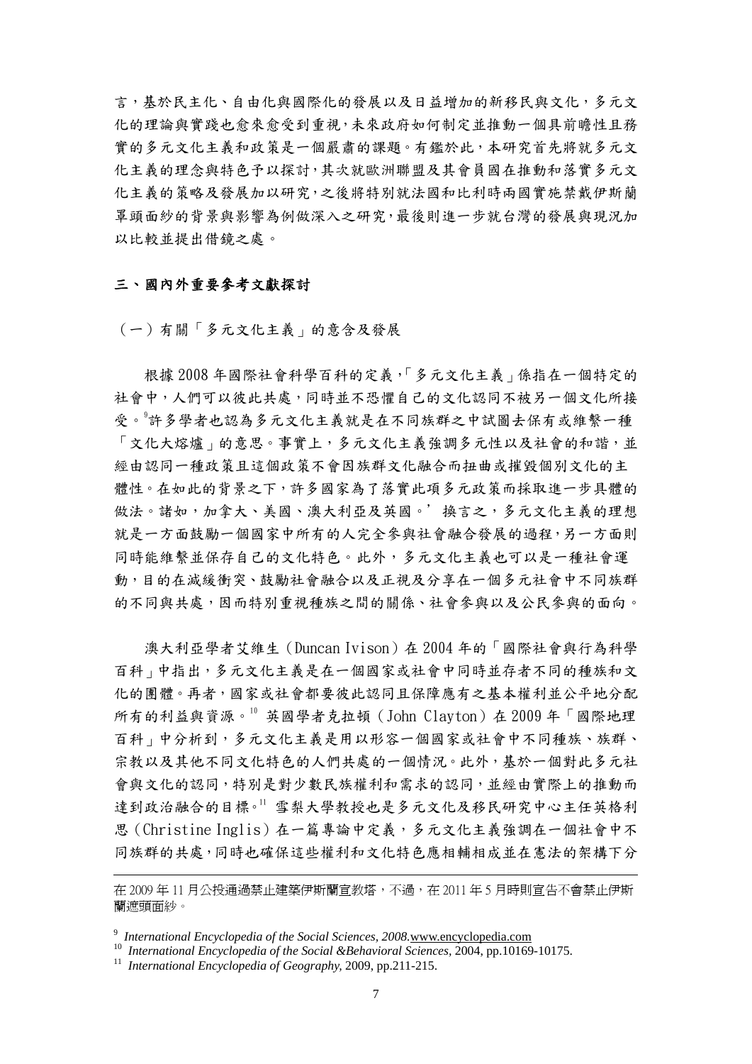言，基於民主化、自由化與國際化的發展以及日益增加的新移民與文化，多元文化的理論與實踐也愈來愈受到重視，未來政府如何制定並推動一個具前瞻性且務實的多元文化主義和政策是一個嚴肅的課題。有鑑於此，本研究首先將就多元文化主義的理念與特色予以探討，其次就歐洲聯盟及其會員國在推動和落實多元文化主義的策略及發展加以研究，之後將特別就法國和比利時兩國實施禁戴伊斯蘭罩頭面紗的背景與影響為例做深入之研究，最後則進一步就台灣的發展與現況加以比較並提出借鏡之處。

## 三、國內外重要參考文獻探討

（一）有關「多元文化主義」的意含及發展

根據 2008 年國際社會科學百科的定義，「多元文化主義」係指在一個特定的社會中，人們可以彼此共處，同時並不恐懼自己的文化認同不被另一個文化所接受。[9]許多學者也認為多元文化主義就是在不同族群之中試圖去保有或維繫一種「文化大熔爐」的意思。事實上，多元文化主義強調多元性以及社會的和諧，並經由認同一種政策且這個政策不會因族群文化融合而扭曲或摧毀個別文化的主體性。在如此的背景之下，許多國家為了落實此項多元政策而採取進一步具體的做法。諸如，加拿大、美國、澳大利亞及英國。’換言之，多元文化主義的理想就是一方面鼓勵一個國家中所有的人完全參與社會融合發展的過程，另一方面則同時能維繫並保存自己的文化特色。此外，多元文化主義也可以是一種社會運動，目的在減緩衝突、鼓勵社會融合以及正視及分享在一個多元社會中不同族群的不同與共處，因而特別重視種族之間的關係、社會參與以及公民參與的面向。

澳大利亞學者艾維生（Duncan Ivison）在 2004 年的「國際社會與行為科學百科」中指出，多元文化主義是在一個國家或社會中同時並存者不同的種族和文化的團體。再者，國家或社會都要彼此認同且保障應有之基本權利並公平地分配所有的利益與資源。[10] 英國學者克拉頓（John Clayton）在 2009 年「國際地理百科」中分析到，多元文化主義是用以形容一個國家或社會中不同種族、族群、宗教以及其他不同文化特色的人們共處的一個情況。此外，基於一個對此多元社會與文化的認同，特別是對少數民族權利和需求的認同，並經由實際上的推動而達到政治融合的目標。[11] 雪梨大學教授也是多元文化及移民研究中心主任英格利思（Christine Inglis）在一篇專論中定義，多元文化主義強調在一個社會中不同族群的共處，同時也確保這些權利和文化特色應相輔相成並在憲法的架構下分

---

在 2009 年 11 月公投通過禁止建築伊斯蘭宣教塔，不過，在 2011 年 5 月時則宣告不會禁止伊斯蘭遮頭面紗。

[9] *International Encyclopedia of the Social Sciences, 2008*.www.encyclopedia.com

[10] *International Encyclopedia of the Social &Behavioral Sciences*, 2004, pp.10169-10175.

[11] *International Encyclopedia of Geography*, 2009, pp.211-215.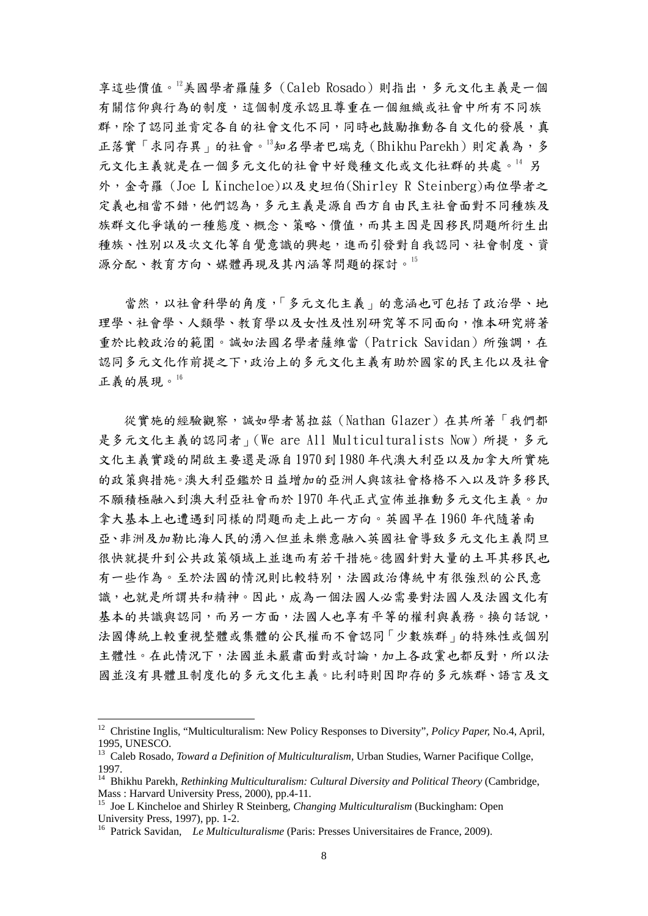享這些價值。[12]美國學者羅薩多（Caleb Rosado）則指出，多元文化主義是一個有關信仰與行為的制度，這個制度承認且尊重在一個組織或社會中所有不同族群，除了認同並肯定各自的社會文化不同，同時也鼓勵推動各自文化的發展，真正落實「求同存異」的社會。[13]知名學者巴瑞克（Bhikhu Parekh）則定義為，多元文化主義就是在一個多元文化的社會中好幾種文化或文化社群的共處。[14] 另外，金奇羅 (Joe L Kincheloe)以及史坦伯(Shirley R Steinberg)兩位學者之定義也相當不錯，他們認為，多元主義是源自西方自由民主社會面對不同種族及族群文化爭議的一種態度、概念、策略、價值，而其主因是因移民問題所衍生出種族、性別以及次文化等自覺意識的興起，進而引發對自我認同、社會制度、資源分配、教育方向、媒體再現及其內涵等問題的探討。[15]

當然，以社會科學的角度，「多元文化主義」的意涵也可包括了政治學、地理學、社會學、人類學、教育學以及女性及性別研究等不同面向，惟本研究將著重於比較政治的範圍。誠如法國名學者薩維當（Patrick Savidan）所強調，在認同多元文化作前提之下，政治上的多元文化主義有助於國家的民主化以及社會正義的展現。[16]

從實施的經驗觀察，誠如學者葛拉茲（Nathan Glazer）在其所著「我們都是多元文化主義的認同者」(We are All Multiculturalists Now）所提，多元文化主義實踐的開啟主要還是源自 1970 到 1980 年代澳大利亞以及加拿大所實施的政策與措施。澳大利亞鑑於日益增加的亞洲人與該社會格格不入以及許多移民不願積極融入到澳大利亞社會而於 1970 年代正式宣佈並推動多元文化主義。加拿大基本上也遭遇到同樣的問題而走上此一方向。英國早在 1960 年代隨著南亞、非洲及加勒比海人民的湧入但並未樂意融入英國社會導致多元文化主義問旦很快就提升到公共政策領域上並進而有若干措施。德國針對大量的土耳其移民也有一些作為。至於法國的情況則比較特別，法國政治傳統中有很強烈的公民意識，也就是所謂共和精神。因此，成為一個法國人必需要對法國人及法國文化有基本的共識與認同，而另一方面，法國人也享有平等的權利與義務。換句話說，法國傳統上較重視整體或集體的公民權而不會認同「少數族群」的特殊性或個別主體性。在此情況下，法國並未嚴肅面對或討論，加上各政黨也都反對，所以法國並沒有具體且制度化的多元文化主義。比利時則因即存的多元族群、語言及文

---

[12] Christine Inglis, "Multiculturalism: New Policy Responses to Diversity", *Policy Paper,* No.4, April, 1995, UNESCO.

[13] Caleb Rosado, *Toward a Definition of Multiculturalism*, Urban Studies, Warner Pacifique Collge, 1997.

[14] Bhikhu Parekh, *Rethinking Multiculturalism: Cultural Diversity and Political Theory* (Cambridge, Mass : Harvard University Press, 2000), pp.4-11.

[15] Joe L Kincheloe and Shirley R Steinberg, *Changing Multiculturalism* (Buckingham: Open University Press, 1997), pp. 1-2.

[16] Patrick Savidan, *Le Multiculturalisme* (Paris: Presses Universitaires de France, 2009).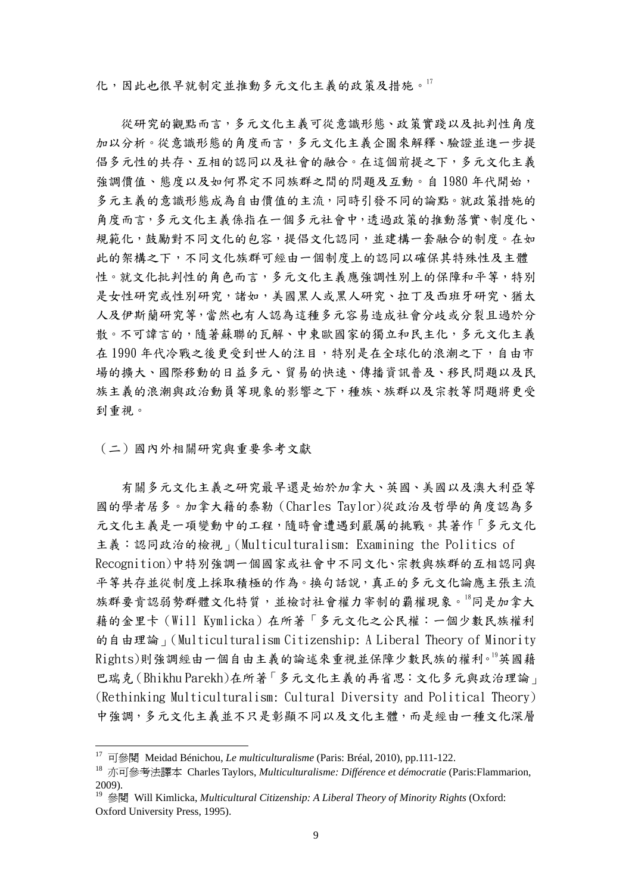化，因此也很早就制定並推動多元文化主義的政策及措施。[17]

從研究的觀點而言，多元文化主義可從意識形態、政策實踐以及批判性角度加以分析。從意識形態的角度而言，多元文化主義企圖來解釋、驗證並進一步提倡多元性的共存、互相的認同以及社會的融合。在這個前提之下，多元文化主義強調價值、態度以及如何界定不同族群之間的問題及互動。自 1980 年代開始，多元主義的意識形態成為自由價值的主流，同時引發不同的論點。就政策措施的角度而言，多元文化主義係指在一個多元社會中，透過政策的推動落實、制度化、規範化，鼓勵對不同文化的包容，提倡文化認同，並建構一套融合的制度。在如此的架構之下，不同文化族群可經由一個制度上的認同以確保其特殊性及主體性。就文化批判性的角色而言，多元文化主義應強調性別上的保障和平等，特別是女性研究或性別研究，諸如，美國黑人或黑人研究、拉丁及西班牙研究、猶太人及伊斯蘭研究等，當然也有人認為這種多元容易造成社會分歧或分裂且過於分散。不可諱言的，隨著蘇聯的瓦解、中東歐國家的獨立和民主化，多元文化主義在 1990 年代冷戰之後更受到世人的注目，特別是在全球化的浪潮之下，自由市場的擴大、國際移動的日益多元、貿易的快速、傳播資訊普及、移民問題以及民族主義的浪潮與政治動員等現象的影響之下，種族、族群以及宗教等問題將更受到重視。

（二）國內外相關研究與重要參考文獻

有關多元文化主義之研究最早還是始於加拿大、英國、美國以及澳大利亞等國的學者居多。加拿大籍的泰勒（Charles Taylor)從政治及哲學的角度認為多元文化主義是一項變動中的工程，隨時會遭遇到嚴厲的挑戰。其著作「多元文化主義：認同政治的檢視」(Multiculturalism: Examining the Politics of Recognition)中特別強調一個國家或社會中不同文化、宗教與族群的互相認同與平等共存並從制度上採取積極的作為。換句話說，真正的多元文化論應主張主流族群要肯認弱勢群體文化特質，並檢討社會權力宰制的霸權現象。[18]同是加拿大籍的金里卡（Will Kymlicka）在所著「多元文化之公民權：一個少數民族權利的自由理論」(Multiculturalism Citizenship: A Liberal Theory of Minority Rights)則強調經由一個自由主義的論述來重視並保障少數民族的權利。[19]英國籍巴瑞克(Bhikhu Parekh)在所著「多元文化主義的再省思：文化多元與政治理論」(Rethinking Multiculturalism: Cultural Diversity and Political Theory)中強調，多元文化主義並不只是彰顯不同以及文化主體，而是經由一種文化深層

---

[17] 可參閱 Meidad Bénichou, *Le multiculturalisme* (Paris: Bréal, 2010), pp.111-122.

[18] 亦可參考法譯本 Charles Taylors, *Multiculturalisme: Différence et démocratie* (Paris:Flammarion, 2009).

[19] 參閱 Will Kimlicka, *Multicultural Citizenship: A Liberal Theory of Minority Rights* (Oxford: Oxford University Press, 1995).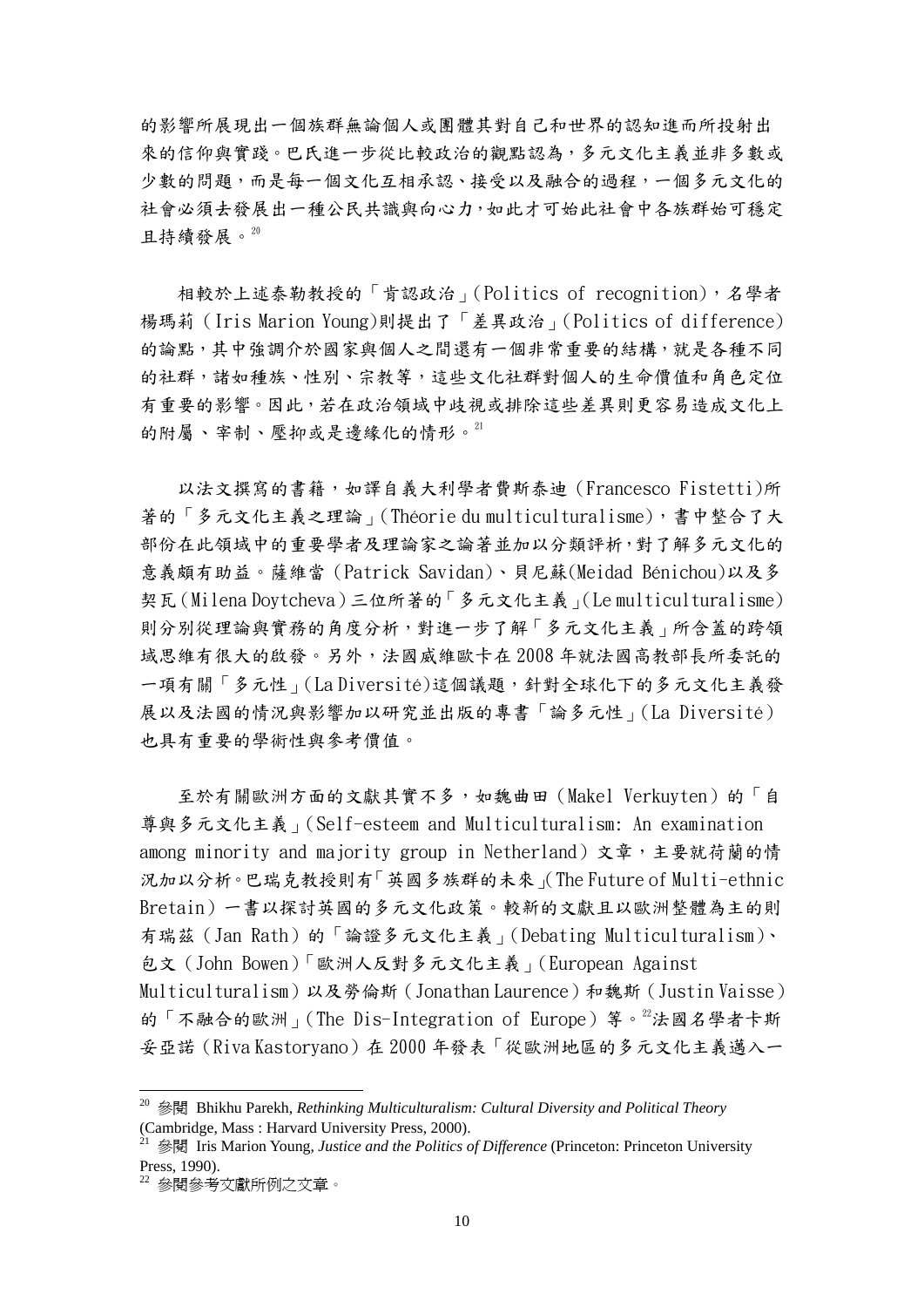的影響所展現出一個族群無論個人或團體其對自己和世界的認知進而所投射出來的信仰與實踐。巴氏進一步從比較政治的觀點認為，多元文化主義並非多數或少數的問題，而是每一個文化互相承認、接受以及融合的過程，一個多元文化的社會必須去發展出一種公民共識與向心力，如此才可始此社會中各族群始可穩定且持續發展。[20]

相較於上述泰勒教授的「肯認政治」(Politics of recognition)，名學者楊瑪莉（Iris Marion Young)則提出了「差異政治」(Politics of difference)的論點，其中強調介於國家與個人之間還有一個非常重要的結構，就是各種不同的社群，諸如種族、性別、宗教等，這些文化社群對個人的生命價值和角色定位有重要的影響。因此，若在政治領域中歧視或排除這些差異則更容易造成文化上的附屬、宰制、壓抑或是邊緣化的情形。[21]

以法文撰寫的書籍，如譯自義大利學者費斯泰迪（Francesco Fistetti)所著的「多元文化主義之理論」(Théorie du multiculturalisme)，書中整合了大部份在此領域中的重要學者及理論家之論著並加以分類評析，對了解多元文化的意義頗有助益。薩維當（Patrick Savidan)、貝尼蘇(Meidad Bénichou)以及多契瓦(Milena Doytcheva)三位所著的「多元文化主義」(Le multiculturalisme)則分別從理論與實務的角度分析，對進一步了解「多元文化主義」所含蓋的跨領域思維有很大的啟發。另外，法國威維歐卡在 2008 年就法國高教部長所委託的一項有關「多元性」(La Diversité)這個議題，針對全球化下的多元文化主義發展以及法國的情況與影響加以研究並出版的專書「論多元性」(La Diversité）也具有重要的學術性與參考價值。

至於有關歐洲方面的文獻其實不多，如魏曲田（Makel Verkuyten）的「自尊與多元文化主義」(Self-esteem and Multiculturalism: An examination among minority and majority group in Netherland）文章，主要就荷蘭的情況加以分析。巴瑞克教授則有「英國多族群的未來」(The Future of Multi-ethnic Bretain）一書以探討英國的多元文化政策。較新的文獻且以歐洲整體為主的則有瑞茲（Jan Rath）的「論證多元文化主義」(Debating Multiculturalism)、包文（John Bowen)「歐洲人反對多元文化主義」(European Against Multiculturalism）以及勞倫斯（Jonathan Laurence）和魏斯（Justin Vaisse）的「不融合的歐洲」(The Dis-Integration of Europe）等。[22]法國名學者卡斯妥亞諾（Riva Kastoryano）在 2000 年發表「從歐洲地區的多元文化主義邁入一

---

[20] 參閱 Bhikhu Parekh, *Rethinking Multiculturalism: Cultural Diversity and Political Theory* (Cambridge, Mass : Harvard University Press, 2000).

[21] 參閱 Iris Marion Young, *Justice and the Politics of Difference* (Princeton: Princeton University Press, 1990).

[22] 參閱參考文獻所例之文章。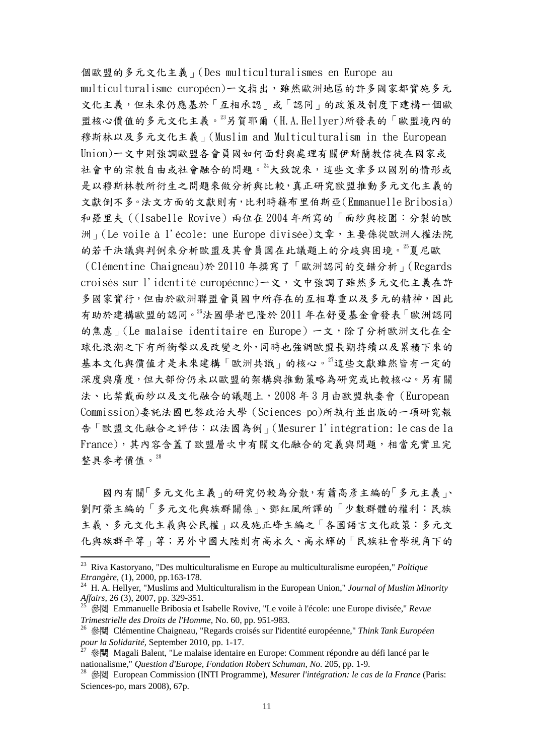個歐盟的多元文化主義」(Des multiculturalismes en Europe au multiculturalisme européen)一文指出，雖然歐洲地區的許多國家都實施多元文化主義，但未來仍應基於「互相承認」或「認同」的政策及制度下建構一個歐盟核心價值的多元文化主義。[23]另賀耶爾 (H.A.Hellyer)所發表的「歐盟境內的穆斯林以及多元文化主義」(Muslim and Multiculturalism in the European Union)一文中則強調歐盟各會員國如何面對與處理有關伊斯蘭教信徒在國家或社會中的宗教自由或社會融合的問題。[24]大致說來，這些文章多以國別的情形或是以穆斯林教所衍生之問題來做分析與比較，真正研究歐盟推動多元文化主義的文獻倒不多。法文方面的文獻則有，比利時籍布里伯斯亞(Emmanuelle Bribosia)和羅里夫（(Isabelle Rovive）兩位在 2004 年所寫的「面紗與校園：分裂的歐洲」(Le voile à l'école: une Europe divisée)文章，主要係從歐洲人權法院的若干決議與判例來分析歐盟及其會員國在此議題上的分歧與困境。[25]夏尼歐 (Clémentine Chaigneau)於 20110 年撰寫了「歐洲認同的交錯分析」(Regards croisés sur l'identité européenne)一文，文中強調了雖然多元文化主義在許多國家實行，但由於歐洲聯盟會員國中所存在的互相尊重以及多元的精神，因此有助於建構歐盟的認同。[26]法國學者巴隆於 2011 年在舒曼基金會發表「歐洲認同的焦慮」(Le malaise identitaire en Europe) 一文，除了分析歐洲文化在全球化浪潮之下有所衝擊以及改變之外，同時也強調歐盟長期持續以及累積下來的基本文化與價值才是未來建構「歐洲共識」的核心。[27]這些文獻雖然皆有一定的深度與廣度，但大部份仍未以歐盟的架構與推動策略為研究或比較核心。另有關法、比禁戴面紗以及文化融合的議題上，2008 年 3 月由歐盟執委會 (European Commission)委託法國巴黎政治大學 (Sciences-po)所執行並出版的一項研究報告「歐盟文化融合之評估：以法國為例」(Mesurer l'intégration: le cas de la France)，其內容含蓋了歐盟層次中有關文化融合的定義與問題，相當充實且完整具參考價值。[28]

國內有關「多元文化主義」的研究仍較為分散，有蕭高彥主編的「多元主義」、劉阿榮主編的「多元文化與族群關係」、鄧紅風所譯的「少數群體的權利：民族主義、多元文化主義與公民權」以及施正峰主編之「各國語言文化政策：多元文化與族群平等」等；另外中國大陸則有高永久、高永輝的「民族社會學視角下的

---

[23] Riva Kastoryano, "Des multiculturalisme en Europe au multiculturalisme européen," *Poltique Etrangère*, (1), 2000, pp.163-178.

[24] H. A. Hellyer, "Muslims and Multiculturalism in the European Union," *Journal of Muslim Minority Affairs*, 26 (3), 2007, pp. 329-351.

[25] 參閱 Emmanuelle Bribosia et Isabelle Rovive, "Le voile à l'école: une Europe divisée," *Revue Trimestrielle des Droits de l'Homme,* No. 60, pp. 951-983.

[26] 參閱 Clémentine Chaigneau, "Regards croisés sur l'identité européenne," *Think Tank Européen pour la Solidarité,* September 2010, pp. 1-17.

[27] 參閱 Magali Balent, "Le malaise identaire en Europe: Comment répondre au défi lancé par le nationalisme," *Question d'Europe, Fondation Robert Schuman, No.* 205, pp. 1-9.

[28] 參閱 European Commission (INTI Programme), *Mesurer l'intégration: le cas de la France* (Paris: Sciences-po, mars 2008), 67p.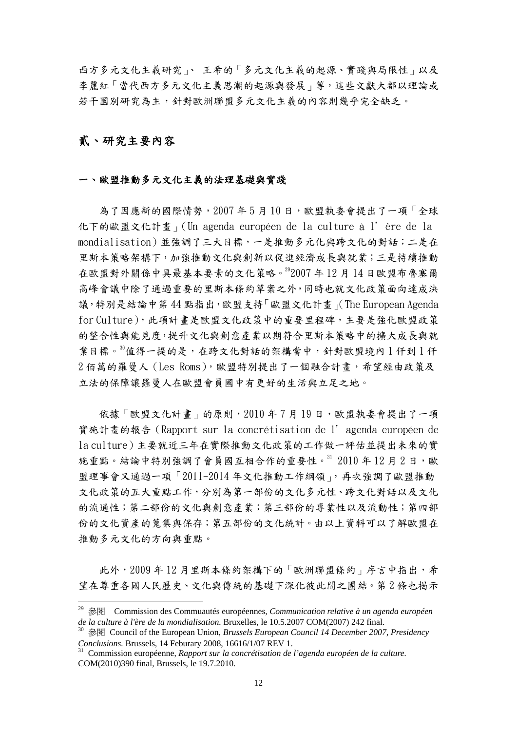西方多元文化主義研究」、 王希的「多元文化主義的起源、實踐與局限性」以及李麗紅「當代西方多元文化主義思潮的起源與發展」等，這些文獻大都以理論或若干國別研究為主，針對歐洲聯盟多元文化主義的內容則幾乎完全缺乏。

## 貳、研究主要內容

### 一、歐盟推動多元文化主義的法理基礎與實踐

為了因應新的國際情勢，2007 年 5 月 10 日，歐盟執委會提出了一項「全球化下的歐盟文化計畫」(Un agenda européen de la culture à l'ère de la mondialisation) 並強調了三大目標，一是推動多元化與跨文化的對話；二是在里斯本策略架構下，加強推動文化與創新以促進經濟成長與就業；三是持續推動在歐盟對外關係中具最基本要素的文化策略。[29]2007 年 12 月 14 日歐盟布魯塞爾高峰會議中除了通過重要的里斯本條約草案之外，同時也就文化政策面向達成決議，特別是結論中第 44 點指出，歐盟支持「歐盟文化計畫」(The European Agenda for Culture)，此項計畫是歐盟文化政策中的重要里程碑，主要是強化歐盟政策的整合性與能見度，提升文化與創意產業以期符合里斯本策略中的擴大成長與就業目標。[30]值得一提的是，在跨文化對話的架構當中，針對歐盟境內 1 仟到 1 仟 2 佰萬的羅曼人 (Les Roms)，歐盟特別提出了一個融合計畫，希望經由政策及立法的保障讓羅曼人在歐盟會員國中有更好的生活與立足之地。

依據「歐盟文化計畫」的原則，2010 年 7 月 19 日，歐盟執委會提出了一項實施計畫的報告 (Rapport sur la concrétisation de l'agenda européen de la culture) 主要就近三年在實際推動文化政策的工作做一評估並提出未來的實施重點。結論中特別強調了會員國互相合作的重要性。[31] 2010 年 12 月 2 日，歐盟理事會又通過一項「2011-2014 年文化推動工作綱領」，再次強調了歐盟推動文化政策的五大重點工作，分別為第一部份的文化多元性、跨文化對話以及文化的流通性；第二部份的文化與創意產業；第三部份的專業性以及流動性；第四部份的文化資產的蒐集與保存；第五部份的文化統計。由以上資料可以了解歐盟在推動多元文化的方向與重點。

此外，2009 年 12 月里斯本條約架構下的「歐洲聯盟條約」序言中指出，希望在尊重各國人民歷史、文化與傳統的基礎下深化彼此間之團結。第 2 條也揭示

---

[29] 參閱 Commission des Commuautés européennes, *Communication relative à un agenda européen de la culture à l'ère de la mondialisation.* Bruxelles, le 10.5.2007 COM(2007) 242 final.

[30] 參閱 Council of the European Union, *Brussels European Council 14 December 2007, Presidency Conclusions.* Brussels, 14 Feburary 2008, 16616/1/07 REV 1.

[31] Commission européenne, *Rapport sur la concrétisation de l'agenda européen de la culture.* COM(2010)390 final, Brussels, le 19.7.2010.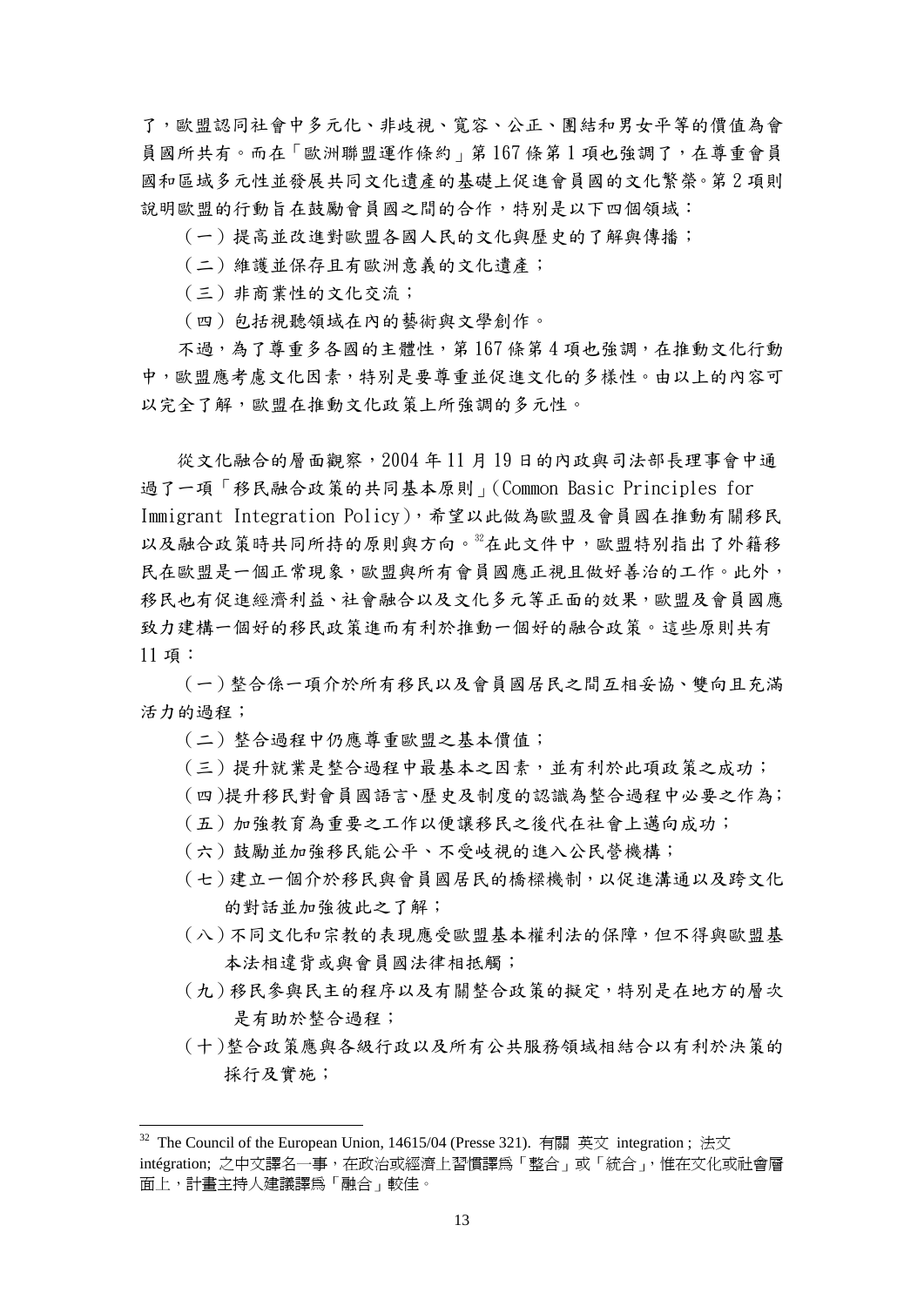了，歐盟認同社會中多元化、非歧視、寬容、公正、團結和男女平等的價值為會員國所共有。而在「歐洲聯盟運作條約」第 167 條第 1 項也強調了，在尊重會員國和區域多元性並發展共同文化遺產的基礎上促進會員國的文化繁榮。第 2 項則說明歐盟的行動旨在鼓勵會員國之間的合作，特別是以下四個領域：

（一）提高並改進對歐盟各國人民的文化與歷史的了解與傳播；

（二）維護並保存具有歐洲意義的文化遺產；

（三）非商業性的文化交流；

（四）包括視聽領域在內的藝術與文學創作。

不過，為了尊重多各國的主體性，第 167 條第 4 項也強調，在推動文化行動中，歐盟應考慮文化因素，特別是要尊重並促進文化的多樣性。由以上的內容可以完全了解，歐盟在推動文化政策上所強調的多元性。

從文化融合的層面觀察，2004 年 11 月 19 日的內政與司法部長理事會中通過了一項「移民融合政策的共同基本原則」（Common Basic Principles for Immigrant Integration Policy），希望以此做為歐盟及會員國在推動有關移民以及融合政策時共同所持的原則與方向。[32]在此文件中，歐盟特別指出了外籍移民在歐盟是一個正常現象，歐盟與所有會員國應正視且做好善治的工作。此外，移民也有促進經濟利益、社會融合以及文化多元等正面的效果，歐盟及會員國應致力建構一個好的移民政策進而有利於推動一個好的融合政策。這些原則共有 11 項：

（一）整合係一項介於所有移民以及會員國居民之間互相妥協、雙向且充滿活力的過程；

（二）整合過程中仍應尊重歐盟之基本價值；

（三）提升就業是整合過程中最基本之因素，並有利於此項政策之成功；

（四）提升移民對會員國語言、歷史及制度的認識為整合過程中必要之作為；

（五）加強教育為重要之工作以便讓移民之後代在社會上邁向成功；

（六）鼓勵並加強移民能公平、不受歧視的進入公民營機構；

（七）建立一個介於移民與會員國居民的橋樑機制，以促進溝通以及跨文化的對話並加強彼此之了解；

（八）不同文化和宗教的表現應受歐盟基本權利法的保障，但不得與歐盟基本法相違背或與會員國法律相抵觸；

（九）移民參與民主的程序以及有關整合政策的擬定，特別是在地方的層次是有助於整合過程；

（十）整合政策應與各級行政以及所有公共服務領域相結合以有利於決策的採行及實施；

---

[32] The Council of the European Union, 14615/04 (Presse 321). 有關 英文 integration ; 法文 intégration; 之中文譯名一事，在政治或經濟上習慣譯爲「整合」或「統合」，惟在文化或社會層面上，計畫主持人建議譯爲「融合」較佳。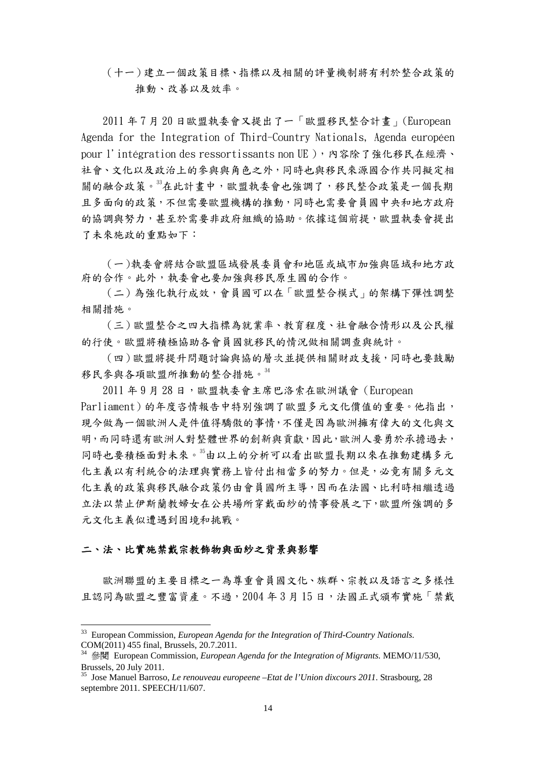（十一）建立一個政策目標、指標以及相關的評量機制將有利於整合政策的推動、改善以及效率。

2011 年 7 月 20 日歐盟執委會又提出了一「歐盟移民整合計畫」(European Agenda for the Integration of Third-Country Nationals, Agenda européen pour l'intégration des ressortissants non UE )，內容除了強化移民在經濟、社會、文化以及政治上的參與與角色之外，同時也與移民來源國合作共同擬定相關的融合政策。[33]在此計畫中，歐盟執委會也強調了，移民整合政策是一個長期且多面向的政策，不但需要歐盟機構的推動，同時也需要會員國中央和地方政府的協調與努力，甚至於需要非政府組織的協助。依據這個前提，歐盟執委會提出了未來施政的重點如下：

（一)執委會將結合歐盟區域發展委員會和地區或城市加強與區域和地方政府的合作。此外，執委會也要加強與移民原生國的合作。

（二）為強化執行成效，會員國可以在「歐盟整合模式」的架構下彈性調整相關措施。

（三）歐盟整合之四大指標為就業率、教育程度、社會融合情形以及公民權的行使。歐盟將積極協助各會員國就移民的情況做相關調查與統計。

（四）歐盟將提升問題討論與協的層次並提供相關財政支援，同時也要鼓勵移民參與各項歐盟所推動的整合措施。[34]

2011 年 9 月 28 日，歐盟執委會主席巴洛索在歐洲議會（European Parliament）的年度咨情報告中特別強調了歐盟多元文化價值的重要。他指出，現今做為一個歐洲人是件值得驕傲的事情，不僅是因為歐洲擁有偉大的文化與文明，而同時還有歐洲人對整體世界的創新與貢獻，因此，歐洲人要勇於承擔過去，同時也要積極面對未來。[35]由以上的分析可以看出歐盟長期以來在推動建構多元化主義以有利統合的法理與實務上皆付出相當多的努力。但是，畢竟有關多元文化主義的政策與移民融合政策仍由會員國所主導，因而在法國、比利時相繼透過立法以禁止伊斯蘭教婦女在公共場所穿戴面紗的情事發展之下，歐盟所強調的多元文化主義似遭遇到困境和挑戰。

## 二、法、比實施禁戴宗教飾物與面紗之背景與影響

歐洲聯盟的主要目標之一為尊重會員國文化、族群、宗教以及語言之多樣性且認同為歐盟之豐富資產。不過，2004 年 3 月 15 日，法國正式頒布實施「禁戴

---

[33] European Commission, *European Agenda for the Integration of Third-Country Nationals.* COM(2011) 455 final, Brussels, 20.7.2011.

[34] 參閱 European Commission, *European Agenda for the Integration of Migrants.* MEMO/11/530, Brussels, 20 July 2011.

[35] Jose Manuel Barroso, *Le renouveau europeene –Etat de l'Union dixcours 2011.* Strasbourg, 28 septembre 2011. SPEECH/11/607.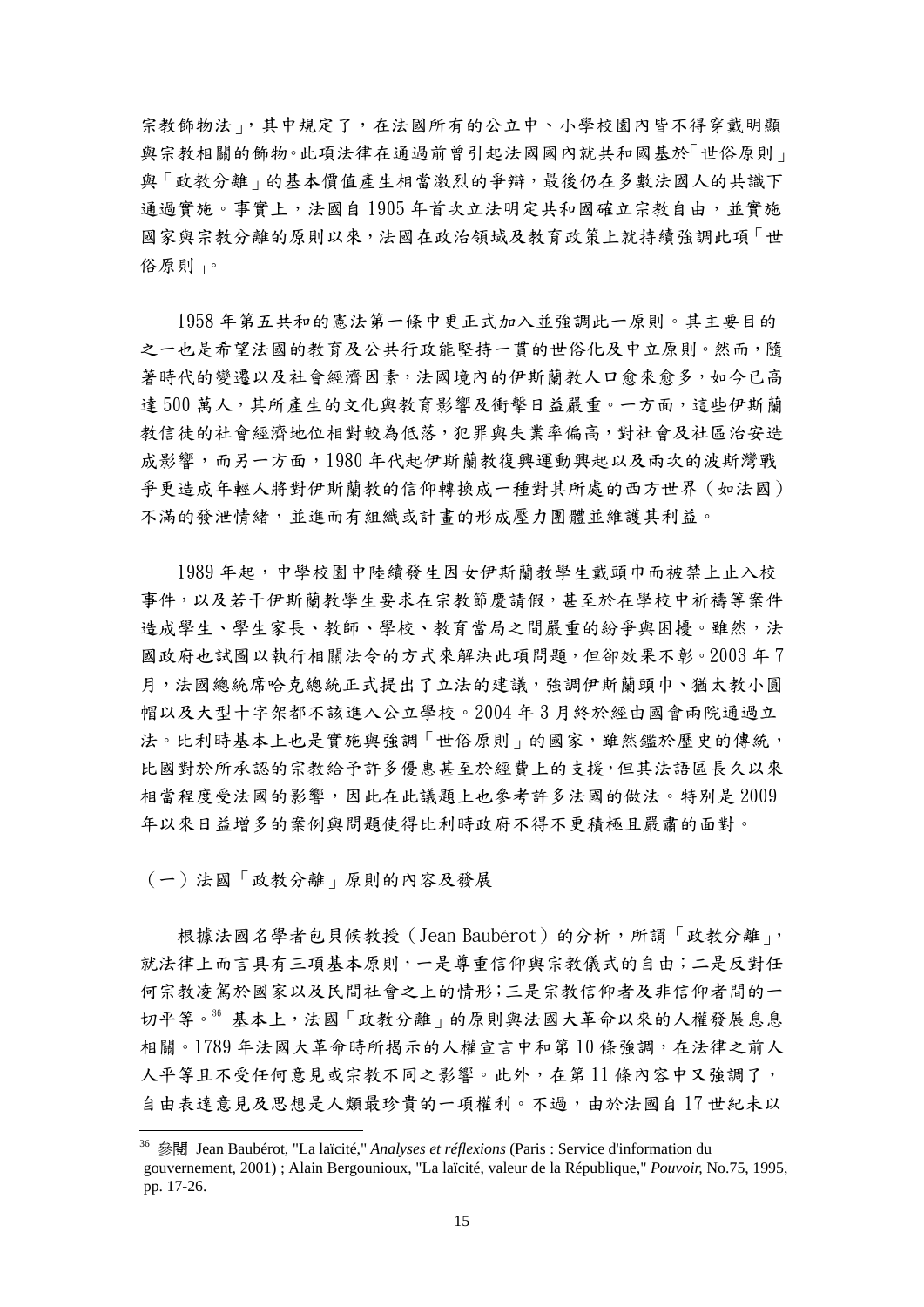宗教飾物法」，其中規定了，在法國所有的公立中、小學校園內皆不得穿戴明顯與宗教相關的飾物。此項法律在通過前曾引起法國國內就共和國基於「世俗原則」與「政教分離」的基本價值產生相當激烈的爭辯，最後仍在多數法國人的共識下通過實施。事實上，法國自 1905 年首次立法明定共和國確立宗教自由，並實施國家與宗教分離的原則以來，法國在政治領域及教育政策上就持續強調此項「世俗原則」。

1958 年第五共和的憲法第一條中更正式加入並強調此一原則。其主要目的之一也是希望法國的教育及公共行政能堅持一貫的世俗化及中立原則。然而，隨著時代的變遷以及社會經濟因素，法國境內的伊斯蘭教人口愈來愈多，如今已高達 500 萬人，其所產生的文化與教育影響及衝擊日益嚴重。一方面，這些伊斯蘭教信徒的社會經濟地位相對較為低落，犯罪與失業率偏高，對社會及社區治安造成影響，而另一方面，1980 年代起伊斯蘭教復興運動興起以及兩次的波斯灣戰爭更造成年輕人將對伊斯蘭教的信仰轉換成一種對其所處的西方世界（如法國）不滿的發洩情緒，並進而有組織或計畫的形成壓力團體並維護其利益。

1989 年起，中學校園中陸續發生因女伊斯蘭教學生戴頭巾而被禁止入校事件，以及若干伊斯蘭教學生要求在宗教節慶請假，甚至於在學校中祈禱等案件造成學生、學生家長、教師、學校、教育當局之間嚴重的紛爭與困擾。雖然，法國政府也試圖以執行相關法令的方式來解決此項問題，但卻效果不彰。2003 年 7 月，法國總統席哈克總統正式提出了立法的建議，強調伊斯蘭頭巾、猶太教小圓帽以及大型十字架都不該進入公立學校。2004 年 3 月終於經由國會兩院通過立法。比利時基本上也是實施與強調「世俗原則」的國家，雖然鑑於歷史的傳統，比國對於所承認的宗教給予許多優惠甚至於經費上的支援，但其法語區長久以來相當程度受法國的影響，因此在此議題上也參考許多法國的做法。特別是 2009 年以來日益增多的案例與問題使得比利時政府不得不更積極且嚴肅的面對。

### （一）法國「政教分離」原則的內容及發展

根據法國名學者包貝候教授（Jean Baubérot）的分析，所謂「政教分離」，就法律上而言具有三項基本原則，一是尊重信仰與宗教儀式的自由；二是反對任何宗教凌駕於國家以及民間社會之上的情形；三是宗教信仰者及非信仰者間的一切平等。[36] 基本上，法國「政教分離」的原則與法國大革命以來的人權發展息息相關。1789 年法國大革命時所揭示的人權宣言中和第 10 條強調，在法律之前人人平等且不受任何意見或宗教不同之影響。此外，在第 11 條內容中又強調了，自由表達意見及思想是人類最珍貴的一項權利。不過，由於法國自 17 世紀末以

---

[36] 參閱 Jean Baubérot, "La laïcité," *Analyses et réflexions* (Paris : Service d'information du gouvernement, 2001) ; Alain Bergounioux, "La laïcité, valeur de la République," *Pouvoir,* No.75, 1995, pp. 17-26.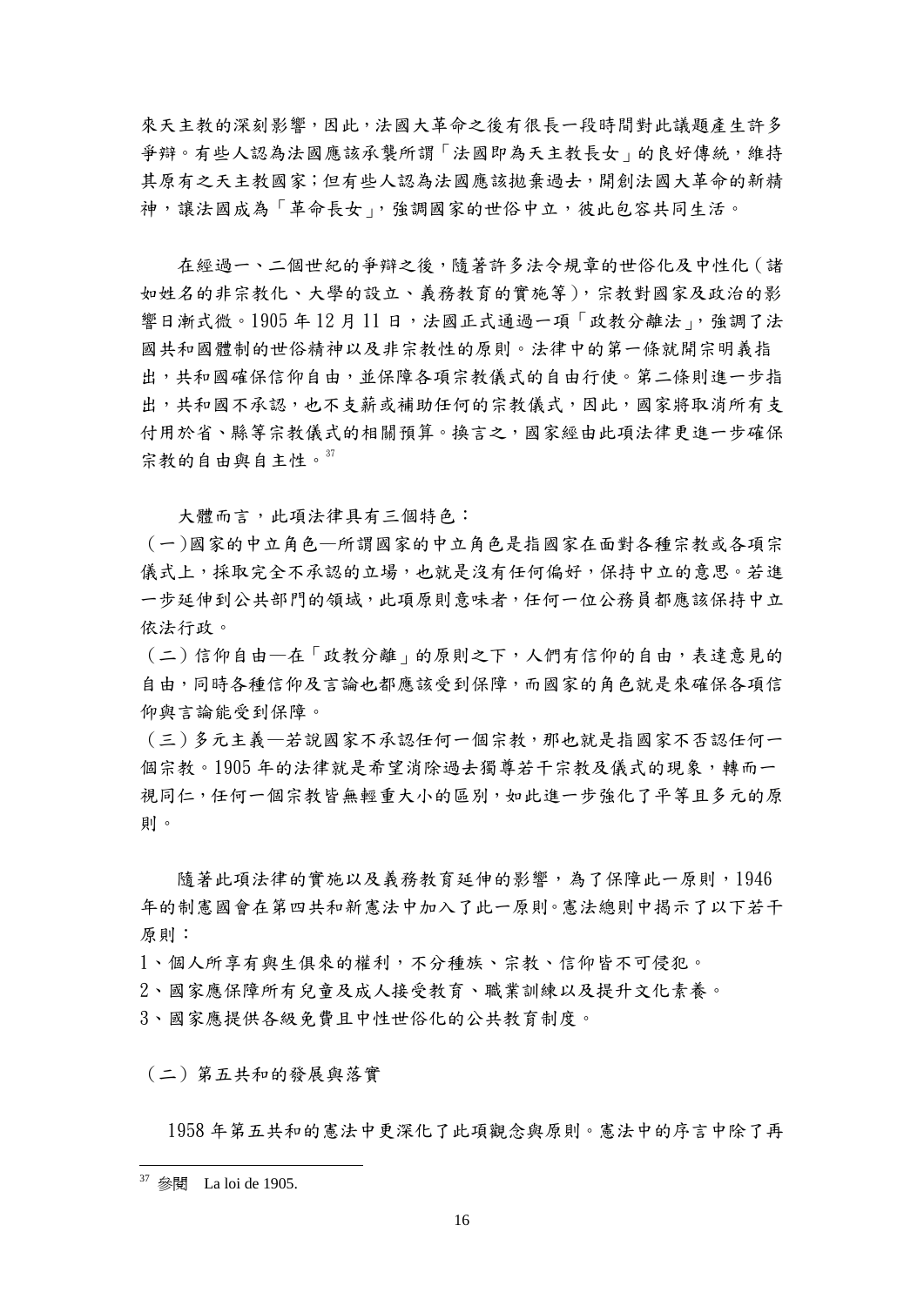來天主教的深刻影響，因此，法國大革命之後有很長一段時間對此議題產生許多爭辯。有些人認為法國應該承襲所謂「法國即為天主教長女」的良好傳統，維持其原有之天主教國家；但有些人認為法國應該拋棄過去，開創法國大革命的新精神，讓法國成為「革命長女」，強調國家的世俗中立，彼此包容共同生活。

在經過一、二個世紀的爭辯之後，隨著許多法令規章的世俗化及中性化（諸如姓名的非宗教化、大學的設立、義務教育的實施等），宗教對國家及政治的影響日漸式微。1905 年 12 月 11 日，法國正式通過一項「政教分離法」，強調了法國共和國體制的世俗精神以及非宗教性的原則。法律中的第一條就開宗明義指出，共和國確保信仰自由，並保障各項宗教儀式的自由行使。第二條則進一步指出，共和國不承認，也不支薪或補助任何的宗教儀式，因此，國家將取消所有支付用於省、縣等宗教儀式的相關預算。換言之，國家經由此項法律更進一步確保宗教的自由與自主性。[37]

大體而言，此項法律具有三個特色：

（一）國家的中立角色—所謂國家的中立角色是指國家在面對各種宗教或各項宗儀式上，採取完全不承認的立場，也就是沒有任何偏好，保持中立的意思。若進一步延伸到公共部門的領域，此項原則意味者，任何一位公務員都應該保持中立依法行政。

（二）信仰自由—在「政教分離」的原則之下，人們有信仰的自由，表達意見的自由，同時各種信仰及言論也都應該受到保障，而國家的角色就是來確保各項信仰與言論能受到保障。

（三）多元主義—若說國家不承認任何一個宗教，那也就是指國家不否認任何一個宗教。1905 年的法律就是希望消除過去獨尊若干宗教及儀式的現象，轉而一視同仁，任何一個宗教皆無輕重大小的區別，如此進一步強化了平等且多元的原則。

隨著此項法律的實施以及義務教育延伸的影響，為了保障此一原則，1946 年的制憲國會在第四共和新憲法中加入了此一原則。憲法總則中揭示了以下若干原則：

1、個人所享有與生俱來的權利，不分種族、宗教、信仰皆不可侵犯。

2、國家應保障所有兒童及成人接受教育、職業訓練以及提升文化素養。

3、國家應提供各級免費且中性世俗化的公共教育制度。

（二）第五共和的發展與落實

1958 年第五共和的憲法中更深化了此項觀念與原則。憲法中的序言中除了再

---

[37] 參閱 La loi de 1905.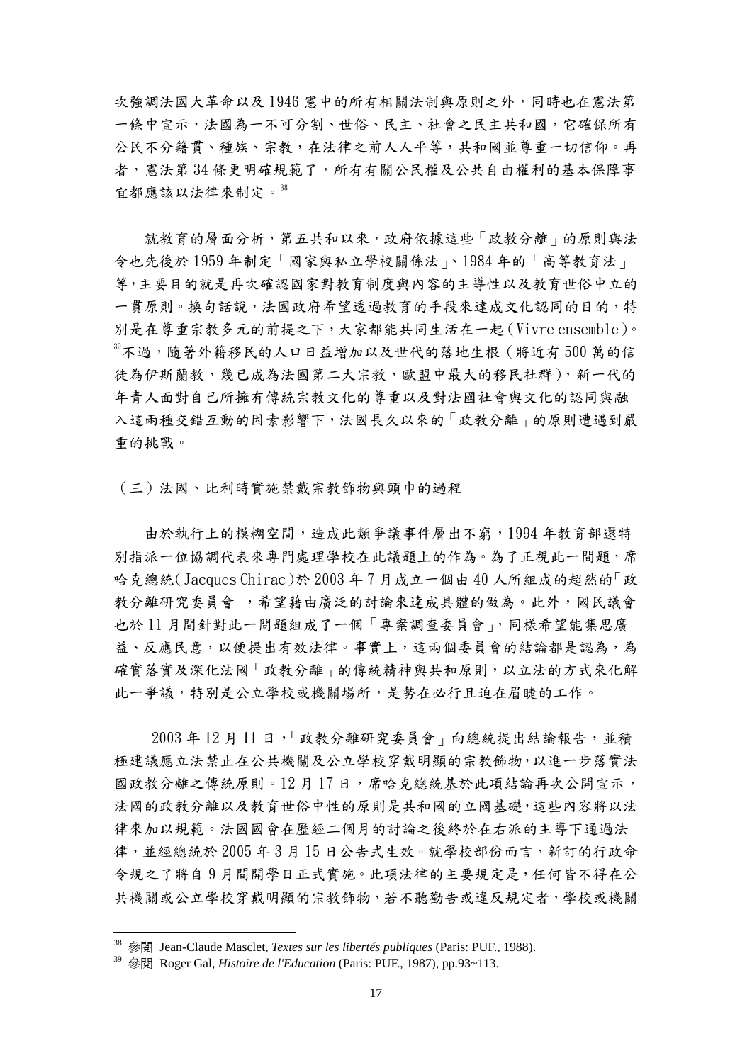次強調法國大革命以及 1946 憲中的所有相關法制與原則之外，同時也在憲法第一條中宣示，法國為一不可分割、世俗、民主、社會之民主共和國，它確保所有公民不分籍貫、種族、宗教，在法律之前人人平等，共和國並尊重一切信仰。再者，憲法第 34 條更明確規範了，所有有關公民權及公共自由權利的基本保障事宜都應該以法律來制定。[38]

就教育的層面分析，第五共和以來，政府依據這些「政教分離」的原則與法令也先後於 1959 年制定「國家與私立學校關係法」、1984 年的「高等教育法」等，主要目的就是再次確認國家對教育制度與內容的主導性以及教育世俗中立的一貫原則。換句話說，法國政府希望透過教育的手段來達成文化認同的目的，特別是在尊重宗教多元的前提之下，大家都能共同生活在一起（Vivre ensemble）。[39]不過，隨著外籍移民的人口日益增加以及世代的落地生根（將近有 500 萬的信徒為伊斯蘭教，幾已成為法國第二大宗教，歐盟中最大的移民社群），新一代的年青人面對自己所擁有傳統宗教文化的尊重以及對法國社會與文化的認同與融入這兩種交錯互動的因素影響下，法國長久以來的「政教分離」的原則遭遇到嚴重的挑戰。

（三）法國、比利時實施禁戴宗教飾物與頭巾的過程

由於執行上的模糊空間，造成此類爭議事件層出不窮，1994 年教育部還特別指派一位協調代表來專門處理學校在此議題上的作為。為了正視此一問題，席哈克總統（Jacques Chirac）於 2003 年 7 月成立一個由 40 人所組成的超然的「政教分離研究委員會」，希望藉由廣泛的討論來達成具體的做為。此外，國民議會也於 11 月間針對此一問題組成了一個「專案調查委員會」，同樣希望能集思廣益、反應民意，以便提出有效法律。事實上，這兩個委員會的結論都是認為，為確實落實及深化法國「政教分離」的傳統精神與共和原則，以立法的方式來化解此一爭議，特別是公立學校或機關場所，是勢在必行且迫在眉睫的工作。

2003 年 12 月 11 日，「政教分離研究委員會」向總統提出結論報告，並積極建議應立法禁止在公共機關及公立學校穿戴明顯的宗教飾物，以進一步落實法國政教分離之傳統原則。12 月 17 日，席哈克總統基於此項結論再次公開宣示，法國的政教分離以及教育世俗中性的原則是共和國的立國基礎，這些內容將以法律來加以規範。法國國會在歷經二個月的討論之後終於在右派的主導下通過法律，並經總統於 2005 年 3 月 15 日公告式生效。就學校部份而言，新訂的行政命令規之了將自 9 月間開學日正式實施。此項法律的主要規定是，任何皆不得在公共機關或公立學校穿戴明顯的宗教飾物，若不聽勸告或違反規定者，學校或機關

---

[38] 參閱 Jean-Claude Masclet, *Textes sur les libertés publiques* (Paris: PUF., 1988).

[39] 參閱 Roger Gal, *Histoire de l'Education* (Paris: PUF., 1987), pp.93~113.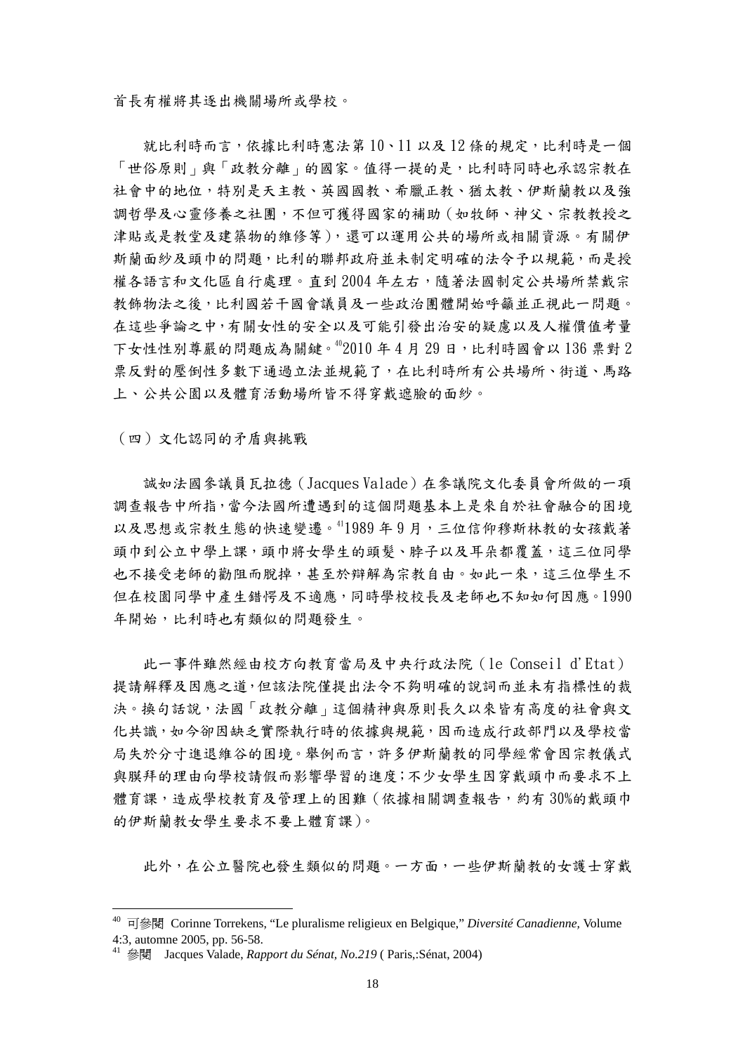首長有權將其逐出機關場所或學校。

就比利時而言，依據比利時憲法第 10、11 以及 12 條的規定，比利時是一個「世俗原則」與「政教分離」的國家。值得一提的是，比利時同時也承認宗教在社會中的地位，特別是天主教、英國國教、希臘正教、猶太教、伊斯蘭教以及強調哲學及心靈修養之社團，不但可獲得國家的補助（如牧師、神父、宗教教授之津貼或是教堂及建築物的維修等），還可以運用公共的場所或相關資源。有關伊斯蘭面紗及頭巾的問題，比利的聯邦政府並未制定明確的法令予以規範，而是授權各語言和文化區自行處理。直到 2004 年左右，隨著法國制定公共場所禁戴宗教飾物法之後，比利國若干國會議員及一些政治團體開始呼籲並正視此一問題。在這些爭論之中，有關女性的安全以及可能引發出治安的疑慮以及人權價值考量下女性性別尊嚴的問題成為關鍵。[40]2010 年 4 月 29 日，比利時國會以 136 票對 2 票反對的壓倒性多數下通過立法並規範了，在比利時所有公共場所、街道、馬路上、公共公園以及體育活動場所皆不得穿戴遮臉的面紗。

（四）文化認同的矛盾與挑戰

誠如法國參議員瓦拉德（Jacques Valade）在參議院文化委員會所做的一項調查報告中所指，當今法國所遭遇到的這個問題基本上是來自於社會融合的困境以及思想或宗教生態的快速變遷。[41]1989 年 9 月，三位信仰穆斯林教的女孩戴著頭巾到公立中學上課，頭巾將女學生的頭髮、脖子以及耳朵都覆蓋，這三位同學也不接受老師的勸阻而脫掉，甚至於辯解為宗教自由。如此一來，這三位學生不但在校園同學中產生錯愕及不適應，同時學校校長及老師也不知如何因應。1990 年開始，比利時也有類似的問題發生。

此一事件雖然經由校方向教育當局及中央行政法院（le Conseil d'Etat）提請解釋及因應之道，但該法院僅提出法令不夠明確的說詞而並未有指標性的裁決。換句話說，法國「政教分離」這個精神與原則長久以來皆有高度的社會與文化共識，如今卻因缺乏實際執行時的依據與規範，因而造成行政部門以及學校當局失於分寸進退維谷的困境。舉例而言，許多伊斯蘭教的同學經常會因宗教儀式與膜拜的理由向學校請假而影響學習的進度；不少女學生因穿戴頭巾而要求不上體育課，造成學校教育及管理上的困難（依據相關調查報告，約有 30%的戴頭巾的伊斯蘭教女學生要求不要上體育課）。

此外，在公立醫院也發生類似的問題。一方面，一些伊斯蘭教的女護士穿戴

---

[40] 可參閱 Corinne Torrekens, "Le pluralisme religieux en Belgique," *Diversité Canadienne,* Volume 4:3, automne 2005, pp. 56-58.

[41] 參閱 Jacques Valade, *Rapport du Sénat, No.219* ( Paris,:Sénat, 2004)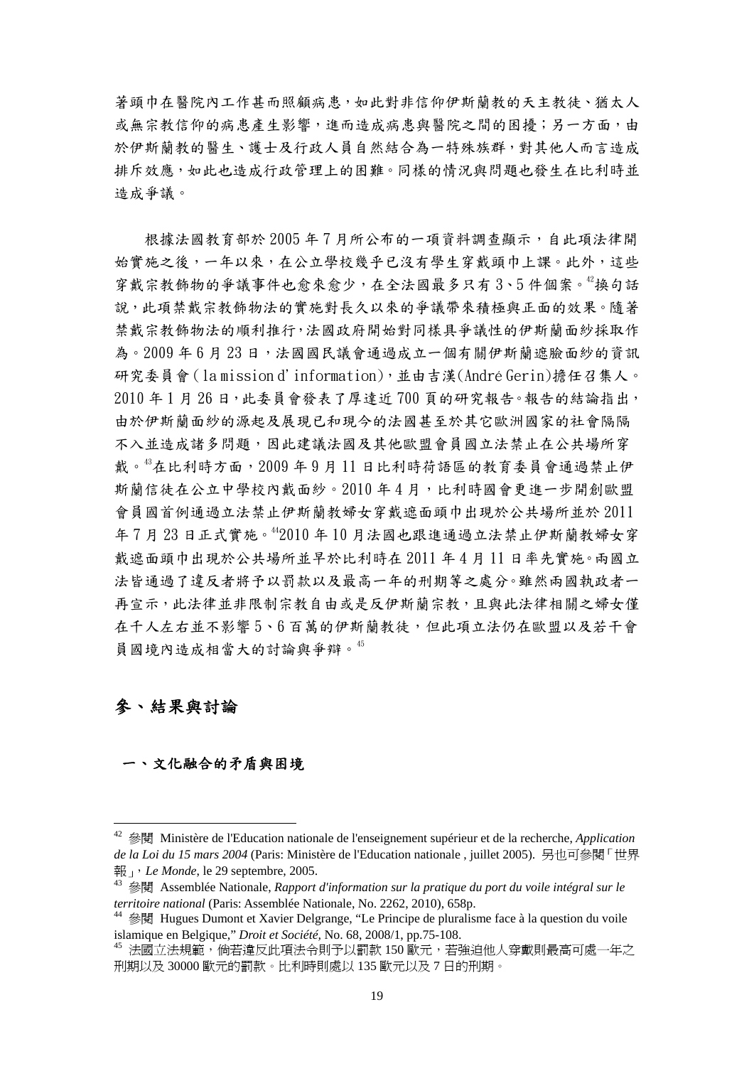著頭巾在醫院內工作甚而照顧病患，如此對非信仰伊斯蘭教的天主教徒、猶太人或無宗教信仰的病患產生影響，進而造成病患與醫院之間的困擾；另一方面，由於伊斯蘭教的醫生、護士及行政人員自然結合為一特殊族群，對其他人而言造成排斥效應，如此也造成行政管理上的困難。同樣的情況與問題也發生在比利時並造成爭議。

根據法國教育部於 2005 年 7 月所公布的一項資料調查顯示，自此項法律開始實施之後，一年以來，在公立學校幾乎已沒有學生穿戴頭巾上課。此外，這些穿戴宗教飾物的爭議事件也愈來愈少，在全法國最多只有 3、5 件個案。[42]換句話說，此項禁戴宗教飾物法的實施對長久以來的爭議帶來積極與正面的效果。隨著禁戴宗教飾物法的順利推行，法國政府開始對同樣具爭議性的伊斯蘭面紗採取作為。2009 年 6 月 23 日，法國國民議會通過成立一個有關伊斯蘭遮臉面紗的資訊研究委員會（la mission d'information），並由吉漢(André Gerin)擔任召集人。2010 年 1 月 26 日，此委員會發表了厚達近 700 頁的研究報告。報告的結論指出，由於伊斯蘭面紗的源起及展現已和現今的法國甚至於其它歐洲國家的社會隔隔不入並造成諸多問題，因此建議法國及其他歐盟會員國立法禁止在公共場所穿戴。[43]在比利時方面，2009 年 9 月 11 日比利時荷語區的教育委員會通過禁止伊斯蘭信徒在公立中學校內戴面紗。2010 年 4 月，比利時國會更進一步開創歐盟會員國首例通過立法禁止伊斯蘭教婦女穿戴遮面頭巾出現於公共場所並於 2011 年 7 月 23 日正式實施。[44]2010 年 10 月法國也跟進通過立法禁止伊斯蘭教婦女穿戴遮面頭巾出現於公共場所並早於比利時在 2011 年 4 月 11 日率先實施。兩國立法皆通過了違反者將予以罰款以及最高一年的刑期等之處分。雖然兩國執政者一再宣示，此法律並非限制宗教自由或是反伊斯蘭宗教，且與此法律相關之婦女僅在千人左右並不影響 5、6 百萬的伊斯蘭教徒，但此項立法仍在歐盟以及若干會員國境內造成相當大的討論與爭辯。[45]

## 參、結果與討論

### 一、文化融合的矛盾與困境

---

[42] 參閱 Ministère de l'Education nationale de l'enseignement supérieur et de la recherche, *Application de la Loi du 15 mars 2004* (Paris: Ministère de l'Education nationale , juillet 2005). 另也可參閱「世界報」, *Le Monde*, le 29 septembre, 2005.

[43] 參閱 Assemblée Nationale, *Rapport d'information sur la pratique du port du voile intégral sur le territoire national* (Paris: Assemblée Nationale, No. 2262, 2010), 658p.

[44] 參閱 Hugues Dumont et Xavier Delgrange, "Le Principe de pluralisme face à la question du voile islamique en Belgique," *Droit et Société*, No. 68, 2008/1, pp.75-108.

[45] 法國立法規範，倘若違反此項法令則予以罰款 150 歐元，若強迫他人穿戴則最高可處一年之刑期以及 30000 歐元的罰款。比利時則處以 135 歐元以及 7 日的刑期。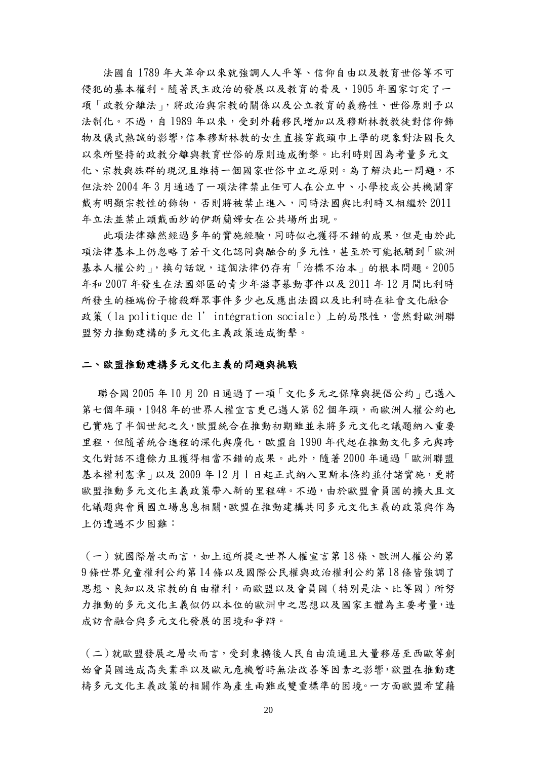法國自 1789 年大革命以來就強調人人平等、信仰自由以及教育世俗等不可侵犯的基本權利。隨著民主政治的發展以及教育的普及，1905 年國家訂定了一項「政教分離法」，將政治與宗教的關係以及公立教育的義務性、世俗原則予以法制化。不過，自 1989 年以來，受到外籍移民增加以及穆斯林教教徒對信仰飾物及儀式熱誠的影響，信奉穆斯林教的女生直接穿戴頭巾上學的現象對法國長久以來所堅持的政教分離與教育世俗的原則造成衝擊。比利時則因為考量多元文化、宗教與族群的現況且維持一個國家世俗中立之原則。為了解決此一問題，不但法於 2004 年 3 月通過了一項法律禁止任可人在公立中、小學校或公共機關穿戴有明顯宗教性的飾物，否則將被禁止進入，同時法國與比利時又相繼於 2011 年立法並禁止頭戴面紗的伊斯蘭婦女在公共場所出現。

此項法律雖然經過多年的實施經驗，同時似也獲得不錯的成果，但是由於此項法律基本上仍忽略了若干文化認同與融合的多元性，甚至於可能抵觸到「歐洲基本人權公約」，換句話說，這個法律仍存有「治標不治本」的根本問題。2005 年和 2007 年發生在法國郊區的青少年滋事暴動事件以及 2011 年 12 月間比利時所發生的極端份子槍殺群眾事件多少也反應出法國以及比利時在社會文化融合政策（la politique de l'intégration sociale）上的局限性，當然對歐洲聯盟努力推動建構的多元文化主義政策造成衝擊。

## 二、歐盟推動建構多元文化主義的問題與挑戰

聯合國 2005 年 10 月 20 日通過了一項「文化多元之保障與提倡公約」已邁入第七個年頭，1948 年的世界人權宣言更已邁人第 62 個年頭，而歐洲人權公約也已實施了半個世紀之久，歐盟統合在推動初期雖並未將多元文化之議題納入重要里程，但隨著統合進程的深化與廣化，歐盟自 1990 年代起在推動文化多元與跨文化對話不遺餘力且獲得相當不錯的成果。此外，隨著 2000 年通過「歐洲聯盟基本權利憲章」以及 2009 年 12 月 1 日起正式納入里斯本條約並付諸實施，更將歐盟推動多元文化主義政策帶入新的里程碑。不過，由於歐盟會員國的擴大且文化議題與會員國立場息息相關，歐盟在推動建構共同多元文化主義的政策與作為上仍遭遇不少困難：

（一）就國際層次而言，如上述所提之世界人權宣言第 18 條、歐洲人權公約第 9 條世界兒童權利公約第 14 條以及國際公民權與政治權利公約第 18 條皆強調了思想、良知以及宗教的自由權利，而歐盟以及會員國（特別是法、比等國）所努力推動的多元文化主義似仍以本位的歐洲中之思想以及國家主體為主要考量，造成訪會融合與多元文化發展的困境和爭辯。

（二）就歐盟發展之層次而言，受到東擴後人民自由流通且大量移居至西歐等創始會員國造成高失業率以及歐元危機暫時無法改善等因素之影響，歐盟在推動建檮多元文化主義政策的相關作為產生兩難或雙重標準的困境。一方面歐盟希望藉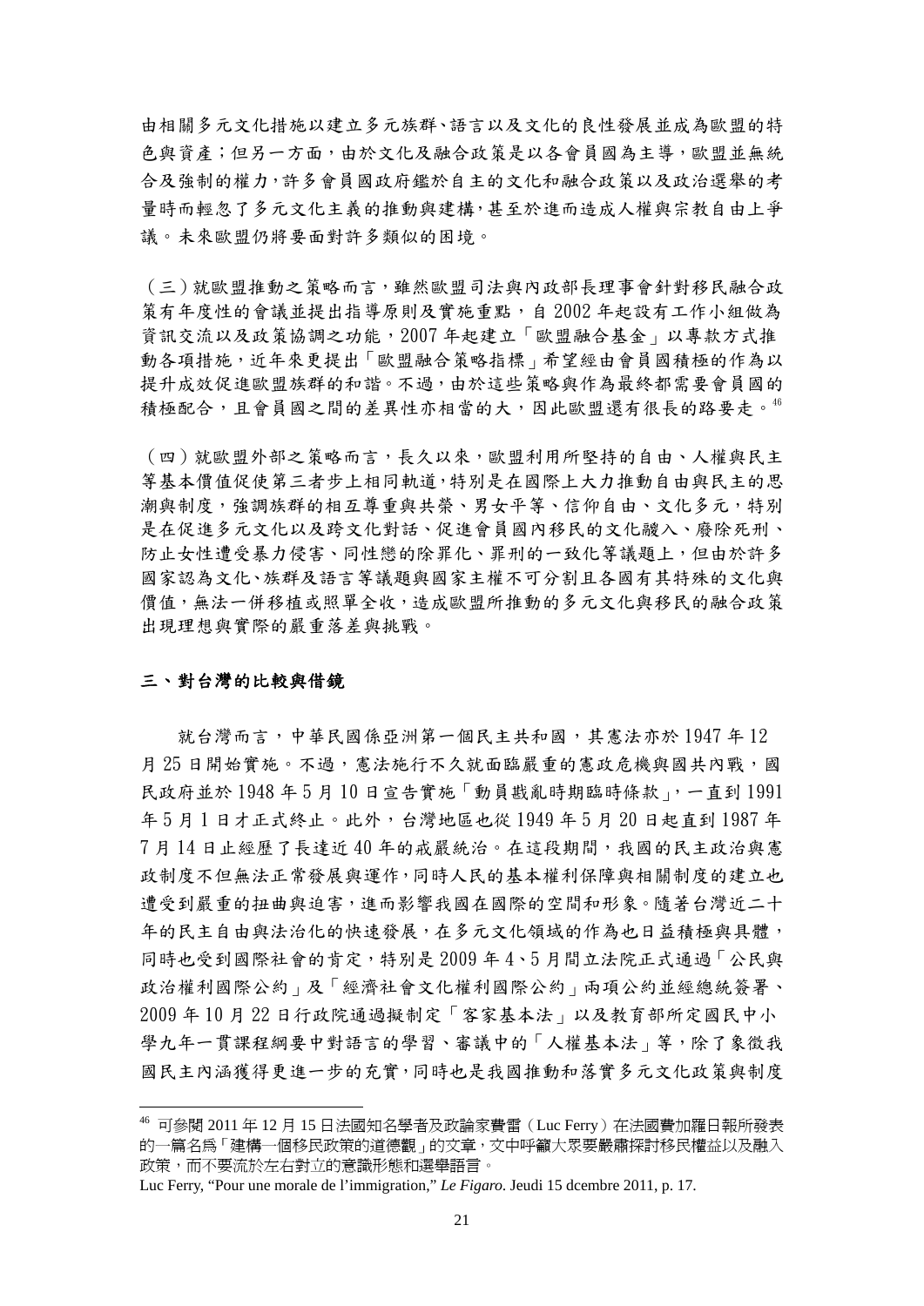由相關多元文化措施以建立多元族群、語言以及文化的良性發展並成為歐盟的特色與資產；但另一方面，由於文化及融合政策是以各會員國為主導，歐盟並無統合及強制的權力，許多會員國政府鑑於自主的文化和融合政策以及政治選舉的考量時而輕忽了多元文化主義的推動與建構，甚至於進而造成人權與宗教自由上爭議。未來歐盟仍將要面對許多類似的困境。

（三）就歐盟推動之策略而言，雖然歐盟司法與內政部長理事會針對移民融合政策有年度性的會議並提出指導原則及實施重點，自 2002 年起設有工作小組做為資訊交流以及政策協調之功能，2007 年起建立「歐盟融合基金」以專款方式推動各項措施，近年來更提出「歐盟融合策略指標」希望經由會員國積極的作為以提升成效促進歐盟族群的和諧。不過，由於這些策略與作為最終都需要會員國的積極配合，且會員國之間的差異性亦相當的大，因此歐盟還有很長的路要走。[46]

（四）就歐盟外部之策略而言，長久以來，歐盟利用所堅持的自由、人權與民主等基本價值促使第三者步上相同軌道，特別是在國際上大力推動自由與民主的思潮與制度，強調族群的相互尊重與共榮、男女平等、信仰自由、文化多元，特別是在促進多元文化以及跨文化對話、促進會員國內移民的文化融入、廢除死刑、防止女性遭受暴力侵害、同性戀的除罪化、罪刑的一致化等議題上，但由於許多國家認為文化、族群及語言等議題與國家主權不可分割且各國有其特殊的文化與價值，無法一併移植或照單全收，造成歐盟所推動的多元文化與移民的融合政策出現理想與實際的嚴重落差與挑戰。

## 三、對台灣的比較與借鏡

就台灣而言，中華民國係亞洲第一個民主共和國，其憲法亦於 1947 年 12 月 25 日開始實施。不過，憲法施行不久就面臨嚴重的憲政危機與國共內戰，國民政府並於 1948 年 5 月 10 日宣告實施「動員戡亂時期臨時條款」，一直到 1991 年 5 月 1 日才正式終止。此外，台灣地區也從 1949 年 5 月 20 日起直到 1987 年 7 月 14 日止經歷了長達近 40 年的戒嚴統治。在這段期間，我國的民主政治與憲政制度不但無法正常發展與運作，同時人民的基本權利保障與相關制度的建立也遭受到嚴重的扭曲與迫害，進而影響我國在國際的空間和形象。隨著台灣近二十年的民主自由與法治化的快速發展，在多元文化領域的作為也日益積極與具體，同時也受到國際社會的肯定，特別是 2009 年 4、5 月間立法院正式通過「公民與政治權利國際公約」及「經濟社會文化權利國際公約」兩項公約並經總統簽署、2009 年 10 月 22 日行政院通過擬制定「客家基本法」以及教育部所定國民中小學九年一貫課程綱要中對語言的學習、審議中的「人權基本法」等，除了象徵我國民主內涵獲得更進一步的充實，同時也是我國推動和落實多元文化政策與制度

---

[46] 可參閱 2011 年 12 月 15 日法國知名學者及政論家費雷（Luc Ferry）在法國費加羅日報所發表的一篇名為「建構一個移民政策的道德觀」的文章，文中呼籲大眾要嚴肅探討移民權益以及融入政策，而不要流於左右對立的意識形態和選舉語言。

Luc Ferry, "Pour une morale de l'immigration," *Le Figaro*. Jeudi 15 dcembre 2011, p. 17.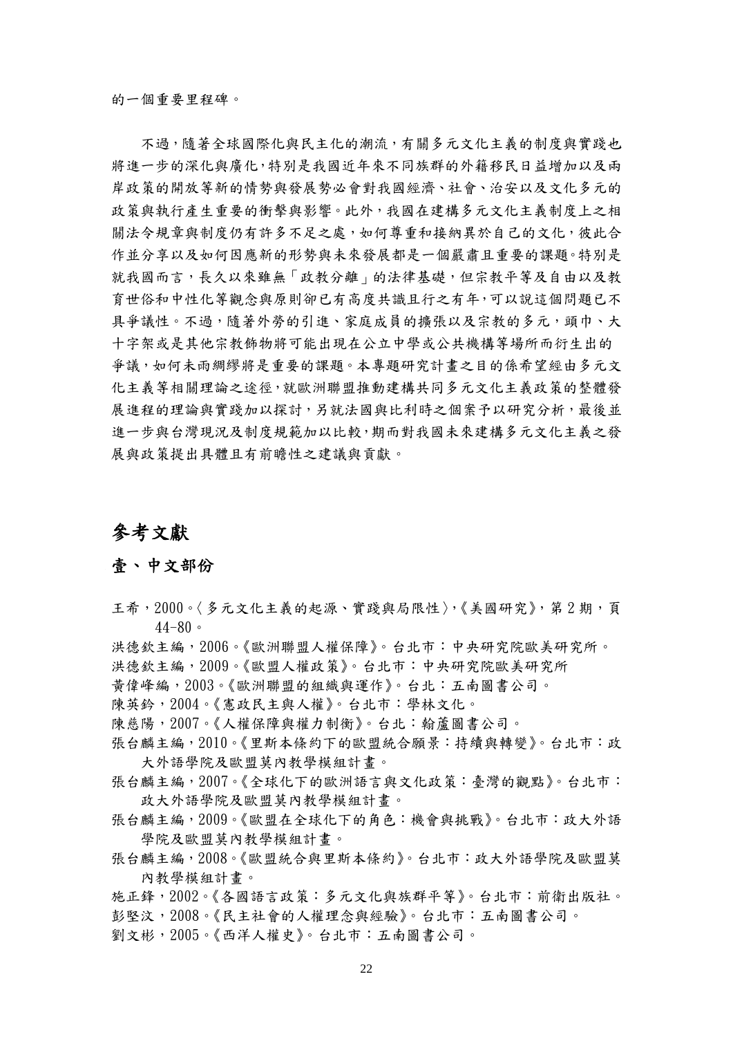的一個重要里程碑。

不過，隨著全球國際化與民主化的潮流，有關多元文化主義的制度與實踐也將進一步的深化與廣化，特別是我國近年來不同族群的外籍移民日益增加以及兩岸政策的開放等新的情勢與發展勢必會對我國經濟、社會、治安以及文化多元的政策與執行產生重要的衝擊與影響。此外，我國在建構多元文化主義制度上之相關法令規章與制度仍有許多不足之處，如何尊重和接納異於自己的文化，彼此合作並分享以及如何因應新的形勢與未來發展都是一個嚴肅且重要的課題。特別是就我國而言，長久以來雖無「政教分離」的法律基礎，但宗教平等及自由以及教育世俗和中性化等觀念與原則卻已有高度共識且行之有年，可以說這個問題已不具爭議性。不過，隨著外勞的引進、家庭成員的擴張以及宗教的多元，頭巾、大十字架或是其他宗教飾物將可能出現在公立中學或公共機構等場所而衍生出的爭議，如何未雨綢繆將是重要的課題。本專題研究計畫之目的係希望經由多元文化主義等相關理論之途徑，就歐洲聯盟推動建構共同多元文化主義政策的整體發展進程的理論與實踐加以探討，另就法國與比利時之個案予以研究分析，最後並進一步與台灣現況及制度規範加以比較，期而對我國未來建構多元文化主義之發展與政策提出具體且有前瞻性之建議與貢獻。

# 參考文獻

## 壹、中文部份

王希，2000。〈多元文化主義的起源、實踐與局限性〉，《美國研究》，第 2 期，頁 44-80。

洪德欽主編，2006。《歐洲聯盟人權保障》。台北市：中央研究院歐美研究所。

洪德欽主編，2009。《歐盟人權政策》。台北市：中央研究院歐美研究所

黃偉峰編，2003。《歐洲聯盟的組織與運作》。台北：五南圖書公司。

陳英鈐，2004。《憲政民主與人權》。台北市：學林文化。

陳慈陽，2007。《人權保障與權力制衡》。台北：翰蘆圖書公司。

張台麟主編，2010。《里斯本條約下的歐盟統合願景：持續與轉變》。台北市：政大外語學院及歐盟莫內教學模組計畫。

張台麟主編，2007。《全球化下的歐洲語言與文化政策：臺灣的觀點》。台北市：政大外語學院及歐盟莫內教學模組計畫。

張台麟主編，2009。《歐盟在全球化下的角色：機會與挑戰》。台北市：政大外語學院及歐盟莫內教學模組計畫。

張台麟主編，2008。《歐盟統合與里斯本條約》。台北市：政大外語學院及歐盟莫內教學模組計畫。

施正鋒，2002。《各國語言政策：多元文化與族群平等》。台北市：前衛出版社。

彭堅汶，2008。《民主社會的人權理念與經驗》。台北市：五南圖書公司。

劉文彬，2005。《西洋人權史》。台北市：五南圖書公司。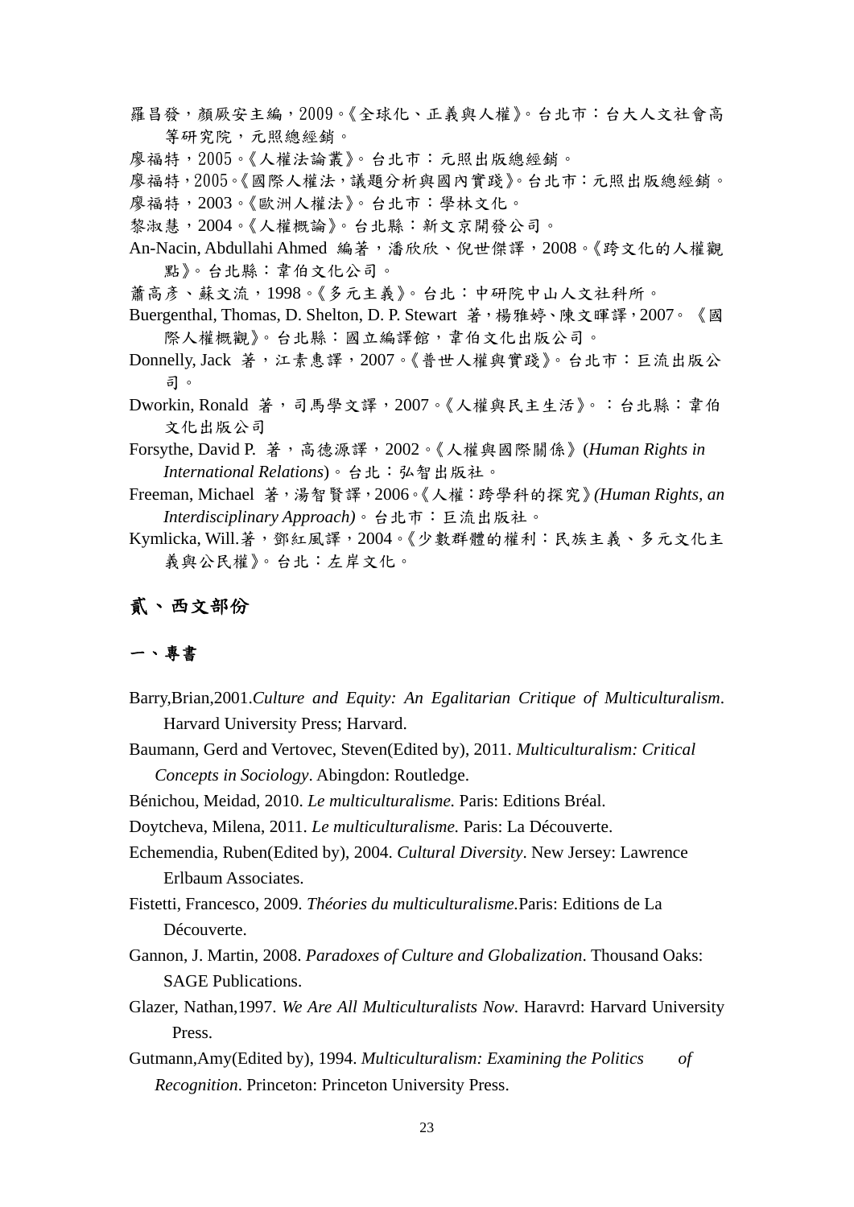羅昌發，顏厥安主編，2009。《全球化、正義與人權》。台北市：台大人文社會高等研究院，元照總經銷。

廖福特，2005。《人權法論叢》。台北市：元照出版總經銷。

廖福特，2005。《國際人權法，議題分析與國內實踐》。台北市：元照出版總經銷。

廖福特，2003。《歐洲人權法》。台北市：學林文化。

黎淑慧，2004。《人權概論》。台北縣：新文京開發公司。

An-Nacin, Abdullahi Ahmed 編著，潘欣欣、倪世傑譯，2008。《跨文化的人權觀點》。台北縣：韋伯文化公司。

蕭高彥、蘇文流，1998。《多元主義》。台北：中研院中山人文社科所。

Buergenthal, Thomas, D. Shelton, D. P. Stewart 著，楊雅婷、陳文暉譯，2007。《國際人權概觀》。台北縣：國立編譯館，韋伯文化出版公司。

Donnelly, Jack 著，江素惠譯，2007。《普世人權與實踐》。台北市：巨流出版公司。

Dworkin, Ronald 著，司馬學文譯，2007。《人權與民主生活》。：台北縣：韋伯文化出版公司

Forsythe, David P. 著，高德源譯，2002。《人權與國際關係》(*Human Rights in International Relations*)。台北：弘智出版社。

Freeman, Michael 著，湯智賢譯，2006。《人權：跨學科的探究》*(Human Rights, an Interdisciplinary Approach)*。台北市：巨流出版社。

Kymlicka, Will.著，鄧紅風譯，2004。《少數群體的權利：民族主義、多元文化主義與公民權》。台北：左岸文化。

## 貳、西文部份

### 一、專書

Barry,Brian,2001.*Culture and Equity: An Egalitarian Critique of Multiculturalism*. Harvard University Press; Harvard.

Baumann, Gerd and Vertovec, Steven(Edited by), 2011. *Multiculturalism: Critical Concepts in Sociology*. Abingdon: Routledge.

Bénichou, Meidad, 2010. *Le multiculturalisme.* Paris: Editions Bréal.

Doytcheva, Milena, 2011. *Le multiculturalisme.* Paris: La Découverte.

Echemendia, Ruben(Edited by), 2004. *Cultural Diversity*. New Jersey: Lawrence Erlbaum Associates.

Fistetti, Francesco, 2009. *Théories du multiculturalisme.*Paris: Editions de La Découverte.

Gannon, J. Martin, 2008. *Paradoxes of Culture and Globalization*. Thousand Oaks: SAGE Publications.

Glazer, Nathan,1997. *We Are All Multiculturalists Now*. Haravrd: Harvard University Press.

Gutmann,Amy(Edited by), 1994. *Multiculturalism: Examining the Politics of Recognition*. Princeton: Princeton University Press.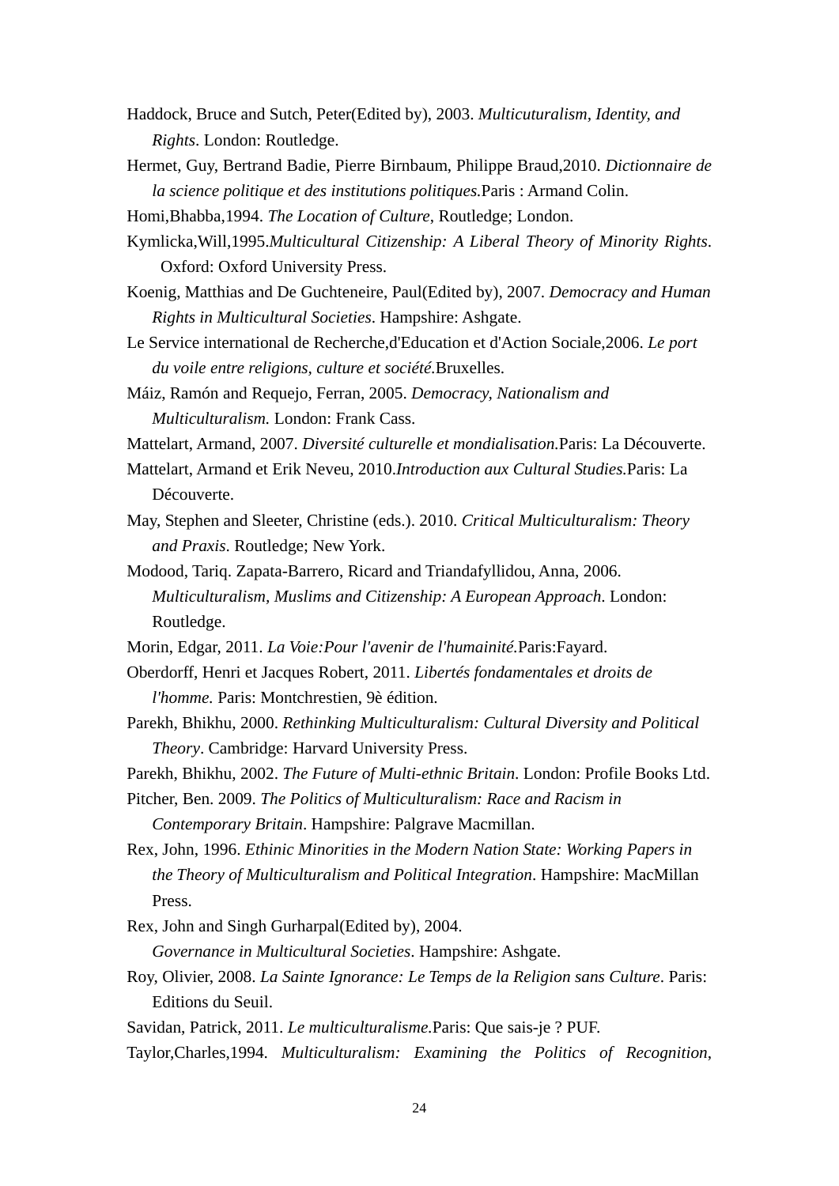Haddock, Bruce and Sutch, Peter(Edited by), 2003. *Multicuturalism, Identity, and Rights*. London: Routledge.

Hermet, Guy, Bertrand Badie, Pierre Birnbaum, Philippe Braud,2010. *Dictionnaire de la science politique et des institutions politiques.*Paris : Armand Colin.

Homi,Bhabba,1994. *The Location of Culture*, Routledge; London.

Kymlicka,Will,1995.*Multicultural Citizenship: A Liberal Theory of Minority Rights*. Oxford: Oxford University Press.

Koenig, Matthias and De Guchteneire, Paul(Edited by), 2007. *Democracy and Human Rights in Multicultural Societies*. Hampshire: Ashgate.

Le Service international de Recherche,d'Education et d'Action Sociale,2006. *Le port du voile entre religions, culture et société.*Bruxelles.

Máiz, Ramón and Requejo, Ferran, 2005. *Democracy, Nationalism and Multiculturalism.* London: Frank Cass.

Mattelart, Armand, 2007. *Diversité culturelle et mondialisation.*Paris: La Découverte.

Mattelart, Armand et Erik Neveu, 2010.*Introduction aux Cultural Studies.*Paris: La Découverte.

May, Stephen and Sleeter, Christine (eds.). 2010. *Critical Multiculturalism: Theory and Praxis*. Routledge; New York.

Modood, Tariq. Zapata-Barrero, Ricard and Triandafyllidou, Anna, 2006. *Multiculturalism, Muslims and Citizenship: A European Approach*. London: Routledge.

Morin, Edgar, 2011. *La Voie:Pour l'avenir de l'humainité.*Paris:Fayard.

Oberdorff, Henri et Jacques Robert, 2011. *Libertés fondamentales et droits de l'homme.* Paris: Montchrestien, 9è édition.

Parekh, Bhikhu, 2000. *Rethinking Multiculturalism: Cultural Diversity and Political Theory*. Cambridge: Harvard University Press.

Parekh, Bhikhu, 2002. *The Future of Multi-ethnic Britain*. London: Profile Books Ltd.

Pitcher, Ben. 2009. *The Politics of Multiculturalism: Race and Racism in Contemporary Britain*. Hampshire: Palgrave Macmillan.

Rex, John, 1996. *Ethinic Minorities in the Modern Nation State: Working Papers in the Theory of Multiculturalism and Political Integration*. Hampshire: MacMillan Press.

Rex, John and Singh Gurharpal(Edited by), 2004. *Governance in Multicultural Societies*. Hampshire: Ashgate.

Roy, Olivier, 2008. *La Sainte Ignorance: Le Temps de la Religion sans Culture*. Paris: Editions du Seuil.

Savidan, Patrick, 2011. *Le multiculturalisme.*Paris: Que sais-je ? PUF.

Taylor,Charles,1994. *Multiculturalism: Examining the Politics of Recognition*,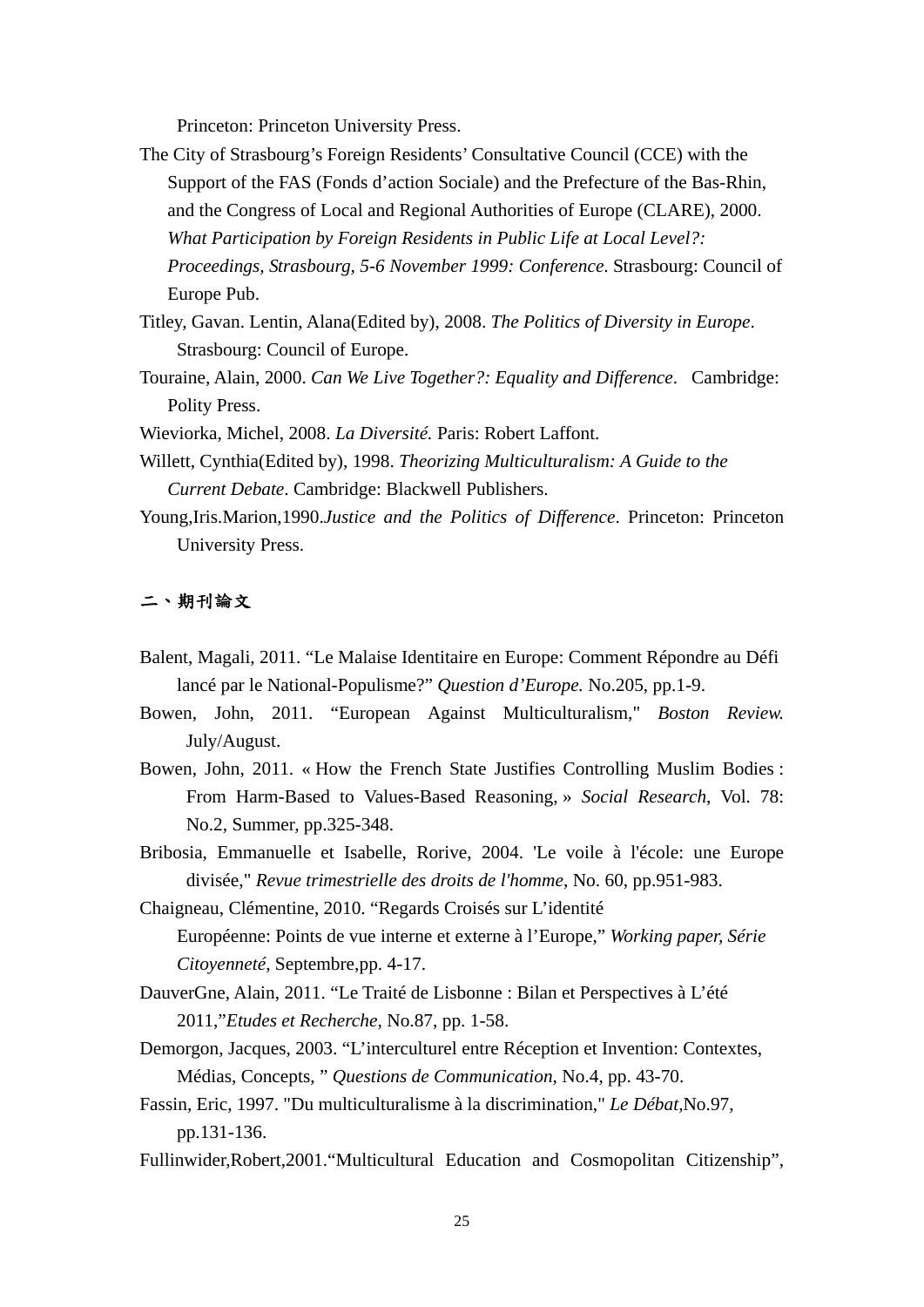Princeton: Princeton University Press.

The City of Strasbourg's Foreign Residents' Consultative Council (CCE) with the Support of the FAS (Fonds d'action Sociale) and the Prefecture of the Bas-Rhin, and the Congress of Local and Regional Authorities of Europe (CLARE), 2000. *What Participation by Foreign Residents in Public Life at Local Level?: Proceedings, Strasbourg, 5-6 November 1999: Conference*. Strasbourg: Council of Europe Pub.

Titley, Gavan. Lentin, Alana(Edited by), 2008. *The Politics of Diversity in Europe*. Strasbourg: Council of Europe.

Touraine, Alain, 2000. *Can We Live Together?: Equality and Difference*. Cambridge: Polity Press.

Wieviorka, Michel, 2008. *La Diversité.* Paris: Robert Laffont.

Willett, Cynthia(Edited by), 1998. *Theorizing Multiculturalism: A Guide to the Current Debate*. Cambridge: Blackwell Publishers.

Young,Iris.Marion,1990.*Justice and the Politics of Difference*. Princeton: Princeton University Press.

**二、期刊論文**

Balent, Magali, 2011. "Le Malaise Identitaire en Europe: Comment Répondre au Défi lancé par le National-Populisme?" *Question d'Europe.* No.205, pp.1-9.

Bowen, John, 2011. "European Against Multiculturalism," *Boston Review.* July/August.

Bowen, John, 2011. « How the French State Justifies Controlling Muslim Bodies : From Harm-Based to Values-Based Reasoning, » *Social Research*, Vol. 78: No.2, Summer, pp.325-348.

Bribosia, Emmanuelle et Isabelle, Rorive, 2004. 'Le voile à l'école: une Europe divisée," *Revue trimestrielle des droits de l'homme*, No. 60, pp.951-983.

Chaigneau, Clémentine, 2010. "Regards Croisés sur L'identité Européenne: Points de vue interne et externe à l'Europe," *Working paper, Série Citoyenneté*, Septembre,pp. 4-17.

DauverGne, Alain, 2011. "Le Traité de Lisbonne : Bilan et Perspectives à L'été 2011,"*Etudes et Recherche*, No.87, pp. 1-58.

Demorgon, Jacques, 2003. "L'interculturel entre Réception et Invention: Contextes, Médias, Concepts, " *Questions de Communication*, No.4, pp. 43-70.

Fassin, Eric, 1997. "Du multiculturalisme à la discrimination," *Le Débat*,No.97, pp.131-136.

Fullinwider,Robert,2001."Multicultural Education and Cosmopolitan Citizenship",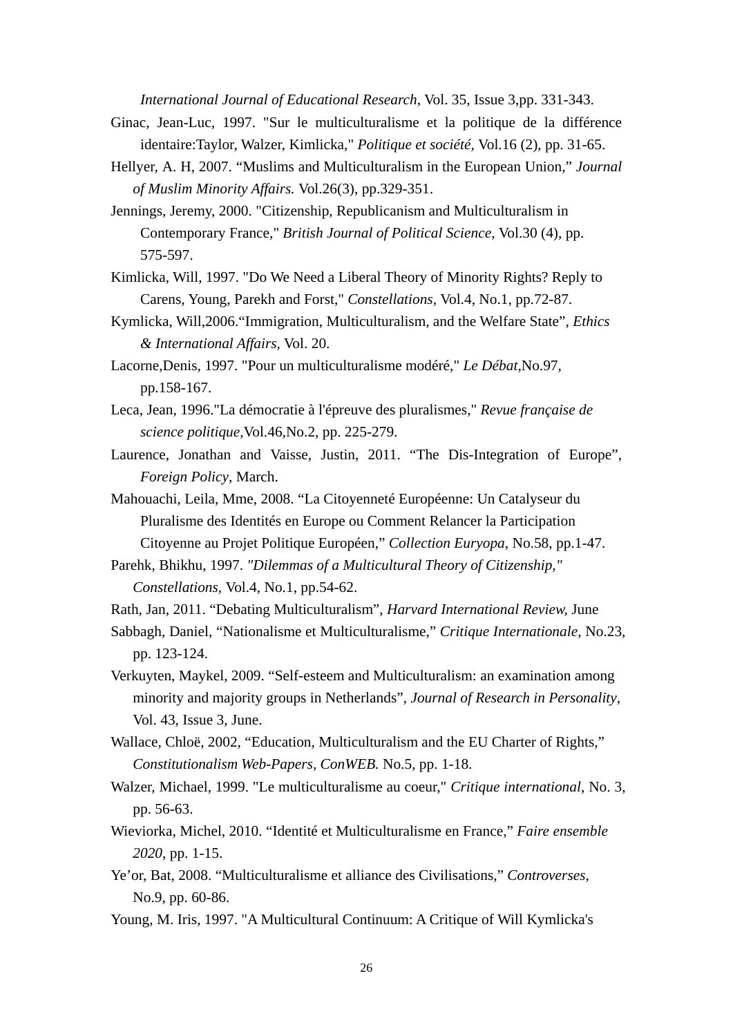*International Journal of Educational Research*, Vol. 35, Issue 3,pp. 331-343.

Ginac, Jean-Luc, 1997. "Sur le multiculturalisme et la politique de la différence identaire:Taylor, Walzer, Kimlicka," *Politique et société,* Vol.16 (2), pp. 31-65.

Hellyer, A. H, 2007. "Muslims and Multiculturalism in the European Union," *Journal of Muslim Minority Affairs.* Vol.26(3), pp.329-351.

Jennings, Jeremy, 2000. "Citizenship, Republicanism and Multiculturalism in Contemporary France," *British Journal of Political Science,* Vol.30 (4), pp. 575-597.

Kimlicka, Will, 1997. "Do We Need a Liberal Theory of Minority Rights? Reply to Carens, Young, Parekh and Forst," *Constellations,* Vol.4, No.1, pp.72-87.

Kymlicka, Will,2006."Immigration, Multiculturalism, and the Welfare State", *Ethics & International Affairs*, Vol. 20.

Lacorne,Denis, 1997. "Pour un multiculturalisme modéré," *Le Débat*,No.97, pp.158-167.

Leca, Jean, 1996."La démocratie à l'épreuve des pluralismes," *Revue française de science politique,*Vol.46,No.2, pp. 225-279.

Laurence, Jonathan and Vaisse, Justin, 2011. "The Dis-Integration of Europe", *Foreign Policy*, March.

Mahouachi, Leila, Mme, 2008. "La Citoyenneté Européenne: Un Catalyseur du Pluralisme des Identités en Europe ou Comment Relancer la Participation Citoyenne au Projet Politique Européen," *Collection Euryopa*, No.58, pp.1-47.

Parehk, Bhikhu, 1997. *"Dilemmas of a Multicultural Theory of Citizenship," Constellations,* Vol.4, No.1, pp.54-62.

Rath, Jan, 2011. "Debating Multiculturalism", *Harvard International Review,* June

Sabbagh, Daniel, "Nationalisme et Multiculturalisme," *Critique Internationale*, No.23, pp. 123-124.

Verkuyten, Maykel, 2009. "Self-esteem and Multiculturalism: an examination among minority and majority groups in Netherlands", *Journal of Research in Personality*, Vol. 43, Issue 3, June.

Wallace, Chloë, 2002, "Education, Multiculturalism and the EU Charter of Rights," *Constitutionalism Web-Papers, ConWEB.* No.5, pp. 1-18.

Walzer, Michael, 1999. "Le multiculturalisme au coeur," *Critique international,* No. 3, pp. 56-63.

Wieviorka, Michel, 2010. "Identité et Multiculturalisme en France," *Faire ensemble 2020*, pp. 1-15.

Ye'or, Bat, 2008. "Multiculturalisme et alliance des Civilisations," *Controverses*, No.9, pp. 60-86.

Young, M. Iris, 1997. "A Multicultural Continuum: A Critique of Will Kymlicka's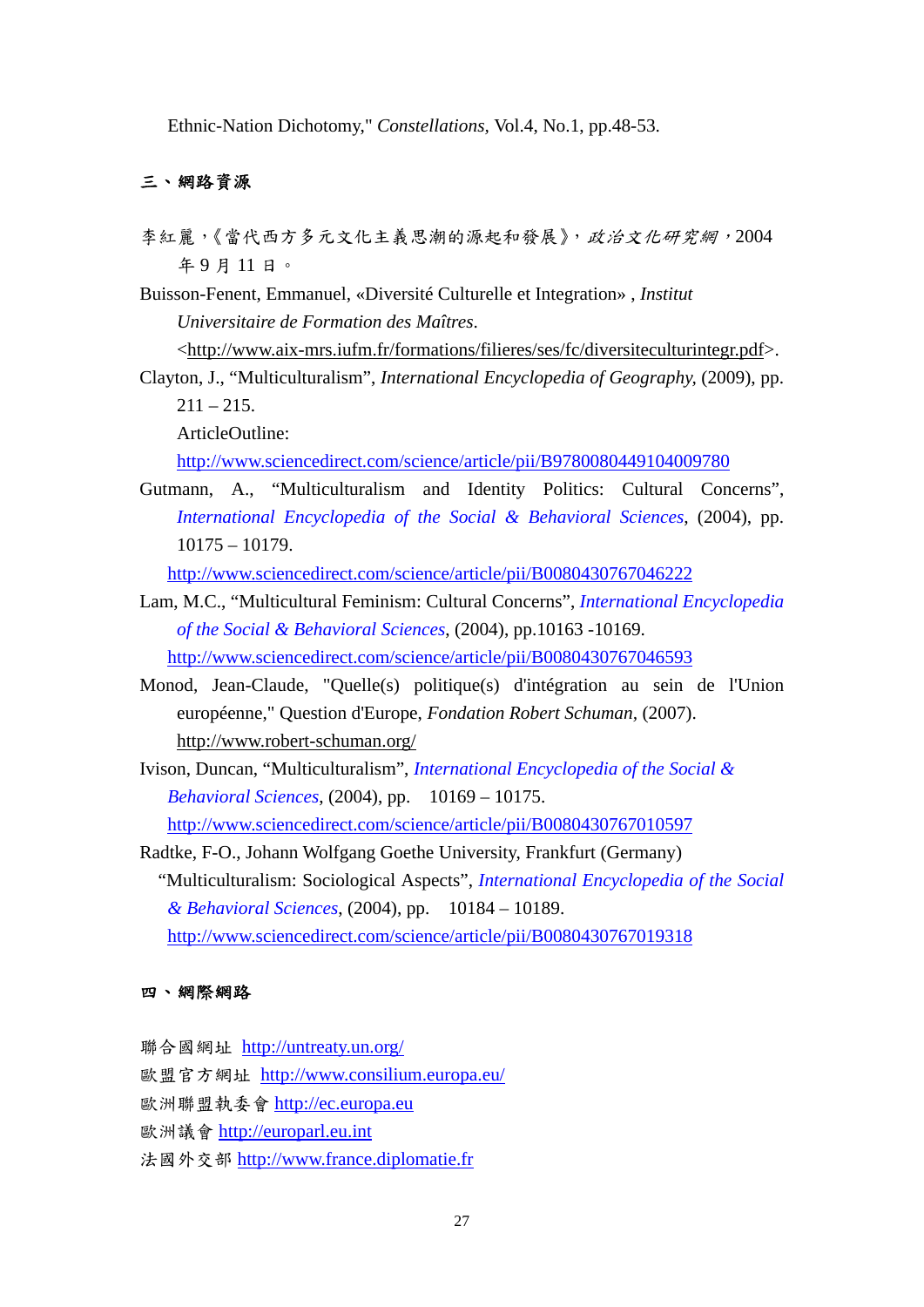Ethnic-Nation Dichotomy," *Constellations*, Vol.4, No.1, pp.48-53.

**三、網路資源**

李紅麗，《當代西方多元文化主義思潮的源起和發展》，*政治文化研究網*，2004 年 9 月 11 日。

Buisson-Fenent, Emmanuel, «Diversité Culturelle et Integration» , *Institut Universitaire de Formation des Maîtres*. <http://www.aix-mrs.iufm.fr/formations/filieres/ses/fc/diversiteculturintegr.pdf>.

Clayton, J., "Multiculturalism", *International Encyclopedia of Geography*, (2009), pp. 211 – 215.
ArticleOutline:
http://www.sciencedirect.com/science/article/pii/B9780080449104009780

Gutmann, A., "Multiculturalism and Identity Politics: Cultural Concerns", *International Encyclopedia of the Social & Behavioral Sciences*, (2004), pp. 10175 – 10179.
http://www.sciencedirect.com/science/article/pii/B0080430767046222

Lam, M.C., "Multicultural Feminism: Cultural Concerns", *International Encyclopedia of the Social & Behavioral Sciences*, (2004), pp.10163 -10169.
http://www.sciencedirect.com/science/article/pii/B0080430767046593

Monod, Jean-Claude, "Quelle(s) politique(s) d'intégration au sein de l'Union européenne," Question d'Europe, *Fondation Robert Schuman*, (2007).
http://www.robert-schuman.org/

Ivison, Duncan, "Multiculturalism", *International Encyclopedia of the Social & Behavioral Sciences*, (2004), pp. 10169 – 10175.
http://www.sciencedirect.com/science/article/pii/B0080430767010597

Radtke, F-O., Johann Wolfgang Goethe University, Frankfurt (Germany) "Multiculturalism: Sociological Aspects", *International Encyclopedia of the Social & Behavioral Sciences*, (2004), pp. 10184 – 10189.
http://www.sciencedirect.com/science/article/pii/B0080430767019318

**四、網際網路**

聯合國網址 http://untreaty.un.org/
歐盟官方網址 http://www.consilium.europa.eu/
歐洲聯盟執委會 http://ec.europa.eu
歐洲議會 http://europarl.eu.int
法國外交部 http://www.france.diplomatie.fr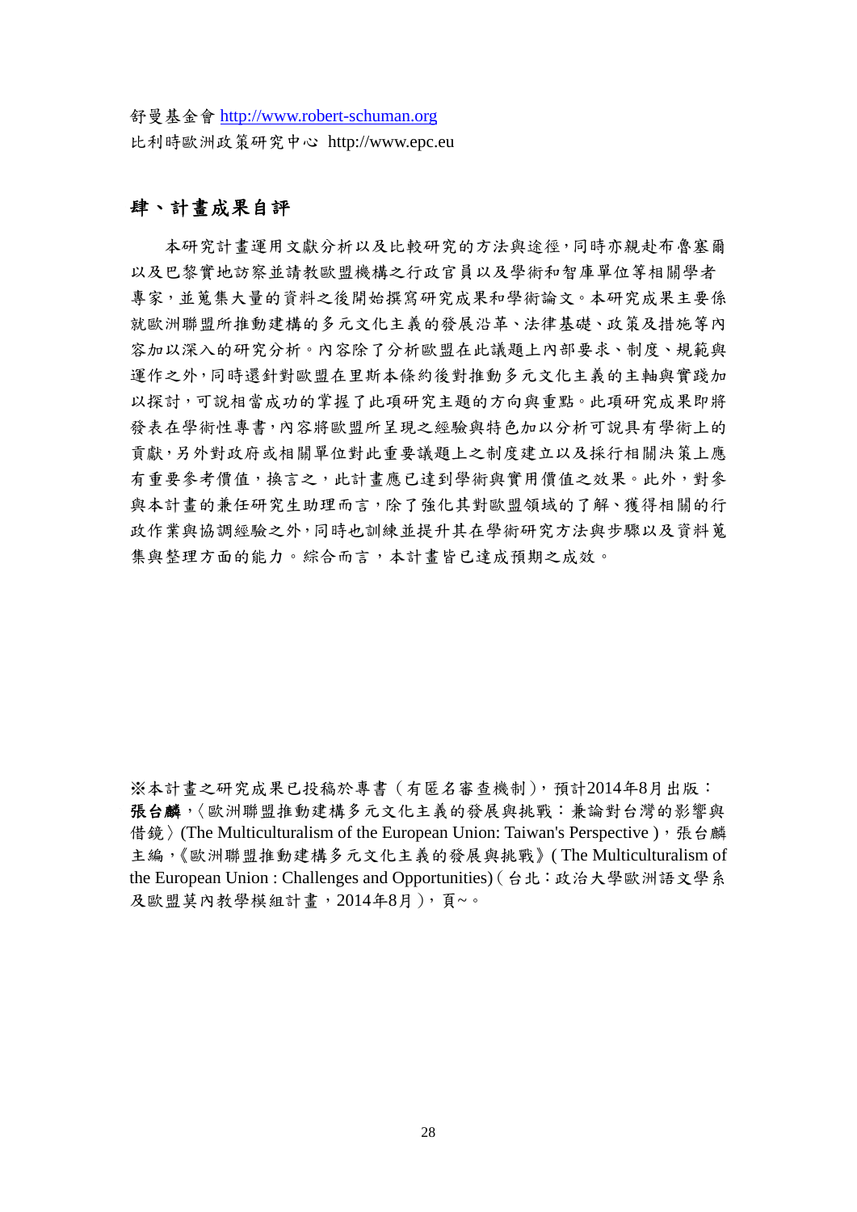舒曼基金會 http://www.robert-schuman.org
比利時歐洲政策研究中心 http://www.epc.eu

## 肆、計畫成果自評

本研究計畫運用文獻分析以及比較研究的方法與途徑，同時亦親赴布魯塞爾以及巴黎實地訪察並請教歐盟機構之行政官員以及學術和智庫單位等相關學者專家，並蒐集大量的資料之後開始撰寫研究成果和學術論文。本研究成果主要係就歐洲聯盟所推動建構的多元文化主義的發展沿革、法律基礎、政策及措施等內容加以深入的研究分析。內容除了分析歐盟在此議題上內部要求、制度、規範與運作之外，同時還針對歐盟在里斯本條約後對推動多元文化主義的主軸與實踐加以探討，可說相當成功的掌握了此項研究主題的方向與重點。此項研究成果即將發表在學術性專書，內容將歐盟所呈現之經驗與特色加以分析可說具有學術上的貢獻，另外對政府或相關單位對此重要議題上之制度建立以及採行相關決策上應有重要參考價值，換言之，此計畫應已達到學術與實用價值之效果。此外，對參與本計畫的兼任研究生助理而言，除了強化其對歐盟領域的了解、獲得相關的行政作業與協調經驗之外，同時也訓練並提升其在學術研究方法與步驟以及資料蒐集與整理方面的能力。綜合而言，本計畫皆已達成預期之成效。

※本計畫之研究成果已投稿於專書（有匿名審查機制），預計2014年8月出版：**張台麟**，〈歐洲聯盟推動建構多元文化主義的發展與挑戰：兼論對台灣的影響與借鏡〉(The Multiculturalism of the European Union: Taiwan's Perspective )，張台麟主編，《歐洲聯盟推動建構多元文化主義的發展與挑戰》( The Multiculturalism of the European Union : Challenges and Opportunities)（台北：政治大學歐洲語文學系及歐盟莫內教學模組計畫，2014年8月），頁~。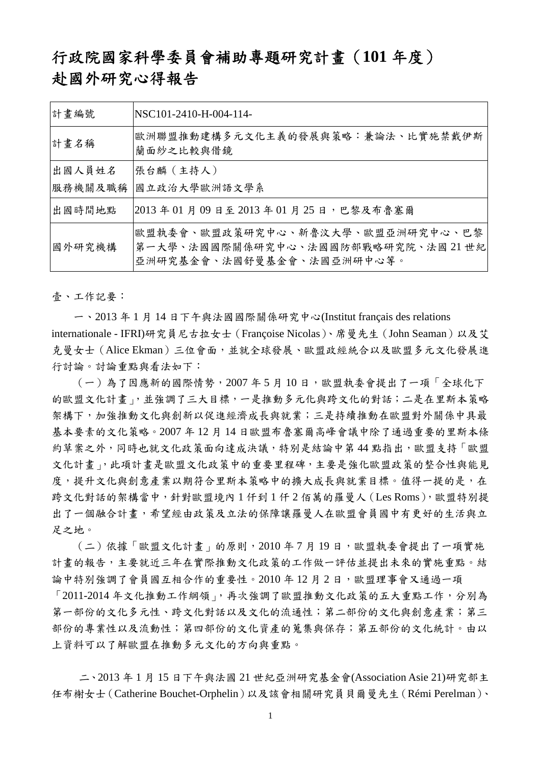# 行政院國家科學委員會補助專題研究計畫（101 年度）赴國外研究心得報告

| 計畫編號 | NSC101-2410-H-004-114- |
| --- | --- |
| 計畫名稱 | 歐洲聯盟推動建構多元文化主義的發展與策略：兼論法、比實施禁戴伊斯蘭面紗之比較與借鏡 |
| 出國人員姓名<br>服務機關及職稱 | 張台麟（主持人）<br>國立政治大學歐洲語文學系 |
| 出國時間地點 | 2013 年 01 月 09 日至 2013 年 01 月 25 日，巴黎及布魯塞爾 |
| 國外研究機構 | 歐盟執委會、歐盟政策研究中心、新魯汶大學、歐盟亞洲研究中心、巴黎第一大學、法國國際關係研究中心、法國國防部戰略研究院、法國 21 世紀亞洲研究基金會、法國舒曼基金會、法國亞洲研中心等。 |

壹、工作記要：

一、2013 年 1 月 14 日下午與法國國際關係研究中心(Institut français des relations internationale - IFRI)研究員尼古拉女士（Françoise Nicolas）、席曼先生（John Seaman）以及艾克曼女士（Alice Ekman）三位會面，並就全球發展、歐盟政經統合以及歐盟多元文化發展進行討論。討論重點與看法如下：

（一）為了因應新的國際情勢，2007 年 5 月 10 日，歐盟執委會提出了一項「全球化下的歐盟文化計畫」，並強調了三大目標，一是推動多元化與跨文化的對話；二是在里斯本策略架構下，加強推動文化與創新以促進經濟成長與就業；三是持續推動在歐盟對外關係中具最基本要素的文化策略。2007 年 12 月 14 日歐盟布魯塞爾高峰會議中除了通過重要的里斯本條約草案之外，同時也就文化政策面向達成決議，特別是結論中第 44 點指出，歐盟支持「歐盟文化計畫」，此項計畫是歐盟文化政策中的重要里程碑，主要是強化歐盟政策的整合性與能見度，提升文化與創意產業以期符合里斯本策略中的擴大成長與就業目標。值得一提的是，在跨文化對話的架構當中，針對歐盟境內 1 仟到 1 仟 2 佰萬的羅曼人（Les Roms），歐盟特別提出了一個融合計畫，希望經由政策及立法的保障讓羅曼人在歐盟會員國中有更好的生活與立足之地。

（二）依據「歐盟文化計畫」的原則，2010 年 7 月 19 日，歐盟執委會提出了一項實施計畫的報告，主要就近三年在實際推動文化政策的工作做一評估並提出未來的實施重點。結論中特別強調了會員國互相合作的重要性。2010 年 12 月 2 日，歐盟理事會又通過一項「2011-2014 年文化推動工作綱領」，再次強調了歐盟推動文化政策的五大重點工作，分別為第一部份的文化多元性、跨文化對話以及文化的流通性；第二部份的文化與創意產業；第三部份的專業性以及流動性；第四部份的文化資產的蒐集與保存；第五部份的文化統計。由以上資料可以了解歐盟在推動多元文化的方向與重點。

二、2013 年 1 月 15 日下午與法國 21 世紀亞洲研究基金會(Association Asie 21)研究部主任布榭女士（Catherine Bouchet-Orphelin）以及該會相關研究員貝爾曼先生（Rémi Perelman）、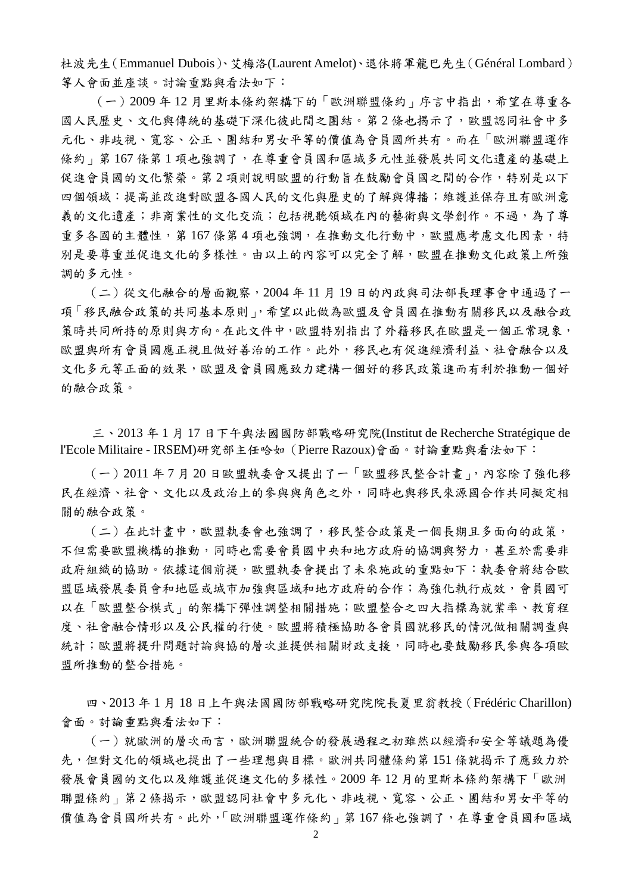杜波先生（Emmanuel Dubois）、艾梅洛(Laurent Amelot)、退休將軍龍巴先生（Général Lombard）等人會面並座談。討論重點與看法如下：

（一）2009 年 12 月里斯本條約架構下的「歐洲聯盟條約」序言中指出，希望在尊重各國人民歷史、文化與傳統的基礎下深化彼此間之團結。第 2 條也揭示了，歐盟認同社會中多元化、非歧視、寬容、公正、團結和男女平等的價值為會員國所共有。而在「歐洲聯盟運作條約」第 167 條第 1 項也強調了，在尊重會員國和區域多元性並發展共同文化遺產的基礎上促進會員國的文化繁榮。第 2 項則說明歐盟的行動旨在鼓勵會員國之間的合作，特別是以下四個領域：提高並改進對歐盟各國人民的文化與歷史的了解與傳播；維護並保存具有歐洲意義的文化遺產；非商業性的文化交流；包括視聽領域在內的藝術與文學創作。不過，為了尊重多各國的主體性，第 167 條第 4 項也強調，在推動文化行動中，歐盟應考慮文化因素，特別是要尊重並促進文化的多樣性。由以上的內容可以完全了解，歐盟在推動文化政策上所強調的多元性。

（二）從文化融合的層面觀察，2004 年 11 月 19 日的內政與司法部長理事會中通過了一項「移民融合政策的共同基本原則」，希望以此做為歐盟及會員國在推動有關移民以及融合政策時共同所持的原則與方向。在此文件中，歐盟特別指出了外籍移民在歐盟是一個正常現象，歐盟與所有會員國應正視且做好善治的工作。此外，移民也有促進經濟利益、社會融合以及文化多元等正面的效果，歐盟及會員國應致力建構一個好的移民政策進而有利於推動一個好的融合政策。

三、2013 年 1 月 17 日下午與法國國防部戰略研究院(Institut de Recherche Stratégique de l'Ecole Militaire - IRSEM)研究部主任哈如（Pierre Razoux)會面。討論重點與看法如下：

（一）2011 年 7 月 20 日歐盟執委會又提出了一「歐盟移民整合計畫」，內容除了強化移民在經濟、社會、文化以及政治上的參與與角色之外，同時也與移民來源國合作共同擬定相關的融合政策。

（二）在此計畫中，歐盟執委會也強調了，移民整合政策是一個長期且多面向的政策，不但需要歐盟機構的推動，同時也需要會員國中央和地方政府的協調與努力，甚至於需要非政府組織的協助。依據這個前提，歐盟執委會提出了未來施政的重點如下：執委會將結合歐盟區域發展委員會和地區或城市加強與區域和地方政府的合作；為強化執行成效，會員國可以在「歐盟整合模式」的架構下彈性調整相關措施；歐盟整合之四大指標為就業率、教育程度、社會融合情形以及公民權的行使。歐盟將積極協助各會員國就移民的情況做相關調查與統計；歐盟將提升問題討論與協的層次並提供相關財政支援，同時也要鼓勵移民參與各項歐盟所推動的整合措施。

四、2013 年 1 月 18 日上午與法國國防部戰略研究院院長夏里翁教授（Frédéric Charillon）會面。討論重點與看法如下：

（一）就歐洲的層次而言，歐洲聯盟統合的發展過程之初雖然以經濟和安全等議題為優先，但對文化的領域也提出了一些理想與目標。歐洲共同體條約第 151 條就揭示了應致力於發展會員國的文化以及維護並促進文化的多樣性。2009 年 12 月的里斯本條約架構下「歐洲聯盟條約」第 2 條揭示，歐盟認同社會中多元化、非歧視、寬容、公正、團結和男女平等的價值為會員國所共有。此外，「歐洲聯盟運作條約」第 167 條也強調了，在尊重會員國和區域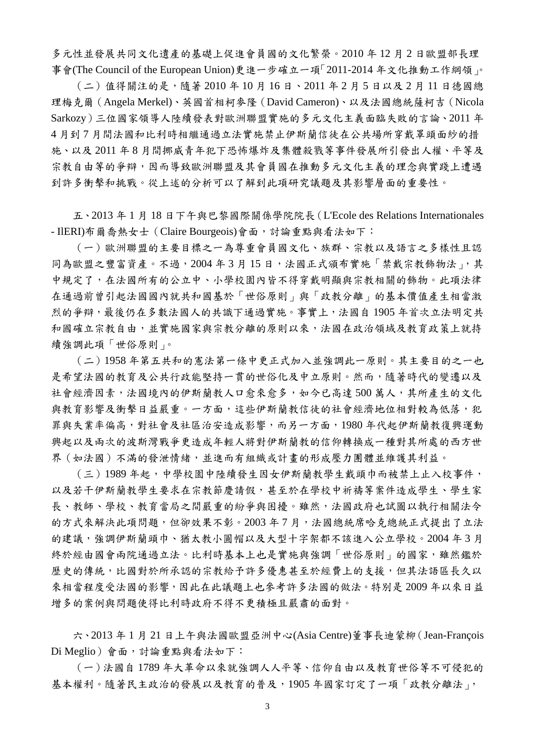多元性並發展共同文化遺產的基礎上促進會員國的文化繁榮。2010 年 12 月 2 日歐盟部長理事會(The Council of the European Union)更進一步確立一項「2011-2014 年文化推動工作綱領」。

（二）值得關注的是，隨著 2010 年 10 月 16 日、2011 年 2 月 5 日以及 2 月 11 日德國總理梅克爾（Angela Merkel)、英國首相柯麥隆（David Cameron)、以及法國總統薩柯吉（Nicola Sarkozy）三位國家領導人陸續發表對歐洲聯盟實施的多元文化主義面臨失敗的言論、2011 年 4 月到 7 月間法國和比利時相繼通過立法實施禁止伊斯蘭信徒在公共場所穿戴罩頭面紗的措施、以及 2011 年 8 月間挪威青年犯下恐怖爆炸及集體殺戮等事件發展所引發出人權、平等及宗教自由等的爭辯，因而導致歐洲聯盟及其會員國在推動多元文化主義的理念與實踐上遭遇到許多衝擊和挑戰。從上述的分析可以了解到此項研究議題及其影響層面的重要性。

五、2013 年 1 月 18 日下午與巴黎國際關係學院院長（L'Ecole des Relations Internationales - IlERI)布爾喬熱女士（Claire Bourgeois)會面，討論重點與看法如下：

（一）歐洲聯盟的主要目標之一為尊重會員國文化、族群、宗教以及語言之多樣性且認同為歐盟之豐富資產。不過，2004 年 3 月 15 日，法國正式頒布實施「禁戴宗教飾物法」，其中規定了，在法國所有的公立中、小學校園內皆不得穿戴明顯與宗教相關的飾物。此項法律在通過前曾引起法國國內就共和國基於「世俗原則」與「政教分離」的基本價值產生相當激烈的爭辯，最後仍在多數法國人的共識下通過實施。事實上，法國自 1905 年首次立法明定共和國確立宗教自由，並實施國家與宗教分離的原則以來，法國在政治領域及教育政策上就持續強調此項「世俗原則」。

（二）1958 年第五共和的憲法第一條中更正式加入並強調此一原則。其主要目的之一也是希望法國的教育及公共行政能堅持一貫的世俗化及中立原則。然而，隨著時代的變遷以及社會經濟因素，法國境內的伊斯蘭教人口愈來愈多，如今已高達 500 萬人，其所產生的文化與教育影響及衝擊日益嚴重。一方面，這些伊斯蘭教信徒的社會經濟地位相對較為低落，犯罪與失業率偏高，對社會及社區治安造成影響，而另一方面，1980 年代起伊斯蘭教復興運動興起以及兩次的波斯灣戰爭更造成年輕人將對伊斯蘭教的信仰轉換成一種對其所處的西方世界（如法國）不滿的發洩情緒，並進而有組織或計畫的形成壓力團體並維護其利益。

（三）1989 年起，中學校園中陸續發生因女伊斯蘭教學生戴頭巾而被禁上止入校事件，以及若干伊斯蘭教學生要求在宗教節慶請假，甚至於在學校中祈禱等案件造成學生、學生家長、教師、學校、教育當局之間嚴重的紛爭與困擾。雖然，法國政府也試圖以執行相關法令的方式來解決此項問題，但卻效果不彰。2003 年 7 月，法國總統席哈克總統正式提出了立法的建議，強調伊斯蘭頭巾、猶太教小圓帽以及大型十字架都不該進入公立學校。2004 年 3 月終於經由國會兩院通過立法。比利時基本上也是實施與強調「世俗原則」的國家，雖然鑑於歷史的傳統，比國對於所承認的宗教給予許多優惠甚至於經費上的支援，但其法語區長久以來相當程度受法國的影響，因此在此議題上也參考許多法國的做法。特別是 2009 年以來日益增多的案例與問題使得比利時政府不得不更積極且嚴肅的面對。

六、2013 年 1 月 21 日上午與法國歐盟亞洲中心(Asia Centre)董事長迪蒙柳（Jean-François Di Meglio）會面，討論重點與看法如下：

（一）法國自 1789 年大革命以來就強調人人平等、信仰自由以及教育世俗等不可侵犯的基本權利。隨著民主政治的發展以及教育的普及，1905 年國家訂定了一項「政教分離法」，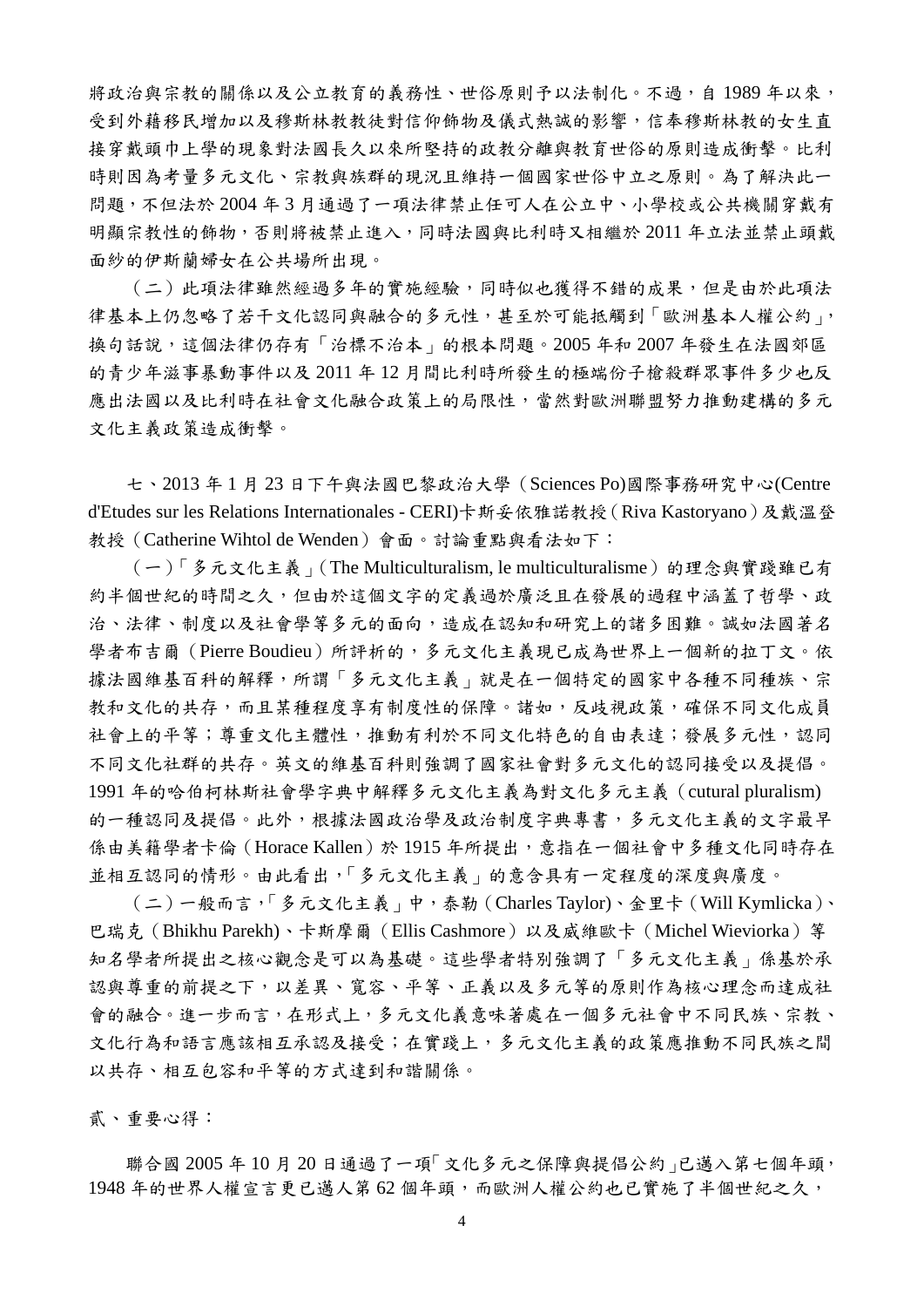將政治與宗教的關係以及公立教育的義務性、世俗原則予以法制化。不過，自 1989 年以來，受到外籍移民增加以及穆斯林教教徒對信仰飾物及儀式熱誠的影響，信奉穆斯林教的女生直接穿戴頭巾上學的現象對法國長久以來所堅持的政教分離與教育世俗的原則造成衝擊。比利時則因為考量多元文化、宗教與族群的現況且維持一個國家世俗中立之原則。為了解決此一問題，不但法於 2004 年 3 月通過了一項法律禁止任何人在公立中、小學校或公共機關穿戴有明顯宗教性的飾物，否則將被禁止進入，同時法國與比利時又相繼於 2011 年立法並禁止頭戴面紗的伊斯蘭婦女在公共場所出現。

（二）此項法律雖然經過多年的實施經驗，同時似也獲得不錯的成果，但是由於此項法律基本上仍忽略了若干文化認同與融合的多元性，甚至於可能抵觸到「歐洲基本人權公約」，換句話說，這個法律仍存有「治標不治本」的根本問題。2005 年和 2007 年發生在法國郊區的青少年滋事暴動事件以及 2011 年 12 月間比利時所發生的極端份子槍殺群眾事件多少也反應出法國以及比利時在社會文化融合政策上的局限性，當然對歐洲聯盟努力推動建構的多元文化主義政策造成衝擊。

七、2013 年 1 月 23 日下午與法國巴黎政治大學（Sciences Po)國際事務研究中心(Centre d'Etudes sur les Relations Internationales - CERI)卡斯妥依雅諾教授（Riva Kastoryano）及戴溫登教授（Catherine Wihtol de Wenden）會面。討論重點與看法如下：

（一）「多元文化主義」(The Multiculturalism, le multiculturalisme）的理念與實踐雖已有約半個世紀的時間之久，但由於這個文字的定義過於廣泛且在發展的過程中涵蓋了哲學、政治、法律、制度以及社會學等多元的面向，造成在認知和研究上的諸多困難。誠如法國著名學者布吉爾（Pierre Boudieu）所評析的，多元文化主義現已成為世界上一個新的拉丁文。依據法國維基百科的解釋，所謂「多元文化主義」就是在一個特定的國家中各種不同種族、宗教和文化的共存，而且某種程度享有制度性的保障。諸如，反歧視政策，確保不同文化成員社會上的平等；尊重文化主體性，推動有利於不同文化特色的自由表達；發展多元性，認同不同文化社群的共存。英文的維基百科則強調了國家社會對多元文化的認同接受以及提倡。1991 年的哈伯柯林斯社會學字典中解釋多元文化主義為對文化多元主義（cutural pluralism)的一種認同及提倡。此外，根據法國政治學及政治制度字典專書，多元文化主義的文字最早係由美籍學者卡倫（Horace Kallen）於 1915 年所提出，意指在一個社會中多種文化同時存在並相互認同的情形。由此看出，「多元文化主義」的意含具有一定程度的深度與廣度。

（二）一般而言，「多元文化主義」中，泰勒（Charles Taylor)、金里卡（Will Kymlicka）、巴瑞克（Bhikhu Parekh)、卡斯摩爾（Ellis Cashmore）以及威維歐卡（Michel Wieviorka）等知名學者所提出之核心觀念是可以為基礎。這些學者特別強調了「多元文化主義」係基於承認與尊重的前提之下，以差異、寬容、平等、正義以及多元等的原則作為核心理念而達成社會的融合。進一步而言，在形式上，多元文化義意味著處在一個多元社會中不同民族、宗教、文化行為和語言應該相互承認及接受；在實踐上，多元文化主義的政策應推動不同民族之間以共存、相互包容和平等的方式達到和諧關係。

## 貳、重要心得：

聯合國 2005 年 10 月 20 日通過了一項「文化多元之保障與提倡公約」已邁入第七個年頭，1948 年的世界人權宣言更已邁人第 62 個年頭，而歐洲人權公約也已實施了半個世紀之久，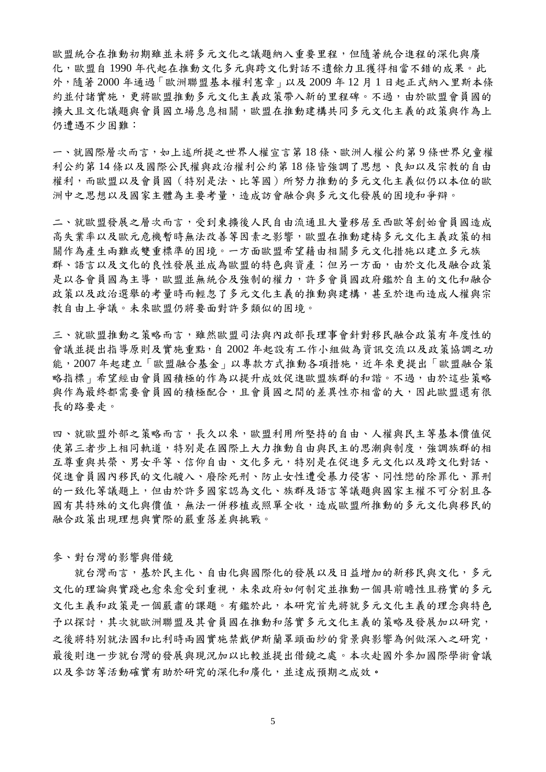歐盟統合在推動初期雖並未將多元文化之議題納入重要里程，但隨著統合進程的深化與廣化，歐盟自 1990 年代起在推動文化多元與跨文化對話不遺餘力且獲得相當不錯的成果。此外，隨著 2000 年通過「歐洲聯盟基本權利憲章」以及 2009 年 12 月 1 日起正式納入里斯本條約並付諸實施，更將歐盟推動多元文化主義政策帶入新的里程碑。不過，由於歐盟會員國的擴大且文化議題與會員國立場息息相關，歐盟在推動建構共同多元文化主義的政策與作為上仍遭遇不少困難：

一、就國際層次而言，如上述所提之世界人權宣言第 18 條、歐洲人權公約第 9 條世界兒童權利公約第 14 條以及國際公民權與政治權利公約第 18 條皆強調了思想、良知以及宗教的自由權利，而歐盟以及會員國（特別是法、比等國）所努力推動的多元文化主義似仍以本位的歐洲中之思想以及國家主體為主要考量，造成訪會融合與多元文化發展的困境和爭辯。

二、就歐盟發展之層次而言，受到東擴後人民自由流通且大量移居至西歐等創始會員國造成高失業率以及歐元危機暫時無法改善等因素之影響，歐盟在推動建構多元文化主義政策的相關作為產生兩難或雙重標準的困境。一方面歐盟希望藉由相關多元文化措施以建立多元族群、語言以及文化的良性發展並成為歐盟的特色與資產；但另一方面，由於文化及融合政策是以各會員國為主導，歐盟並無統合及強制的權力，許多會員國政府鑑於自主的文化和融合政策以及政治選舉的考量時而輕忽了多元文化主義的推動與建構，甚至於進而造成人權與宗教自由上爭議。未來歐盟仍將要面對許多類似的困境。

三、就歐盟推動之策略而言，雖然歐盟司法與內政部長理事會針對移民融合政策有年度性的會議並提出指導原則及實施重點，自 2002 年起設有工作小組做為資訊交流以及政策協調之功能，2007 年起建立「歐盟融合基金」以專款方式推動各項措施，近年來更提出「歐盟融合策略指標」希望經由會員國積極的作為以提升成效促進歐盟族群的和諧。不過，由於這些策略與作為最終都需要會員國的積極配合，且會員國之間的差異性亦相當的大，因此歐盟還有很長的路要走。

四、就歐盟外部之策略而言，長久以來，歐盟利用所堅持的自由、人權與民主等基本價值促使第三者步上相同軌道，特別是在國際上大力推動自由與民主的思潮與制度，強調族群的相互尊重與共榮、男女平等、信仰自由、文化多元，特別是在促進多元文化以及跨文化對話、促進會員國內移民的文化融入、廢除死刑、防止女性遭受暴力侵害、同性戀的除罪化、罪刑的一致化等議題上，但由於許多國家認為文化、族群及語言等議題與國家主權不可分割且各國有其特殊的文化與價值，無法一併移植或照單全收，造成歐盟所推動的多元文化與移民的融合政策出現理想與實際的嚴重落差與挑戰。

## 參、對台灣的影響與借鏡

就台灣而言，基於民主化、自由化與國際化的發展以及日益增加的新移民與文化，多元文化的理論與實踐也愈來愈受到重視，未來政府如何制定並推動一個具前瞻性且務實的多元文化主義和政策是一個嚴肅的課題。有鑑於此，本研究首先將就多元文化主義的理念與特色予以探討，其次就歐洲聯盟及其會員國在推動和落實多元文化主義的策略及發展加以研究，之後將特別就法國和比利時兩國實施禁戴伊斯蘭罩頭面紗的背景與影響為例做深入之研究，最後則進一步就台灣的發展與現況加以比較並提出借鏡之處。本次赴國外參加國際學術會議以及參訪等活動確實有助於研究的深化和廣化，並達成預期之成效。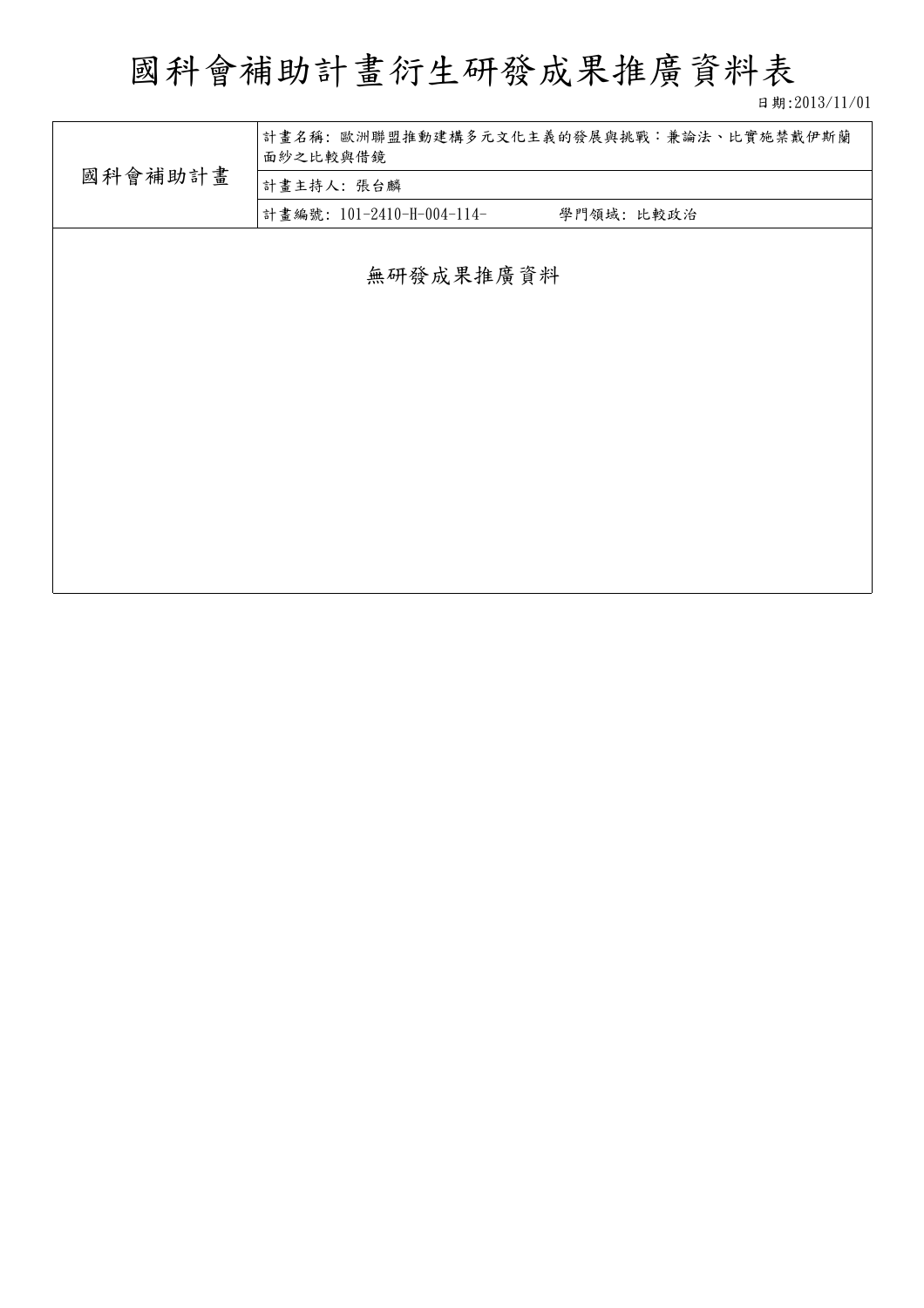# 國科會補助計畫衍生研發成果推廣資料表

日期:2013/11/01

| 國科會補助計畫 | 計畫名稱: 歐洲聯盟推動建構多元文化主義的發展與挑戰：兼論法、比實施禁戴伊斯蘭面紗之比較與借鏡 |
|---|---|
| | 計畫主持人: 張台麟 |
| | 計畫編號: 101-2410-H-004-114- 學門領域: 比較政治 |

無研發成果推廣資料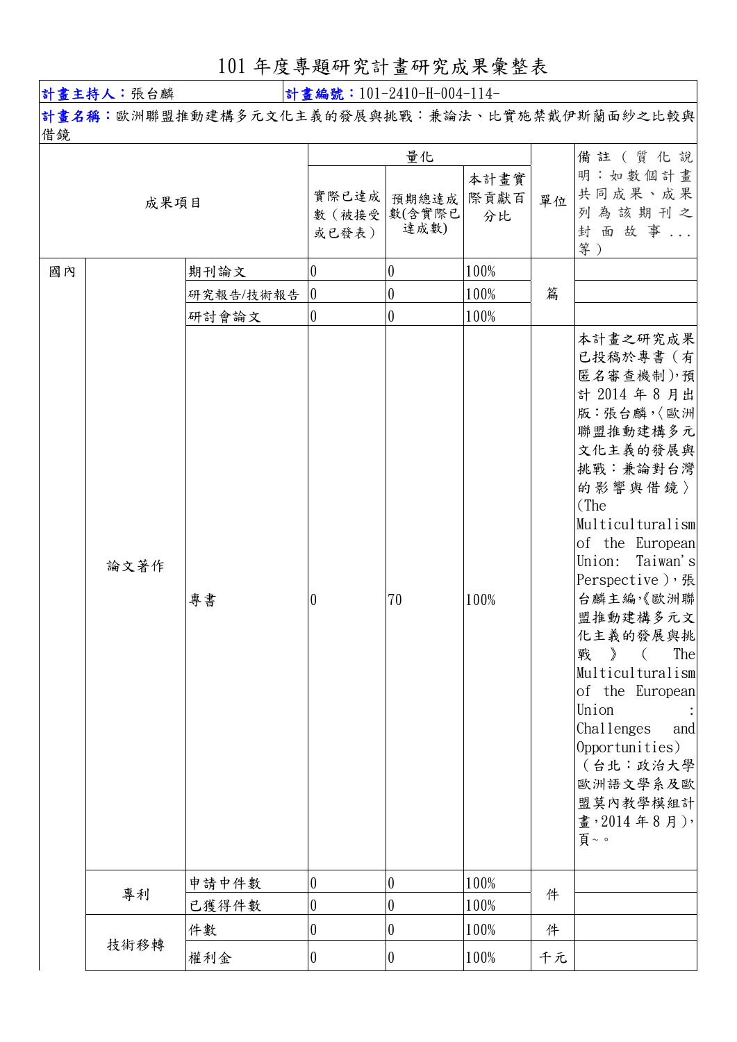# 101 年度專題研究計畫研究成果彙整表

| **計畫主持人**：張台麟 | | | **計畫編號**：101-2410-H-004-114- | | | | |
|---|---|---|---|---|---|---|---|
| **計畫名稱**：歐洲聯盟推動建構多元文化主義的發展與挑戰：兼論法、比實施禁戴伊斯蘭面紗之比較與借鏡 | | | | | | | |
| 成果項目 | | | 量化 | | | 單位 | 備註（質化說明：如數個計畫共同成果、成果列為該期刊之封面故事...等） |
| | | | 實際已達成數（被接受或已發表） | 預期總達成數(含實際已達成數) | 本計畫實際貢獻百分比 | | |
| 國內 | 論文著作 | 期刊論文 | 0 | 0 | 100% | 篇 | |
| | | 研究報告/技術報告 | 0 | 0 | 100% | | |
| | | 研討會論文 | 0 | 0 | 100% | | |
| | | 專書 | 0 | 70 | 100% | | 本計畫之研究成果已投稿於專書（有匿名審查機制），預計 2014 年 8 月出版：張台麟，〈歐洲聯盟推動建構多元文化主義的發展與挑戰：兼論對台灣的影響與借鏡〉(The Multiculturalism of the European Union: Taiwan's Perspective)，張台麟主編，《歐洲聯盟推動建構多元文化主義的發展與挑戰》（The Multiculturalism of the European Union : Challenges and Opportunities）（台北：政治大學歐洲語文學系及歐盟莫內教學模組計畫，2014 年 8 月），頁~。 |
| | 專利 | 申請中件數 | 0 | 0 | 100% | 件 | |
| | | 已獲得件數 | 0 | 0 | 100% | | |
| | 技術移轉 | 件數 | 0 | 0 | 100% | 件 | |
| | | 權利金 | 0 | 0 | 100% | 千元 | |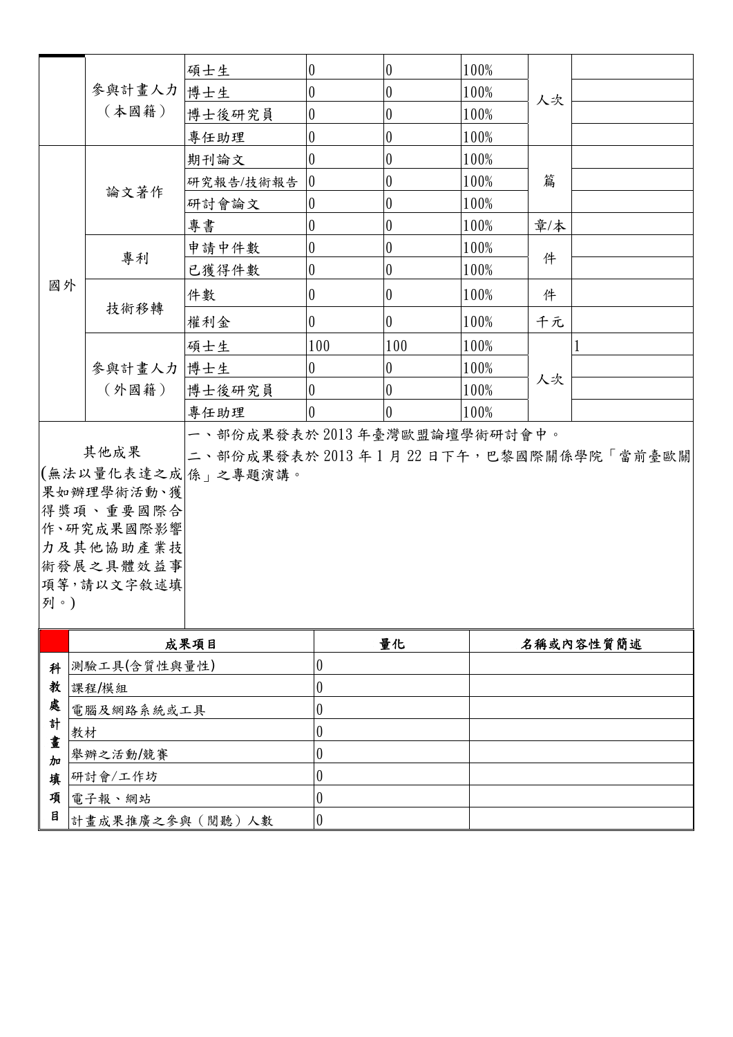|  |  |  |  |  |  |  |  |
|---|---|---|---|---|---|---|---|
|  | 參與計畫人力（本國籍） | 碩士生 | 0 | 0 | 100% | 人次 |  |
|  |  | 博士生 | 0 | 0 | 100% |  |  |
|  |  | 博士後研究員 | 0 | 0 | 100% |  |  |
|  |  | 專任助理 | 0 | 0 | 100% |  |  |
| 國外 | 論文著作 | 期刊論文 | 0 | 0 | 100% | 篇 |  |
|  |  | 研究報告/技術報告 | 0 | 0 | 100% |  |  |
|  |  | 研討會論文 | 0 | 0 | 100% |  |  |
|  |  | 專書 | 0 | 0 | 100% | 章/本 |  |
|  | 專利 | 申請中件數 | 0 | 0 | 100% | 件 |  |
|  |  | 已獲得件數 | 0 | 0 | 100% |  |  |
|  | 技術移轉 | 件數 | 0 | 0 | 100% | 件 |  |
|  |  | 權利金 | 0 | 0 | 100% | 千元 |  |
|  | 參與計畫人力（外國籍） | 碩士生 | 100 | 100 | 100% | 人次 | 1 |
|  |  | 博士生 | 0 | 0 | 100% |  |  |
|  |  | 博士後研究員 | 0 | 0 | 100% |  |  |
|  |  | 專任助理 | 0 | 0 | 100% |  |  |

| 其他成果(無法以量化表達之成果如辦理學術活動、獲得獎項、重要國際合作、研究成果國際影響力及其他協助產業技術發展之具體效益事項等，請以文字敘述填列。) | 一、部份成果發表於 2013 年臺灣歐盟論壇學術研討會中。<br>二、部份成果發表於 2013 年 1 月 22 日下午，巴黎國際關係學院「當前臺歐關係」之專題演講。 |
|---|---|

|  | 成果項目 | 量化 | 名稱或內容性質簡述 |
|---|---|---|---|
| 科教處計畫加填項目 | 測驗工具(含質性與量性) | 0 |  |
|  | 課程/模組 | 0 |  |
|  | 電腦及網路系統或工具 | 0 |  |
|  | 教材 | 0 |  |
|  | 舉辦之活動/競賽 | 0 |  |
|  | 研討會/工作坊 | 0 |  |
|  | 電子報、網站 | 0 |  |
|  | 計畫成果推廣之參與（閱聽）人數 | 0 |  |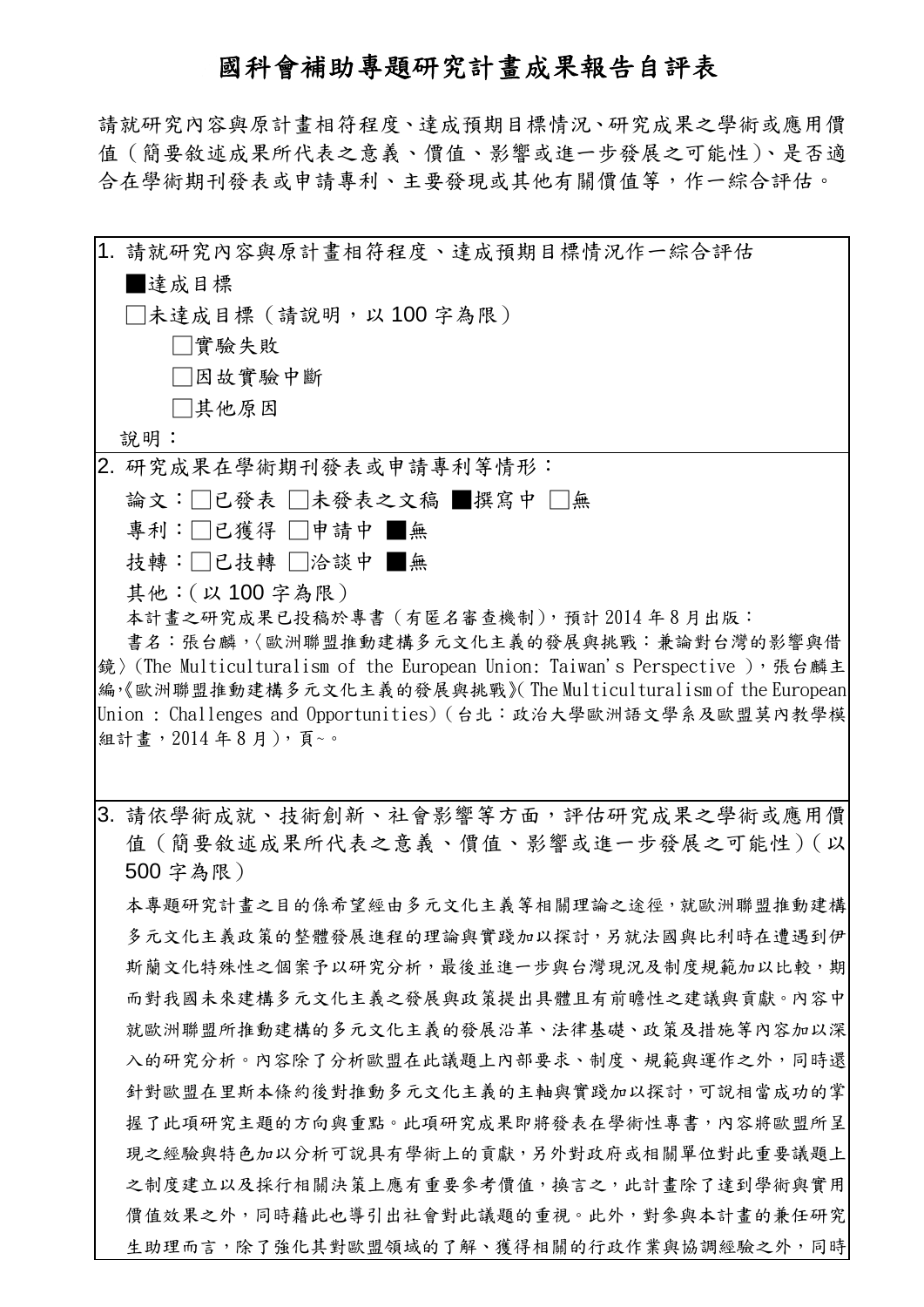# 國科會補助專題研究計畫成果報告自評表

請就研究內容與原計畫相符程度、達成預期目標情況、研究成果之學術或應用價值（簡要敘述成果所代表之意義、價值、影響或進一步發展之可能性）、是否適合在學術期刊發表或申請專利、主要發現或其他有關價值等，作一綜合評估。

1. 請就研究內容與原計畫相符程度、達成預期目標情況作一綜合評估

■達成目標

□未達成目標（請說明，以 100 字為限）

　　□實驗失敗

　　□因故實驗中斷

　　□其他原因

說明：

2. 研究成果在學術期刊發表或申請專利等情形：

論文：□已發表 □未發表之文稿 ■撰寫中 □無

專利：□已獲得 □申請中 ■無

技轉：□已技轉 □洽談中 ■無

其他：（以 100 字為限）

本計畫之研究成果已投稿於專書（有匿名審查機制），預計 2014 年 8 月出版：

書名：張台麟，〈歐洲聯盟推動建構多元文化主義的發展與挑戰：兼論對台灣的影響與借鏡〉(The Multiculturalism of the European Union: Taiwan's Perspective )，張台麟主編，《歐洲聯盟推動建構多元文化主義的發展與挑戰》( The Multiculturalism of the European Union : Challenges and Opportunities)（台北：政治大學歐洲語文學系及歐盟莫內教學模組計畫，2014 年 8 月），頁~。

3. 請依學術成就、技術創新、社會影響等方面，評估研究成果之學術或應用價值（簡要敘述成果所代表之意義、價值、影響或進一步發展之可能性）（以 500 字為限）

本專題研究計畫之目的係希望經由多元文化主義等相關理論之途徑，就歐洲聯盟推動建構多元文化主義政策的整體發展進程的理論與實踐加以探討，另就法國與比利時在遭遇到伊斯蘭文化特殊性之個案予以研究分析，最後並進一步與台灣現況及制度規範加以比較，期而對我國未來建構多元文化主義之發展與政策提出具體且有前瞻性之建議與貢獻。內容中就歐洲聯盟所推動建構的多元文化主義的發展沿革、法律基礎、政策及措施等內容加以深入的研究分析。內容除了分析歐盟在此議題上內部要求、制度、規範與運作之外，同時還針對歐盟在里斯本條約後對推動多元文化主義的主軸與實踐加以探討，可說相當成功的掌握了此項研究主題的方向與重點。此項研究成果即將發表在學術性專書，內容將歐盟所呈現之經驗與特色加以分析可說具有學術上的貢獻，另外對政府或相關單位對此重要議題上之制度建立以及採行相關決策上應有重要參考價值，換言之，此計畫除了達到學術與實用價值效果之外，同時藉此也導引出社會對此議題的重視。此外，對參與本計畫的兼任研究生助理而言，除了強化其對歐盟領域的了解、獲得相關的行政作業與協調經驗之外，同時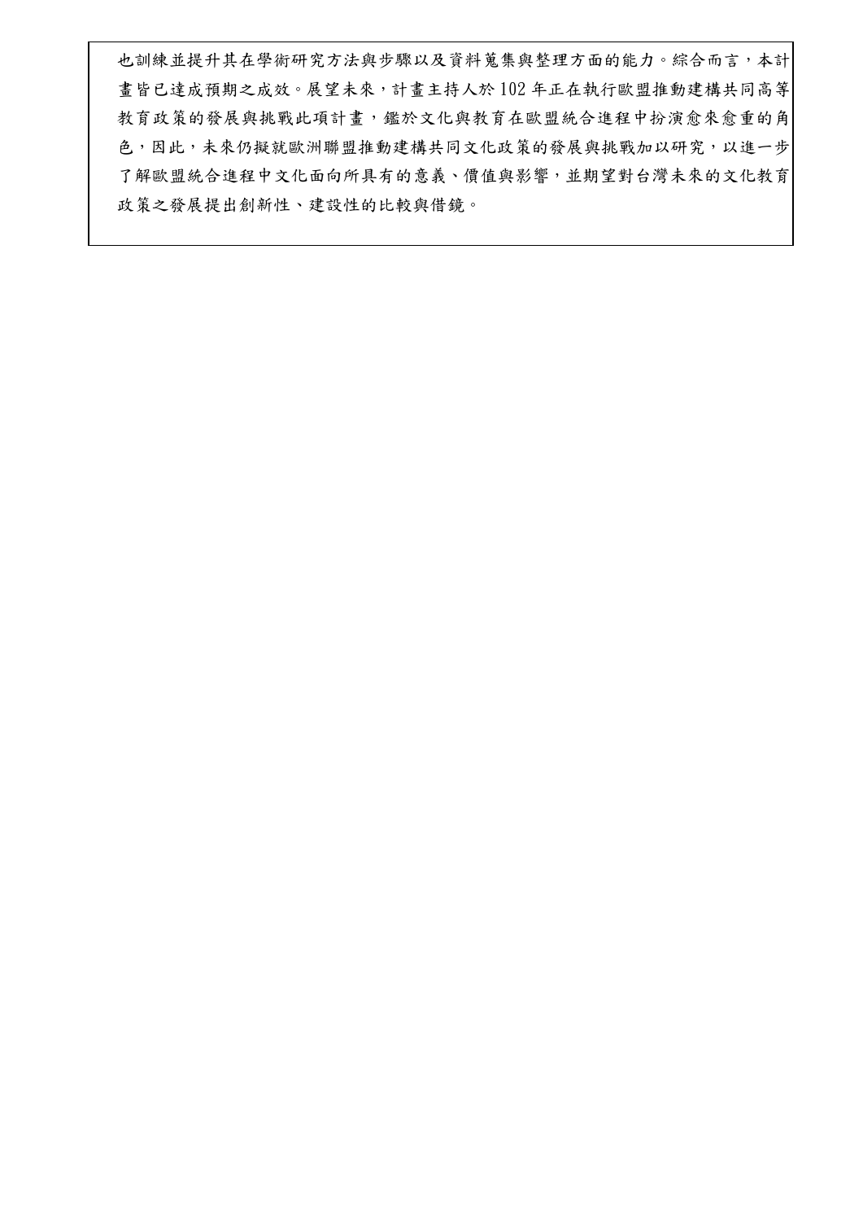也訓練並提升其在學術研究方法與步驟以及資料蒐集與整理方面的能力。綜合而言，本計畫皆已達成預期之成效。展望未來，計畫主持人於 102 年正在執行歐盟推動建構共同高等教育政策的發展與挑戰此項計畫，鑑於文化與教育在歐盟統合進程中扮演愈來愈重的角色，因此，未來仍擬就歐洲聯盟推動建構共同文化政策的發展與挑戰加以研究，以進一步了解歐盟統合進程中文化面向所具有的意義、價值與影響，並期望對台灣未來的文化教育政策之發展提出創新性、建設性的比較與借鏡。